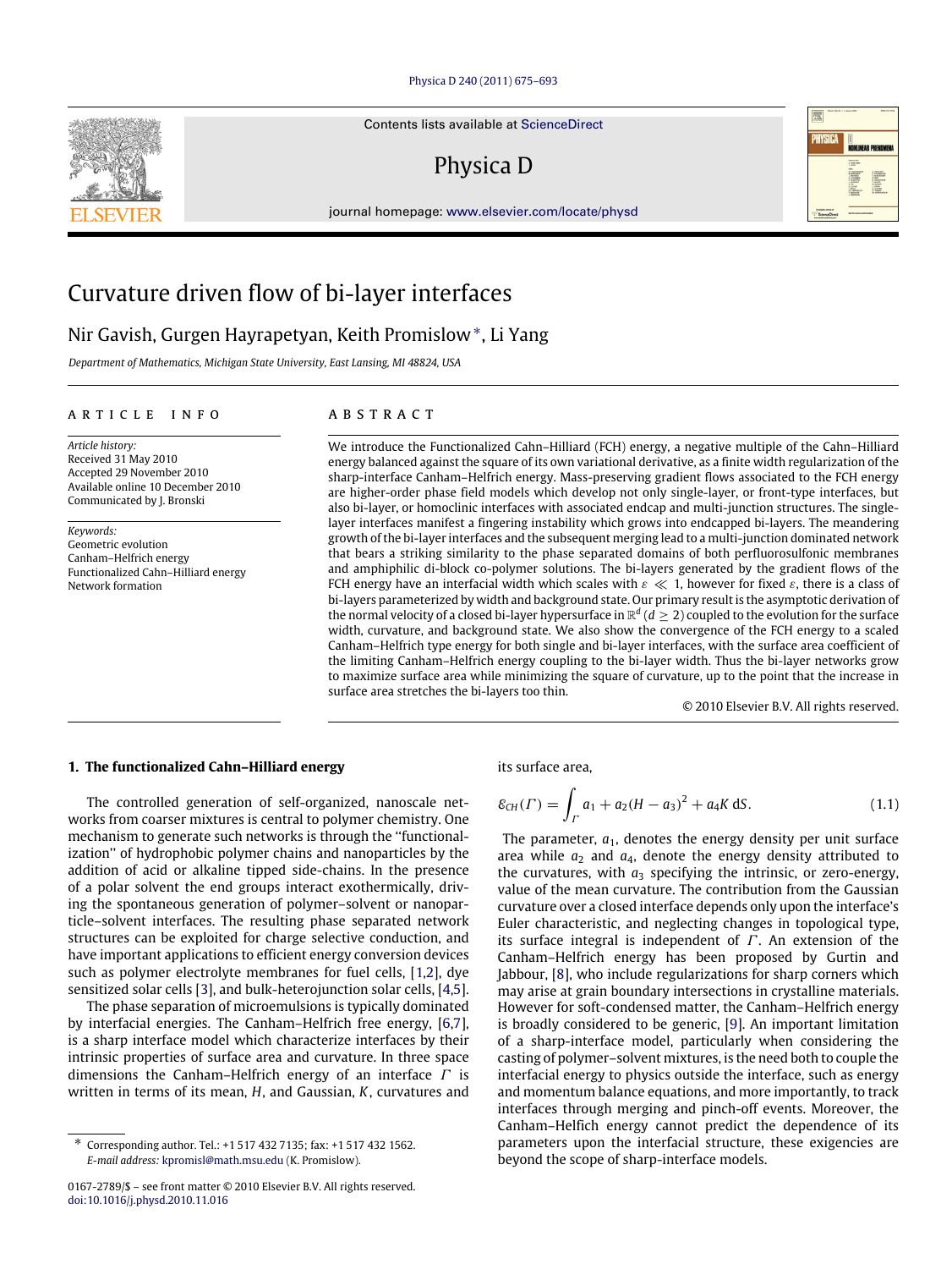# Curvature driven flow of bi-layer interfaces

Nir Gavish, Gurgen Hayrapetyan, Keith Promislow*, Li Yang

*Department of Mathematics, Michigan State University, East Lansing, MI 48824, USA*

**ARTICLE INFO**

*Article history:*
Received 31 May 2010
Accepted 29 November 2010
Available online 10 December 2010
Communicated by J. Bronski

*Keywords:*
Geometric evolution
Canham–Helfrich energy
Functionalized Cahn–Hilliard energy
Network formation

**ABSTRACT**

We introduce the Functionalized Cahn–Hilliard (FCH) energy, a negative multiple of the Cahn–Hilliard energy balanced against the square of its own variational derivative, as a finite width regularization of the sharp-interface Canham–Helfrich energy. Mass-preserving gradient flows associated to the FCH energy are higher-order phase field models which develop not only single-layer, or front-type interfaces, but also bi-layer, or homoclinic interfaces with associated endcap and multi-junction structures. The single-layer interfaces manifest a fingering instability which grows into endcapped bi-layers. The meandering growth of the bi-layer interfaces and the subsequent merging lead to a multi-junction dominated network that bears a striking similarity to the phase separated domains of both perfluorosulfonic membranes and amphiphilic di-block co-polymer solutions. The bi-layers generated by the gradient flows of the FCH energy have an interfacial width which scales with $\varepsilon \ll 1$, however for fixed $\varepsilon$, there is a class of bi-layers parameterized by width and background state. Our primary result is the asymptotic derivation of the normal velocity of a closed bi-layer hypersurface in $\mathbb{R}^d$ $(d \geq 2)$ coupled to the evolution for the surface width, curvature, and background state. We also show the convergence of the FCH energy to a scaled Canham–Helfrich type energy for both single and bi-layer interfaces, with the surface area coefficient of the limiting Canham–Helfrich energy coupling to the bi-layer width. Thus the bi-layer networks grow to maximize surface area while minimizing the square of curvature, up to the point that the increase in surface area stretches the bi-layers too thin.

© 2010 Elsevier B.V. All rights reserved.

## 1. The functionalized Cahn–Hilliard energy

The controlled generation of self-organized, nanoscale networks from coarser mixtures is central to polymer chemistry. One mechanism to generate such networks is through the "functionalization" of hydrophobic polymer chains and nanoparticles by the addition of acid or alkaline tipped side-chains. In the presence of a polar solvent the end groups interact exothermically, driving the spontaneous generation of polymer–solvent or nanoparticle–solvent interfaces. The resulting phase separated network structures can be exploited for charge selective conduction, and have important applications to efficient energy conversion devices such as polymer electrolyte membranes for fuel cells, [1,2], dye sensitized solar cells [3], and bulk-heterojunction solar cells, [4,5].

The phase separation of microemulsions is typically dominated by interfacial energies. The Canham–Helfrich free energy, [6,7], is a sharp interface model which characterize interfaces by their intrinsic properties of surface area and curvature. In three space dimensions the Canham–Helfrich energy of an interface $\Gamma$ is written in terms of its mean, $H$, and Gaussian, $K$, curvatures and its surface area,

$$\mathcal{E}_{CH}(\Gamma) = \int_{\Gamma} a_1 + a_2(H - a_3)^2 + a_4 K \, dS. \tag{1.1}$$

The parameter, $a_1$, denotes the energy density per unit surface area while $a_2$ and $a_4$, denote the energy density attributed to the curvatures, with $a_3$ specifying the intrinsic, or zero-energy, value of the mean curvature. The contribution from the Gaussian curvature over a closed interface depends only upon the interface's Euler characteristic, and neglecting changes in topological type, its surface integral is independent of $\Gamma$. An extension of the Canham–Helfrich energy has been proposed by Gurtin and Jabbour, [8], who include regularizations for sharp corners which may arise at grain boundary intersections in crystalline materials. However for soft-condensed matter, the Canham–Helfrich energy is broadly considered to be generic, [9]. An important limitation of a sharp-interface model, particularly when considering the casting of polymer–solvent mixtures, is the need both to couple the interfacial energy to physics outside the interface, such as energy and momentum balance equations, and more importantly, to track interfaces through merging and pinch-off events. Moreover, the Canham–Helfich energy cannot predict the dependence of its parameters upon the interfacial structure, these exigencies are beyond the scope of sharp-interface models.

* Corresponding author. Tel.: +1 517 432 7135; fax: +1 517 432 1562.
*E-mail address:* kpromisl@math.msu.edu (K. Promislow).

0167-2789/$ – see front matter © 2010 Elsevier B.V. All rights reserved.
doi:10.1016/j.physd.2010.11.016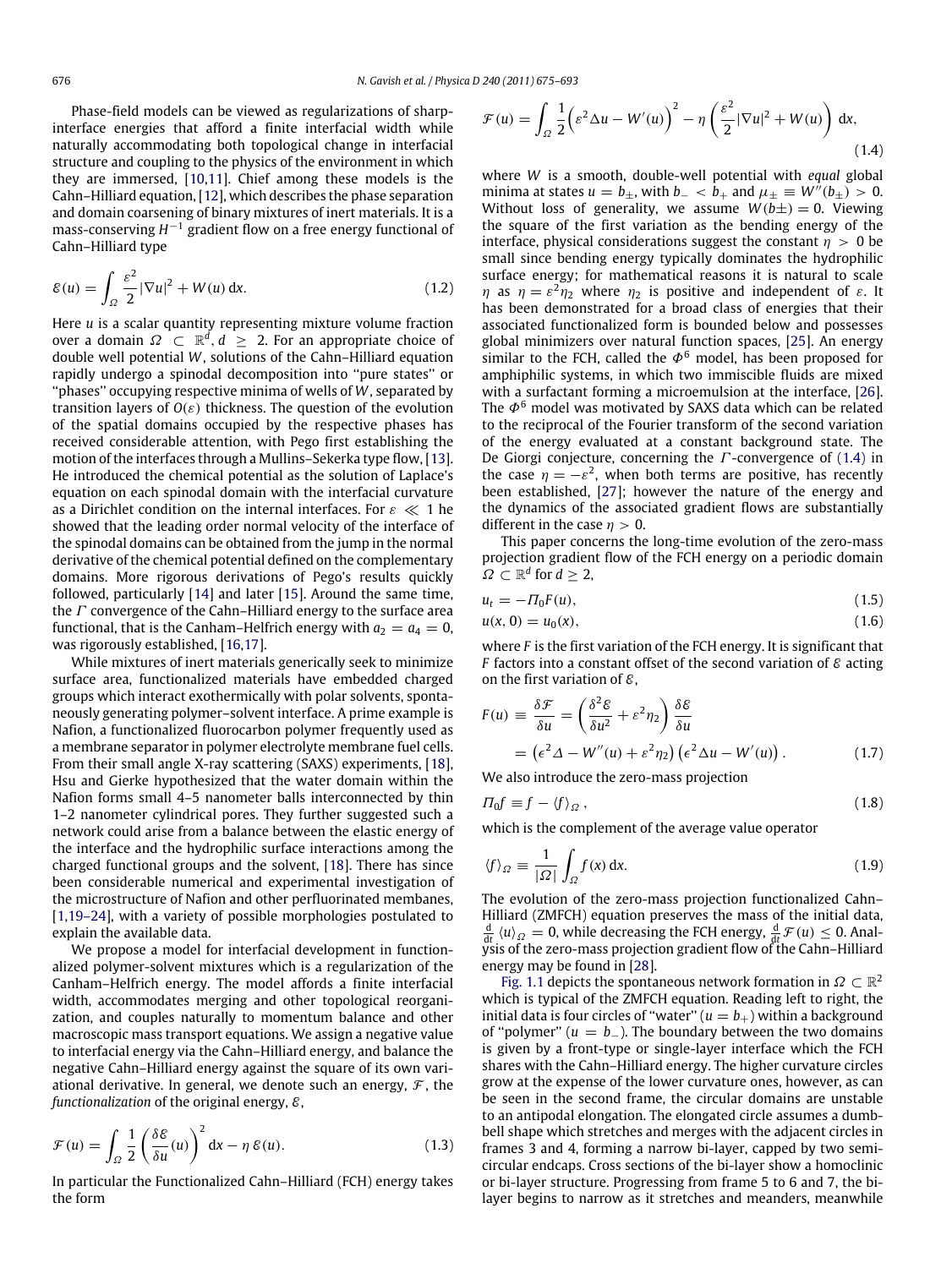Phase-field models can be viewed as regularizations of sharp-interface energies that afford a finite interfacial width while naturally accommodating both topological change in interfacial structure and coupling to the physics of the environment in which they are immersed, [10,11]. Chief among these models is the Cahn–Hilliard equation, [12], which describes the phase separation and domain coarsening of binary mixtures of inert materials. It is a mass-conserving $H^{-1}$ gradient flow on a free energy functional of Cahn–Hilliard type

$$\mathcal{E}(u) = \int_\Omega \frac{\varepsilon^2}{2}|\nabla u|^2 + W(u)\,\mathrm{d}x. \tag{1.2}$$

Here $u$ is a scalar quantity representing mixture volume fraction over a domain $\Omega \subset \mathbb{R}^d, d \geq 2$. For an appropriate choice of double well potential $W$, solutions of the Cahn–Hilliard equation rapidly undergo a spinodal decomposition into "pure states" or "phases" occupying respective minima of wells of $W$, separated by transition layers of $O(\varepsilon)$ thickness. The question of the evolution of the spatial domains occupied by the respective phases has received considerable attention, with Pego first establishing the motion of the interfaces through a Mullins–Sekerka type flow, [13]. He introduced the chemical potential as the solution of Laplace's equation on each spinodal domain with the interfacial curvature as a Dirichlet condition on the internal interfaces. For $\varepsilon \ll 1$ he showed that the leading order normal velocity of the interface of the spinodal domains can be obtained from the jump in the normal derivative of the chemical potential defined on the complementary domains. More rigorous derivations of Pego's results quickly followed, particularly [14] and later [15]. Around the same time, the $\Gamma$ convergence of the Cahn–Hilliard energy to the surface area functional, that is the Canham–Helfrich energy with $a_2 = a_4 = 0$, was rigorously established, [16,17].

While mixtures of inert materials generically seek to minimize surface area, functionalized materials have embedded charged groups which interact exothermically with polar solvents, spontaneously generating polymer–solvent interface. A prime example is Nafion, a functionalized fluorocarbon polymer frequently used as a membrane separator in polymer electrolyte membrane fuel cells. From their small angle X-ray scattering (SAXS) experiments, [18], Hsu and Gierke hypothesized that the water domain within the Nafion forms small 4–5 nanometer balls interconnected by thin 1–2 nanometer cylindrical pores. They further suggested such a network could arise from a balance between the elastic energy of the interface and the hydrophilic surface interactions among the charged functional groups and the solvent, [18]. There has since been considerable numerical and experimental investigation of the microstructure of Nafion and other perfluorinated membranes, [1,19–24], with a variety of possible morphologies postulated to explain the available data.

We propose a model for interfacial development in functionalized polymer-solvent mixtures which is a regularization of the Canham–Helfrich energy. The model affords a finite interfacial width, accommodates merging and other topological reorganization, and couples naturally to momentum balance and other macroscopic mass transport equations. We assign a negative value to interfacial energy via the Cahn–Hilliard energy, and balance the negative Cahn–Hilliard energy against the square of its own variational derivative. In general, we denote such an energy, $\mathcal{F}$, the *functionalization* of the original energy, $\mathcal{E}$,

$$\mathcal{F}(u) = \int_\Omega \frac{1}{2}\left(\frac{\delta \mathcal{E}}{\delta u}(u)\right)^2 \mathrm{d}x - \eta\,\mathcal{E}(u). \tag{1.3}$$

In particular the Functionalized Cahn–Hilliard (FCH) energy takes the form

$$\mathcal{F}(u) = \int_\Omega \frac{1}{2}\Big(\varepsilon^2 \Delta u - W'(u)\Big)^2 - \eta\left(\frac{\varepsilon^2}{2}|\nabla u|^2 + W(u)\right)\mathrm{d}x, \tag{1.4}$$

where $W$ is a smooth, double-well potential with *equal* global minima at states $u = b_\pm$, with $b_- < b_+$ and $\mu_\pm \equiv W''(b_\pm) > 0$. Without loss of generality, we assume $W(b\pm) = 0$. Viewing the square of the first variation as the bending energy of the interface, physical considerations suggest the constant $\eta > 0$ be small since bending energy typically dominates the hydrophilic surface energy; for mathematical reasons it is natural to scale $\eta$ as $\eta = \varepsilon^2\eta_2$ where $\eta_2$ is positive and independent of $\varepsilon$. It has been demonstrated for a broad class of energies that their associated functionalized form is bounded below and possesses global minimizers over natural function spaces, [25]. An energy similar to the FCH, called the $\Phi^6$ model, has been proposed for amphiphilic systems, in which two immiscible fluids are mixed with a surfactant forming a microemulsion at the interface, [26]. The $\Phi^6$ model was motivated by SAXS data which can be related to the reciprocal of the Fourier transform of the second variation of the energy evaluated at a constant background state. The De Giorgi conjecture, concerning the $\Gamma$-convergence of (1.4) in the case $\eta = -\varepsilon^2$, when both terms are positive, has recently been established, [27]; however the nature of the energy and the dynamics of the associated gradient flows are substantially different in the case $\eta > 0$.

This paper concerns the long-time evolution of the zero-mass projection gradient flow of the FCH energy on a periodic domain $\Omega \subset \mathbb{R}^d$ for $d \geq 2$,

$$u_t = -\Pi_0 F(u), \tag{1.5}$$

$$u(x, 0) = u_0(x), \tag{1.6}$$

where $F$ is the first variation of the FCH energy. It is significant that $F$ factors into a constant offset of the second variation of $\mathcal{E}$ acting on the first variation of $\mathcal{E}$,

$$F(u) \equiv \frac{\delta \mathcal{F}}{\delta u} = \left(\frac{\delta^2 \mathcal{E}}{\delta u^2} + \varepsilon^2\eta_2\right)\frac{\delta \mathcal{E}}{\delta u} = \left(\epsilon^2 \Delta - W''(u) + \varepsilon^2\eta_2\right)\left(\epsilon^2 \Delta u - W'(u)\right). \tag{1.7}$$

We also introduce the zero-mass projection

$$\Pi_0 f \equiv f - \langle f \rangle_\Omega\,, \tag{1.8}$$

which is the complement of the average value operator

$$\langle f \rangle_\Omega \equiv \frac{1}{|\Omega|}\int_\Omega f(x)\,\mathrm{d}x. \tag{1.9}$$

The evolution of the zero-mass projection functionalized Cahn–Hilliard (ZMFCH) equation preserves the mass of the initial data, $\frac{\mathrm{d}}{\mathrm{d}t}\langle u \rangle_\Omega = 0$, while decreasing the FCH energy, $\frac{\mathrm{d}}{\mathrm{d}t}\mathcal{F}(u) \leq 0$. Analysis of the zero-mass projection gradient flow of the Cahn–Hilliard energy may be found in [28].

Fig. 1.1 depicts the spontaneous network formation in $\Omega \subset \mathbb{R}^2$ which is typical of the ZMFCH equation. Reading left to right, the initial data is four circles of "water" ($u = b_+$) within a background of "polymer" ($u = b_-$). The boundary between the two domains is given by a front-type or single-layer interface which the FCH shares with the Cahn–Hilliard energy. The higher curvature circles grow at the expense of the lower curvature ones, however, as can be seen in the second frame, the circular domains are unstable to an antipodal elongation. The elongated circle assumes a dumbbell shape which stretches and merges with the adjacent circles in frames 3 and 4, forming a narrow bi-layer, capped by two semi-circular endcaps. Cross sections of the bi-layer show a homoclinic or bi-layer structure. Progressing from frame 5 to 6 and 7, the bi-layer begins to narrow as it stretches and meanders, meanwhile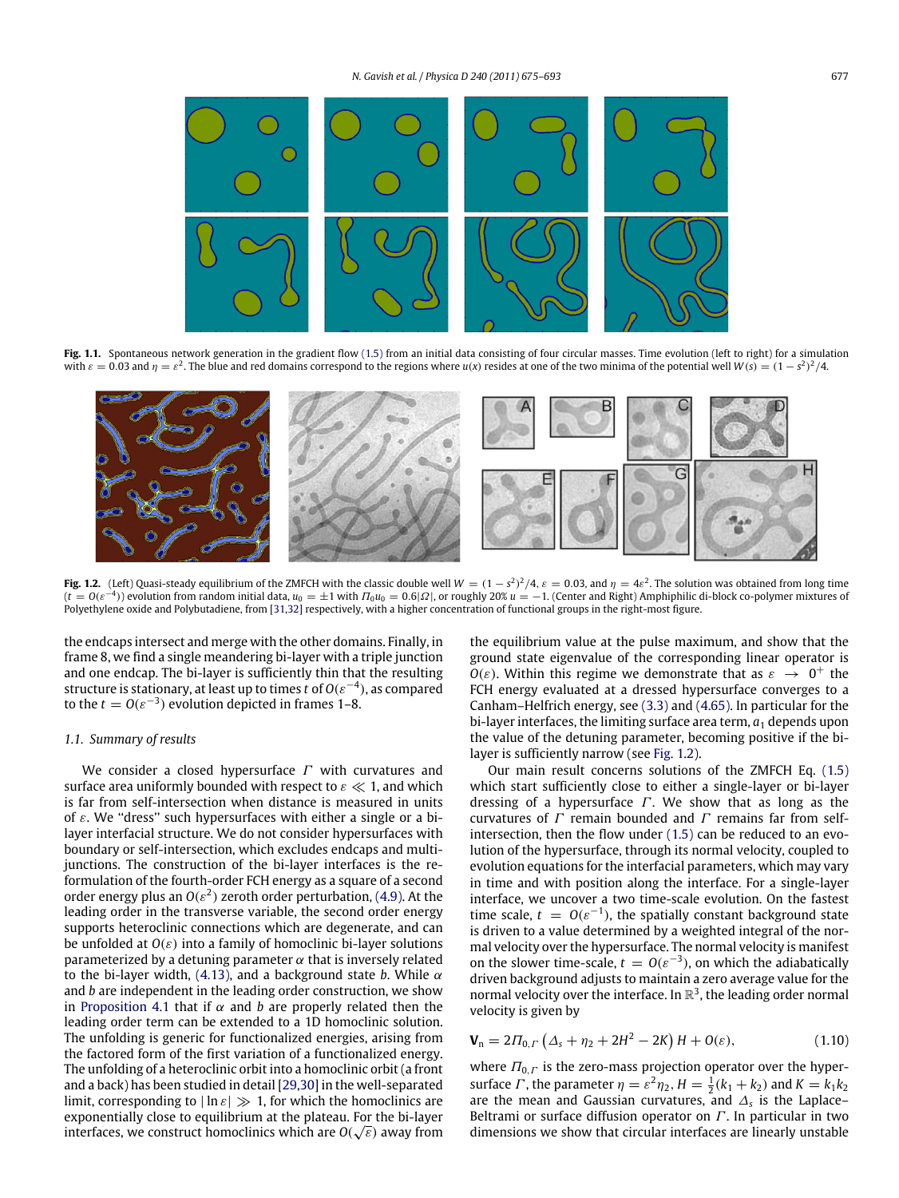**Fig. 1.1.** Spontaneous network generation in the gradient flow (1.5) from an initial data consisting of four circular masses. Time evolution (left to right) for a simulation with $\varepsilon = 0.03$ and $\eta = \varepsilon^2$. The blue and red domains correspond to the regions where $u(x)$ resides at one of the two minima of the potential well $W(s) = (1 - s^2)^2/4$.

**Fig. 1.2.** (Left) Quasi-steady equilibrium of the ZMFCH with the classic double well $W = (1 - s^2)^2/4$, $\varepsilon = 0.03$, and $\eta = 4\varepsilon^2$. The solution was obtained from long time ($t = O(\varepsilon^{-4})$) evolution from random initial data, $u_0 = \pm 1$ with $\Pi_0 u_0 = 0.6|\Omega|$, or roughly 20% $u = -1$. (Center and Right) Amphiphilic di-block co-polymer mixtures of Polyethylene oxide and Polybutadiene, from [31,32] respectively, with a higher concentration of functional groups in the right-most figure.

the endcaps intersect and merge with the other domains. Finally, in frame 8, we find a single meandering bi-layer with a triple junction and one endcap. The bi-layer is sufficiently thin that the resulting structure is stationary, at least up to times $t$ of $O(\varepsilon^{-4})$, as compared to the $t = O(\varepsilon^{-3})$ evolution depicted in frames 1–8.

## 1.1. Summary of results

We consider a closed hypersurface $\Gamma$ with curvatures and surface area uniformly bounded with respect to $\varepsilon \ll 1$, and which is far from self-intersection when distance is measured in units of $\varepsilon$. We "dress" such hypersurfaces with either a single or a bi-layer interfacial structure. We do not consider hypersurfaces with boundary or self-intersection, which excludes endcaps and multi-junctions. The construction of the bi-layer interfaces is the reformulation of the fourth-order FCH energy as a square of a second order energy plus an $O(\varepsilon^2)$ zeroth order perturbation, (4.9). At the leading order in the transverse variable, the second order energy supports heteroclinic connections which are degenerate, and can be unfolded at $O(\varepsilon)$ into a family of homoclinic bi-layer solutions parameterized by a detuning parameter $\alpha$ that is inversely related to the bi-layer width, (4.13), and a background state $b$. While $\alpha$ and $b$ are independent in the leading order construction, we show in Proposition 4.1 that if $\alpha$ and $b$ are properly related then the leading order term can be extended to a 1D homoclinic solution. The unfolding is generic for functionalized energies, arising from the factored form of the first variation of a functionalized energy. The unfolding of a heteroclinic orbit into a homoclinic orbit (a front and a back) has been studied in detail [29,30] in the well-separated limit, corresponding to $|\ln \varepsilon| \gg 1$, for which the homoclinics are exponentially close to equilibrium at the plateau. For the bi-layer interfaces, we construct homoclinics which are $O(\sqrt{\varepsilon})$ away from the equilibrium value at the pulse maximum, and show that the ground state eigenvalue of the corresponding linear operator is $O(\varepsilon)$. Within this regime we demonstrate that as $\varepsilon \to 0^+$ the FCH energy evaluated at a dressed hypersurface converges to a Canham–Helfrich energy, see (3.3) and (4.65). In particular for the bi-layer interfaces, the limiting surface area term, $a_1$ depends upon the value of the detuning parameter, becoming positive if the bi-layer is sufficiently narrow (see Fig. 1.2).

Our main result concerns solutions of the ZMFCH Eq. (1.5) which start sufficiently close to either a single-layer or bi-layer dressing of a hypersurface $\Gamma$. We show that as long as the curvatures of $\Gamma$ remain bounded and $\Gamma$ remains far from self-intersection, then the flow under (1.5) can be reduced to an evolution of the hypersurface, through its normal velocity, coupled to evolution equations for the interfacial parameters, which may vary in time and with position along the interface. For a single-layer interface, we uncover a two time-scale evolution. On the fastest time scale, $t = O(\varepsilon^{-1})$, the spatially constant background state is driven to a value determined by a weighted integral of the normal velocity over the hypersurface. The normal velocity is manifest on the slower time-scale, $t = O(\varepsilon^{-3})$, on which the adiabatically driven background adjusts to maintain a zero average value for the normal velocity over the interface. In $\mathbb{R}^3$, the leading order normal velocity is given by

$$\mathbf{V}_\mathrm{n} = 2\Pi_{0,\Gamma}\left(\Delta_s + \eta_2 + 2H^2 - 2K\right) H + O(\varepsilon), \tag{1.10}$$

where $\Pi_{0,\Gamma}$ is the zero-mass projection operator over the hypersurface $\Gamma$, the parameter $\eta = \varepsilon^2 \eta_2$, $H = \frac{1}{2}(k_1 + k_2)$ and $K = k_1 k_2$ are the mean and Gaussian curvatures, and $\Delta_s$ is the Laplace–Beltrami or surface diffusion operator on $\Gamma$. In particular in two dimensions we show that circular interfaces are linearly unstable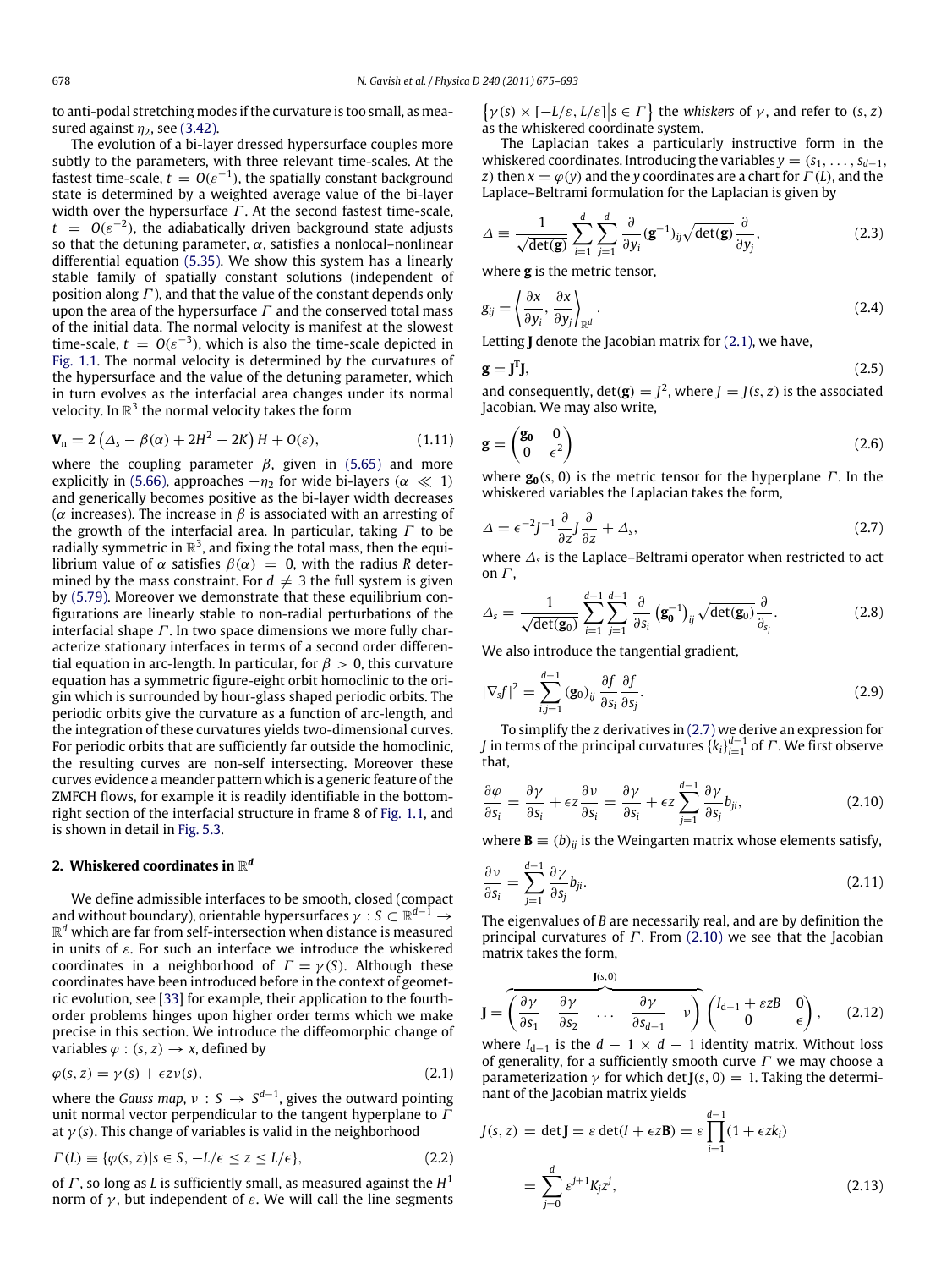to anti-podal stretching modes if the curvature is too small, as measured against $\eta_2$, see (3.42).

The evolution of a bi-layer dressed hypersurface couples more subtly to the parameters, with three relevant time-scales. At the fastest time-scale, $t = O(\varepsilon^{-1})$, the spatially constant background state is determined by a weighted average value of the bi-layer width over the hypersurface $\Gamma$. At the second fastest time-scale, $t = O(\varepsilon^{-2})$, the adiabatically driven background state adjusts so that the detuning parameter, $\alpha$, satisfies a nonlocal–nonlinear differential equation (5.35). We show this system has a linearly stable family of spatially constant solutions (independent of position along $\Gamma$), and that the value of the constant depends only upon the area of the hypersurface $\Gamma$ and the conserved total mass of the initial data. The normal velocity is manifest at the slowest time-scale, $t = O(\varepsilon^{-3})$, which is also the time-scale depicted in Fig. 1.1. The normal velocity is determined by the curvatures of the hypersurface and the value of the detuning parameter, which in turn evolves as the interfacial area changes under its normal velocity. In $\mathbb{R}^3$ the normal velocity takes the form

$$\mathbf{V}_n = 2\left(\Delta_s - \beta(\alpha) + 2H^2 - 2K\right)H + O(\varepsilon), \tag{1.11}$$

where the coupling parameter $\beta$, given in (5.65) and more explicitly in (5.66), approaches $-\eta_2$ for wide bi-layers ($\alpha \ll 1$) and generically becomes positive as the bi-layer width decreases ($\alpha$ increases). The increase in $\beta$ is associated with an arresting of the growth of the interfacial area. In particular, taking $\Gamma$ to be radially symmetric in $\mathbb{R}^3$, and fixing the total mass, then the equilibrium value of $\alpha$ satisfies $\beta(\alpha) = 0$, with the radius $R$ determined by the mass constraint. For $d \neq 3$ the full system is given by (5.79). Moreover we demonstrate that these equilibrium configurations are linearly stable to non-radial perturbations of the interfacial shape $\Gamma$. In two space dimensions we more fully characterize stationary interfaces in terms of a second order differential equation in arc-length. In particular, for $\beta > 0$, this curvature equation has a symmetric figure-eight orbit homoclinic to the origin which is surrounded by hour-glass shaped periodic orbits. The periodic orbits give the curvature as a function of arc-length, and the integration of these curvatures yields two-dimensional curves. For periodic orbits that are sufficiently far outside the homoclinic, the resulting curves are non-self intersecting. Moreover these curves evidence a meander pattern which is a generic feature of the ZMFCH flows, for example it is readily identifiable in the bottom-right section of the interfacial structure in frame 8 of Fig. 1.1, and is shown in detail in Fig. 5.3.

## 2. Whiskered coordinates in $\mathbb{R}^d$

We define admissible interfaces to be smooth, closed (compact and without boundary), orientable hypersurfaces $\gamma : S \subset \mathbb{R}^{d-1} \to \mathbb{R}^d$ which are far from self-intersection when distance is measured in units of $\varepsilon$. For such an interface we introduce the whiskered coordinates in a neighborhood of $\Gamma = \gamma(S)$. Although these coordinates have been introduced before in the context of geometric evolution, see [33] for example, their application to the fourth-order problems hinges upon higher order terms which we make precise in this section. We introduce the diffeomorphic change of variables $\varphi : (s, z) \to x$, defined by

$$\varphi(s, z) = \gamma(s) + \epsilon z \nu(s), \tag{2.1}$$

where the *Gauss map*, $\nu : S \to S^{d-1}$, gives the outward pointing unit normal vector perpendicular to the tangent hyperplane to $\Gamma$ at $\gamma(s)$. This change of variables is valid in the neighborhood

$$\Gamma(L) \equiv \{\varphi(s, z) | s \in S, -L/\epsilon \le z \le L/\epsilon\}, \tag{2.2}$$

of $\Gamma$, so long as $L$ is sufficiently small, as measured against the $H^1$ norm of $\gamma$, but independent of $\varepsilon$. We will call the line segments $\left\{\gamma(s) \times [-L/\varepsilon, L/\varepsilon] \middle| s \in \Gamma\right\}$ the *whiskers* of $\gamma$, and refer to $(s, z)$ as the whiskered coordinate system.

The Laplacian takes a particularly instructive form in the whiskered coordinates. Introducing the variables $y = (s_1, \ldots, s_{d-1}, z)$ then $x = \varphi(y)$ and the $y$ coordinates are a chart for $\Gamma(L)$, and the Laplace–Beltrami formulation for the Laplacian is given by

$$\Delta \equiv \frac{1}{\sqrt{\det(\mathbf{g})}} \sum_{i=1}^{d} \sum_{j=1}^{d} \frac{\partial}{\partial y_i} (\mathbf{g}^{-1})_{ij} \sqrt{\det(\mathbf{g})} \frac{\partial}{\partial y_j}, \tag{2.3}$$

where $\mathbf{g}$ is the metric tensor,

$$g_{ij} = \left\langle \frac{\partial x}{\partial y_i}, \frac{\partial x}{\partial y_j} \right\rangle_{\mathbb{R}^d}. \tag{2.4}$$

Letting $\mathbf{J}$ denote the Jacobian matrix for (2.1), we have,

$$\mathbf{g} = \mathbf{J}^T \mathbf{J}, \tag{2.5}$$

and consequently, $\det(\mathbf{g}) = J^2$, where $J = J(s, z)$ is the associated Jacobian. We may also write,

$$\mathbf{g} = \begin{pmatrix} \mathbf{g_0} & 0 \\ 0 & \epsilon^2 \end{pmatrix} \tag{2.6}$$

where $\mathbf{g_0}(s, 0)$ is the metric tensor for the hyperplane $\Gamma$. In the whiskered variables the Laplacian takes the form,

$$\Delta = \epsilon^{-2} J^{-1} \frac{\partial}{\partial z} J \frac{\partial}{\partial z} + \Delta_s, \tag{2.7}$$

where $\Delta_s$ is the Laplace–Beltrami operator when restricted to act on $\Gamma$,

$$\Delta_s = \frac{1}{\sqrt{\det(\mathbf{g}_0)}} \sum_{i=1}^{d-1} \sum_{j=1}^{d-1} \frac{\partial}{\partial s_i} \left(\mathbf{g_0}^{-1}\right)_{ij} \sqrt{\det(\mathbf{g}_0)} \frac{\partial}{\partial_{s_j}}. \tag{2.8}$$

We also introduce the tangential gradient,

$$|\nabla_s f|^2 = \sum_{i,j=1}^{d-1} (\mathbf{g}_0)_{ij} \frac{\partial f}{\partial s_i} \frac{\partial f}{\partial s_j}. \tag{2.9}$$

To simplify the $z$ derivatives in (2.7) we derive an expression for $J$ in terms of the principal curvatures $\{k_i\}_{i=1}^{d-1}$ of $\Gamma$. We first observe that,

$$\frac{\partial \varphi}{\partial s_i} = \frac{\partial \gamma}{\partial s_i} + \epsilon z \frac{\partial \nu}{\partial s_i} = \frac{\partial \gamma}{\partial s_i} + \epsilon z \sum_{j=1}^{d-1} \frac{\partial \gamma}{\partial s_j} b_{ji}, \tag{2.10}$$

where $\mathbf{B} \equiv (b)_{ij}$ is the Weingarten matrix whose elements satisfy,

$$\frac{\partial \nu}{\partial s_i} = \sum_{j=1}^{d-1} \frac{\partial \gamma}{\partial s_j} b_{ji}. \tag{2.11}$$

The eigenvalues of $B$ are necessarily real, and are by definition the principal curvatures of $\Gamma$. From (2.10) we see that the Jacobian matrix takes the form,

$$\mathbf{J} = \overbrace{\begin{pmatrix} \dfrac{\partial \gamma}{\partial s_1} & \dfrac{\partial \gamma}{\partial s_2} & \ldots & \dfrac{\partial \gamma}{\partial s_{d-1}} & \nu \end{pmatrix}}^{\mathbf{J}(s,0)} \begin{pmatrix} I_{d-1} + \varepsilon z B & 0 \\ 0 & \epsilon \end{pmatrix}, \tag{2.12}$$

where $I_{d-1}$ is the $d - 1 \times d - 1$ identity matrix. Without loss of generality, for a sufficiently smooth curve $\Gamma$ we may choose a parameterization $\gamma$ for which $\det \mathbf{J}(s, 0) = 1$. Taking the determinant of the Jacobian matrix yields

$$\begin{aligned} J(s, z) &= \det \mathbf{J} = \varepsilon \det(I + \epsilon z \mathbf{B}) = \varepsilon \prod_{i=1}^{d-1} (1 + \epsilon z k_i) \\ &= \sum_{j=0}^{d} \varepsilon^{j+1} K_j z^j, \end{aligned} \tag{2.13}$$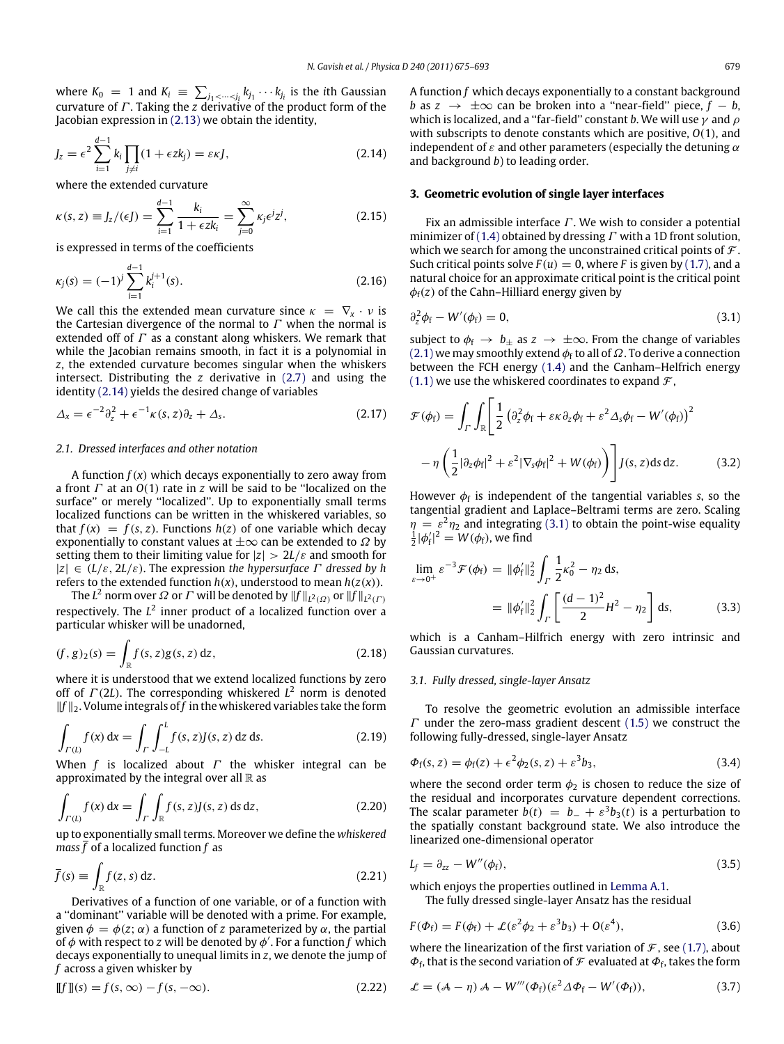where $K_0 = 1$ and $K_i \equiv \sum_{j_1<\cdots<j_i} k_{j_1}\cdots k_{j_i}$ is the $i$th Gaussian curvature of $\Gamma$. Taking the $z$ derivative of the product form of the Jacobian expression in (2.13) we obtain the identity,

$$J_z = \epsilon^2 \sum_{i=1}^{d-1} k_i \prod_{j\neq i}(1+\epsilon z k_j) = \varepsilon \kappa J, \tag{2.14}$$

where the extended curvature

$$\kappa(s,z) \equiv J_z/(\epsilon J) = \sum_{i=1}^{d-1} \frac{k_i}{1+\epsilon z k_i} = \sum_{j=0}^{\infty} \kappa_j \epsilon^j z^j, \tag{2.15}$$

is expressed in terms of the coefficients

$$\kappa_j(s) = (-1)^j \sum_{i=1}^{d-1} k_i^{j+1}(s). \tag{2.16}$$

We call this the extended mean curvature since $\kappa = \nabla_x \cdot \nu$ is the Cartesian divergence of the normal to $\Gamma$ when the normal is extended off of $\Gamma$ as a constant along whiskers. We remark that while the Jacobian remains smooth, in fact it is a polynomial in $z$, the extended curvature becomes singular when the whiskers intersect. Distributing the $z$ derivative in (2.7) and using the identity (2.14) yields the desired change of variables

$$\Delta_x = \epsilon^{-2}\partial_z^2 + \epsilon^{-1}\kappa(s,z)\partial_z + \Delta_s. \tag{2.17}$$

### 2.1. Dressed interfaces and other notation

A function $f(x)$ which decays exponentially to zero away from a front $\Gamma$ at an $O(1)$ rate in $z$ will be said to be "localized on the surface" or merely "localized". Up to exponentially small terms localized functions can be written in the whiskered variables, so that $f(x) = f(s,z)$. Functions $h(z)$ of one variable which decay exponentially to constant values at $\pm\infty$ can be extended to $\Omega$ by setting them to their limiting value for $|z| > 2L/\varepsilon$ and smooth for $|z| \in (L/\varepsilon, 2L/\varepsilon)$. The expression *the hypersurface $\Gamma$ dressed by $h$* refers to the extended function $h(x)$, understood to mean $h(z(x))$.

The $L^2$ norm over $\Omega$ or $\Gamma$ will be denoted by $\|f\|_{L^2(\Omega)}$ or $\|f\|_{L^2(\Gamma)}$ respectively. The $L^2$ inner product of a localized function over a particular whisker will be unadorned,

$$(f,g)_2(s) = \int_{\mathbb{R}} f(s,z)g(s,z)\,dz, \tag{2.18}$$

where it is understood that we extend localized functions by zero off of $\Gamma(2L)$. The corresponding whiskered $L^2$ norm is denoted $\|f\|_2$. Volume integrals of $f$ in the whiskered variables take the form

$$\int_{\Gamma(L)} f(x)\,dx = \int_\Gamma \int_{-L}^{L} f(s,z)J(s,z)\,dz\,ds. \tag{2.19}$$

When $f$ is localized about $\Gamma$ the whisker integral can be approximated by the integral over all $\mathbb{R}$ as

$$\int_{\Gamma(L)} f(x)\,dx = \int_\Gamma \int_{\mathbb{R}} f(s,z)J(s,z)\,ds\,dz, \tag{2.20}$$

up to exponentially small terms. Moreover we define the *whiskered mass* $\overline{f}$ of a localized function $f$ as

$$\overline{f}(s) \equiv \int_{\mathbb{R}} f(z,s)\,dz. \tag{2.21}$$

Derivatives of a function of one variable, or of a function with a "dominant" variable will be denoted with a prime. For example, given $\phi = \phi(z;\alpha)$ a function of $z$ parameterized by $\alpha$, the partial of $\phi$ with respect to $z$ will be denoted by $\phi'$. For a function $f$ which decays to unequal limits in $z$, we denote the jump of $f$ across a given whisker by

$$[\![f]\!](s) = f(s,\infty) - f(s,-\infty). \tag{2.22}$$

A function $f$ which decays exponentially to a constant background $b$ as $z \to \pm\infty$ can be broken into a "near-field" piece, $f - b$, which is localized, and a "far-field" constant $b$. We will use $\gamma$ and $\rho$ with subscripts to denote constants which are positive, $O(1)$, and independent of $\varepsilon$ and other parameters (especially the detuning $\alpha$ and background $b$) to leading order.

## 3. Geometric evolution of single layer interfaces

Fix an admissible interface $\Gamma$. We wish to consider a potential minimizer of (1.4) obtained by dressing $\Gamma$ with a 1D front solution, which we search for among the unconstrained critical points of $\mathcal{F}$. Such critical points solve $F(u) = 0$, where $F$ is given by (1.7), and a natural choice for an approximate critical point is the critical point $\phi_f(z)$ of the Cahn–Hilliard energy given by

$$\partial_z^2\phi_f - W'(\phi_f) = 0, \tag{3.1}$$

subject to $\phi_f \to b_\pm$ as $z \to \pm\infty$. From the change of variables (2.1) we may smoothly extend $\phi_f$ to all of $\Omega$. To derive a connection between the FCH energy (1.4) and the Canham–Helfrich energy (1.1) we use the whiskered coordinates to expand $\mathcal{F}$,

$$\mathcal{F}(\phi_f) = \int_\Gamma \int_{\mathbb{R}} \left[ \frac{1}{2}\left(\partial_z^2\phi_f + \varepsilon\kappa\,\partial_z\phi_f + \varepsilon^2\Delta_s\phi_f - W'(\phi_f)\right)^2 - \eta\left(\frac{1}{2}|\partial_z\phi_f|^2 + \varepsilon^2|\nabla_s\phi_f|^2 + W(\phi_f)\right)\right] J(s,z)\,ds\,dz. \tag{3.2}$$

However $\phi_f$ is independent of the tangential variables $s$, so the tangential gradient and Laplace–Beltrami terms are zero. Scaling $\eta = \varepsilon^2\eta_2$ and integrating (3.1) to obtain the point-wise equality $\frac{1}{2}|\phi_f'|^2 = W(\phi_f)$, we find

$$\begin{aligned}
\lim_{\varepsilon\to 0^+} \varepsilon^{-3}\mathcal{F}(\phi_f) &= \|\phi_f'\|_2^2 \int_\Gamma \frac{1}{2}\kappa_0^2 - \eta_2\,ds, \\
&= \|\phi_f'\|_2^2 \int_\Gamma \left[\frac{(d-1)^2}{2}H^2 - \eta_2\right] ds,
\end{aligned} \tag{3.3}$$

which is a Canham–Hilfrich energy with zero intrinsic and Gaussian curvatures.

### 3.1. Fully dressed, single-layer Ansatz

To resolve the geometric evolution an admissible interface $\Gamma$ under the zero-mass gradient descent (1.5) we construct the following fully-dressed, single-layer Ansatz

$$\Phi_f(s,z) = \phi_f(z) + \epsilon^2\phi_2(s,z) + \varepsilon^3 b_3, \tag{3.4}$$

where the second order term $\phi_2$ is chosen to reduce the size of the residual and incorporates curvature dependent corrections. The scalar parameter $b(t) = b_- + \varepsilon^3 b_3(t)$ is a perturbation to the spatially constant background state. We also introduce the linearized one-dimensional operator

$$L_f = \partial_{zz} - W''(\phi_f), \tag{3.5}$$

which enjoys the properties outlined in Lemma A.1.

The fully dressed single-layer Ansatz has the residual

$$F(\Phi_f) = F(\phi_f) + \mathcal{L}(\varepsilon^2\phi_2 + \varepsilon^3 b_3) + O(\varepsilon^4), \tag{3.6}$$

where the linearization of the first variation of $\mathcal{F}$, see (1.7), about $\Phi_f$, that is the second variation of $\mathcal{F}$ evaluated at $\Phi_f$, takes the form

$$\mathcal{L} = (\mathcal{A} - \eta)\,\mathcal{A} - W'''(\Phi_f)(\varepsilon^2\Delta\Phi_f - W'(\Phi_f)), \tag{3.7}$$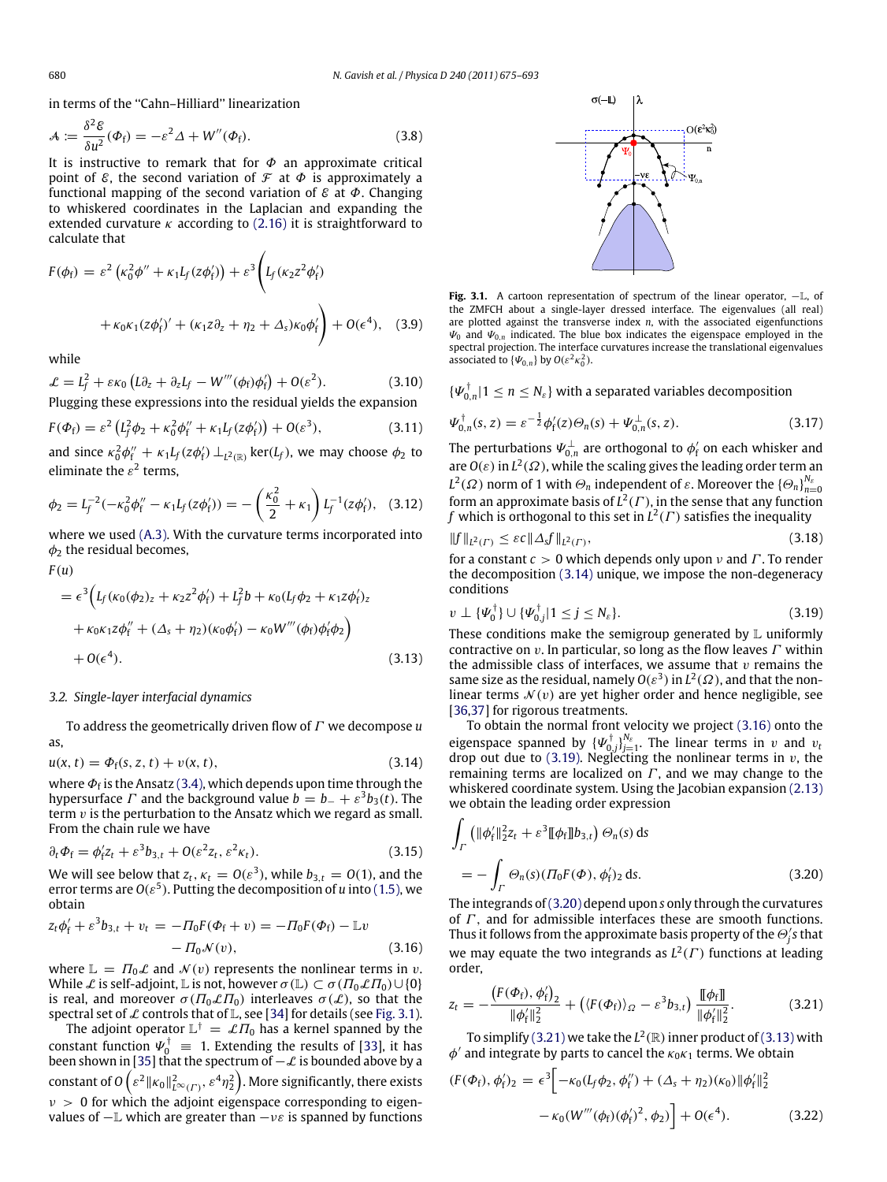in terms of the "Cahn–Hilliard" linearization

$$\mathcal{A} := \frac{\delta^2 \mathcal{E}}{\delta u^2}(\Phi_f) = -\varepsilon^2 \Delta + W''(\Phi_f). \tag{3.8}$$

It is instructive to remark that for $\Phi$ an approximate critical point of $\mathcal{E}$, the second variation of $\mathcal{F}$ at $\Phi$ is approximately a functional mapping of the second variation of $\mathcal{E}$ at $\Phi$. Changing to whiskered coordinates in the Laplacian and expanding the extended curvature $\kappa$ according to (2.16) it is straightforward to calculate that

$$F(\phi_f) = \varepsilon^2 \left(\kappa_0^2 \phi'' + \kappa_1 L_f(z\phi_f')\right) + \varepsilon^3 \Bigg( L_f(\kappa_2 z^2 \phi_f') + \kappa_0\kappa_1 (z\phi_f')' + (\kappa_1 z \partial_z + \eta_2 + \Delta_s)\kappa_0 \phi_f' \Bigg) + O(\epsilon^4), \tag{3.9}$$

while

$$\mathcal{L} = L_f^2 + \varepsilon \kappa_0 \left( L\partial_z + \partial_z L_f - W'''(\phi_f)\phi_f' \right) + O(\varepsilon^2). \tag{3.10}$$

Plugging these expressions into the residual yields the expansion

$$F(\Phi_f) = \varepsilon^2 \left( L_f^2 \phi_2 + \kappa_0^2 \phi_f'' + \kappa_1 L_f(z\phi_f') \right) + O(\varepsilon^3), \tag{3.11}$$

and since $\kappa_0^2 \phi_f'' + \kappa_1 L_f(z\phi_f') \perp_{L^2(\mathbb{R})} \ker(L_f)$, we may choose $\phi_2$ to eliminate the $\varepsilon^2$ terms,

$$\phi_2 = L_f^{-2}(-\kappa_0^2 \phi_f'' - \kappa_1 L_f(z\phi_f')) = -\left(\frac{\kappa_0^2}{2} + \kappa_1\right) L_f^{-1}(z\phi_f'), \tag{3.12}$$

where we used (A.3). With the curvature terms incorporated into $\phi_2$ the residual becomes,

$$\begin{aligned} F(u) &= \epsilon^3 \Big( L_f(\kappa_0(\phi_2)_z + \kappa_2 z^2 \phi_f') + L_f^2 b + \kappa_0 (L_f \phi_2 + \kappa_1 z \phi_f')_z \\ &\quad + \kappa_0 \kappa_1 z \phi_f'' + (\Delta_s + \eta_2)(\kappa_0 \phi_f') - \kappa_0 W'''(\phi_f)\phi_f' \phi_2 \Big) \\ &\quad + O(\epsilon^4). \end{aligned} \tag{3.13}$$

### 3.2. Single-layer interfacial dynamics

To address the geometrically driven flow of $\Gamma$ we decompose $u$ as,

$$u(x, t) = \Phi_f(s, z, t) + v(x, t), \tag{3.14}$$

where $\Phi_f$ is the Ansatz (3.4), which depends upon time through the hypersurface $\Gamma$ and the background value $b = b_- + \varepsilon^3 b_3(t)$. The term $v$ is the perturbation to the Ansatz which we regard as small. From the chain rule we have

$$\partial_t \Phi_f = \phi_f' z_t + \varepsilon^3 b_{3,t} + O(\varepsilon^2 z_t, \varepsilon^2 \kappa_t). \tag{3.15}$$

We will see below that $z_t, \kappa_t = O(\varepsilon^3)$, while $b_{3,t} = O(1)$, and the error terms are $O(\varepsilon^5)$. Putting the decomposition of $u$ into (1.5), we obtain

$$z_t \phi_f' + \varepsilon^3 b_{3,t} + v_t = -\Pi_0 F(\Phi_f + v) = -\Pi_0 F(\Phi_f) - \mathbb{L} v - \Pi_0 \mathcal{N}(v), \tag{3.16}$$

where $\mathbb{L} = \Pi_0 \mathcal{L}$ and $\mathcal{N}(v)$ represents the nonlinear terms in $v$. While $\mathcal{L}$ is self-adjoint, $\mathbb{L}$ is not, however $\sigma(\mathbb{L}) \subset \sigma(\Pi_0 \mathcal{L} \Pi_0) \cup \{0\}$ is real, and moreover $\sigma(\Pi_0 \mathcal{L} \Pi_0)$ interleaves $\sigma(\mathcal{L})$, so that the spectral set of $\mathcal{L}$ controls that of $\mathbb{L}$, see [34] for details (see Fig. 3.1).

The adjoint operator $\mathbb{L}^\dagger = \mathcal{L}\Pi_0$ has a kernel spanned by the constant function $\Psi_0^\dagger \equiv 1$. Extending the results of [33], it has been shown in [35] that the spectrum of $-\mathcal{L}$ is bounded above by a constant of $O\left(\varepsilon^2 \|\kappa_0\|^2_{L^\infty(\Gamma)}, \varepsilon^4 \eta_2^2\right)$. More significantly, there exists $\nu > 0$ for which the adjoint eigenspace corresponding to eigenvalues of $-\mathbb{L}$ which are greater than $-\nu\varepsilon$ is spanned by functions $\{\Psi_{0,n}^\dagger | 1 \le n \le N_\varepsilon\}$ with a separated variables decomposition

$$\Psi_{0,n}^\dagger(s, z) = \varepsilon^{-\frac{1}{2}} \phi_f'(z) \Theta_n(s) + \Psi_{0,n}^\perp(s, z). \tag{3.17}$$

The perturbations $\Psi_{0,n}^\perp$ are orthogonal to $\phi_f'$ on each whisker and are $O(\varepsilon)$ in $L^2(\Omega)$, while the scaling gives the leading order term an $L^2(\Omega)$ norm of 1 with $\Theta_n$ independent of $\varepsilon$. Moreover the $\{\Theta_n\}_{n=0}^{N_\varepsilon}$ form an approximate basis of $L^2(\Gamma)$, in the sense that any function $f$ which is orthogonal to this set in $L^2(\Gamma)$ satisfies the inequality

$$\|f\|_{L^2(\Gamma)} \le \varepsilon c \|\Delta_s f\|_{L^2(\Gamma)}, \tag{3.18}$$

for a constant $c > 0$ which depends only upon $\nu$ and $\Gamma$. To render the decomposition (3.14) unique, we impose the non-degeneracy conditions

$$v \perp \{\Psi_0^\dagger\} \cup \{\Psi_{0,j}^\dagger | 1 \le j \le N_\varepsilon\}. \tag{3.19}$$

These conditions make the semigroup generated by $\mathbb{L}$ uniformly contractive on $v$. In particular, so long as the flow leaves $\Gamma$ within the admissible class of interfaces, we assume that $v$ remains the same size as the residual, namely $O(\varepsilon^3)$ in $L^2(\Omega)$, and that the nonlinear terms $\mathcal{N}(v)$ are yet higher order and hence negligible, see [36,37] for rigorous treatments.

To obtain the normal front velocity we project (3.16) onto the eigenspace spanned by $\{\Psi_{0,j}^\dagger\}_{j=1}^{N_\varepsilon}$. The linear terms in $v$ and $v_t$ drop out due to (3.19). Neglecting the nonlinear terms in $v$, the remaining terms are localized on $\Gamma$, and we may change to the whiskered coordinate system. Using the Jacobian expansion (2.13) we obtain the leading order expression

$$\int_\Gamma \left( \|\phi_f'\|_2^2 z_t + \varepsilon^3 [\![\phi_f]\!] b_{3,t} \right) \Theta_n(s)\, ds = -\int_\Gamma \Theta_n(s) (\Pi_0 F(\Phi), \phi_f')_2 \, ds. \tag{3.20}$$

The integrands of (3.20) depend upon $s$ only through the curvatures of $\Gamma$, and for admissible interfaces these are smooth functions. Thus it follows from the approximate basis property of the $\Theta_j'$s that we may equate the two integrands as $L^2(\Gamma)$ functions at leading order,

$$z_t = -\frac{\left(F(\Phi_f), \phi_f'\right)_2}{\|\phi_f'\|_2^2} + \left(\langle F(\Phi_f)\rangle_\Omega - \varepsilon^3 b_{3,t}\right) \frac{[\![\phi_f]\!]}{\|\phi_f'\|_2^2}. \tag{3.21}$$

To simplify (3.21) we take the $L^2(\mathbb{R})$ inner product of (3.13) with $\phi'$ and integrate by parts to cancel the $\kappa_0\kappa_1$ terms. We obtain

$$(F(\Phi_f), \phi_f')_2 = \epsilon^3 \Big[ -\kappa_0 (L_f \phi_2, \phi_f'') + (\Delta_s + \eta_2)(\kappa_0) \|\phi_f'\|_2^2 - \kappa_0 (W'''(\phi_f)(\phi_f')^2, \phi_2) \Big] + O(\epsilon^4). \tag{3.22}$$

**Fig. 3.1.** A cartoon representation of spectrum of the linear operator, $-\mathbb{L}$, of the ZMFCH about a single-layer dressed interface. The eigenvalues (all real) are plotted against the transverse index $n$, with the associated eigenfunctions $\Psi_0$ and $\Psi_{0,n}$ indicated. The blue box indicates the eigenspace employed in the spectral projection. The interface curvatures increase the translational eigenvalues associated to $\{\Psi_{0,n}\}$ by $O(\varepsilon^2 \kappa_0^2)$.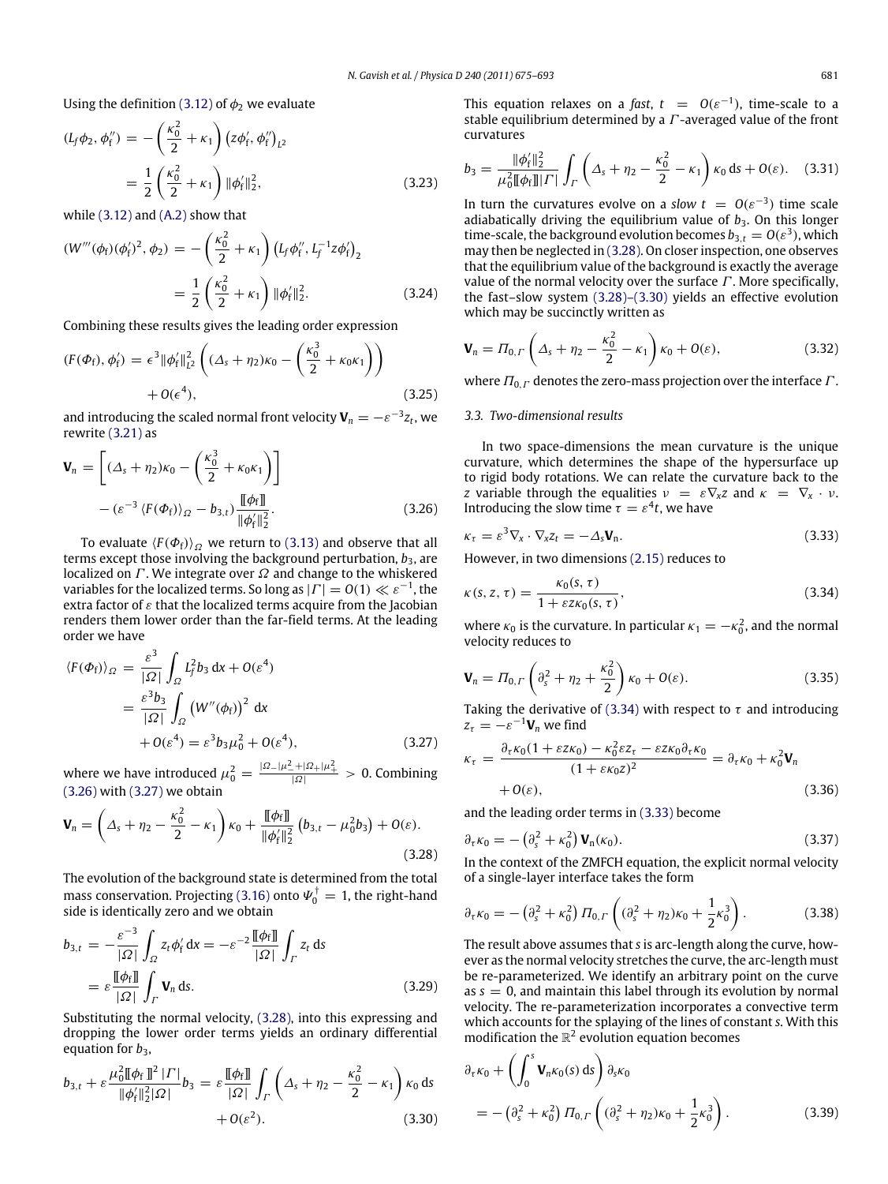Using the definition (3.12) of $\phi_2$ we evaluate

$$(L_f\phi_2, \phi_f'') = -\left(\frac{\kappa_0^2}{2}+\kappa_1\right)(z\phi_f', \phi_f'')_{L^2} = \frac{1}{2}\left(\frac{\kappa_0^2}{2}+\kappa_1\right)\|\phi_f'\|_2^2, \tag{3.23}$$

while (3.12) and (A.2) show that

$$(W'''(\phi_f)(\phi_f')^2, \phi_2) = -\left(\frac{\kappa_0^2}{2}+\kappa_1\right)\left(L_f\phi_f'', L_f^{-1}z\phi_f'\right)_2 = \frac{1}{2}\left(\frac{\kappa_0^2}{2}+\kappa_1\right)\|\phi_f'\|_2^2. \tag{3.24}$$

Combining these results gives the leading order expression

$$(F(\Phi_f), \phi_f') = \epsilon^3\|\phi_f'\|_{L^2}^2\left((\Delta_s+\eta_2)\kappa_0 - \left(\frac{\kappa_0^3}{2}+\kappa_0\kappa_1\right)\right) + O(\epsilon^4), \tag{3.25}$$

and introducing the scaled normal front velocity $\mathbf{V}_n = -\varepsilon^{-3}z_t$, we rewrite (3.21) as

$$\mathbf{V}_n = \left[(\Delta_s+\eta_2)\kappa_0 - \left(\frac{\kappa_0^3}{2}+\kappa_0\kappa_1\right)\right] - \left(\varepsilon^{-3}\langle F(\Phi_f)\rangle_\Omega - b_{3,t}\right)\frac{[\![\phi_f]\!]}{\|\phi_f'\|_2^2}. \tag{3.26}$$

To evaluate $\langle F(\Phi_f)\rangle_\Omega$ we return to (3.13) and observe that all terms except those involving the background perturbation, $b_3$, are localized on $\Gamma$. We integrate over $\Omega$ and change to the whiskered variables for the localized terms. So long as $|\Gamma| = O(1) \ll \varepsilon^{-1}$, the extra factor of $\varepsilon$ that the localized terms acquire from the Jacobian renders them lower order than the far-field terms. At the leading order we have

$$\langle F(\Phi_f)\rangle_\Omega = \frac{\varepsilon^3}{|\Omega|}\int_\Omega L_f^2 b_3\,dx + O(\varepsilon^4) = \frac{\varepsilon^3 b_3}{|\Omega|}\int_\Omega \left(W''(\phi_f)\right)^2 dx + O(\varepsilon^4) = \varepsilon^3 b_3\mu_0^2 + O(\varepsilon^4), \tag{3.27}$$

where we have introduced $\mu_0^2 = \frac{|\Omega_-|\mu_-^2+|\Omega_+|\mu_+^2}{|\Omega|} > 0$. Combining (3.26) with (3.27) we obtain

$$\mathbf{V}_n = \left(\Delta_s+\eta_2-\frac{\kappa_0^2}{2}-\kappa_1\right)\kappa_0 + \frac{[\![\phi_f]\!]}{\|\phi_f'\|_2^2}\left(b_{3,t}-\mu_0^2 b_3\right) + O(\varepsilon). \tag{3.28}$$

The evolution of the background state is determined from the total mass conservation. Projecting (3.16) onto $\Psi_0^\dagger = 1$, the right-hand side is identically zero and we obtain

$$b_{3,t} = -\frac{\varepsilon^{-3}}{|\Omega|}\int_\Omega z_t\phi_f'\,dx = -\varepsilon^{-2}\frac{[\![\phi_f]\!]}{|\Omega|}\int_\Gamma z_t\,ds = \varepsilon\frac{[\![\phi_f]\!]}{|\Omega|}\int_\Gamma \mathbf{V}_n\,ds. \tag{3.29}$$

Substituting the normal velocity, (3.28), into this expressing and dropping the lower order terms yields an ordinary differential equation for $b_3$,

$$b_{3,t} + \varepsilon\frac{\mu_0^2[\![\phi_f]\!]^2|\Gamma|}{\|\phi_f'\|_2^2|\Omega|}b_3 = \varepsilon\frac{[\![\phi_f]\!]}{|\Omega|}\int_\Gamma\left(\Delta_s+\eta_2-\frac{\kappa_0^2}{2}-\kappa_1\right)\kappa_0\,ds + O(\varepsilon^2). \tag{3.30}$$

This equation relaxes on a *fast*, $t = O(\varepsilon^{-1})$, time-scale to a stable equilibrium determined by a $\Gamma$-averaged value of the front curvatures

$$b_3 = \frac{\|\phi_f'\|_2^2}{\mu_0^2[\![\phi_f]\!]|\Gamma|}\int_\Gamma\left(\Delta_s+\eta_2-\frac{\kappa_0^2}{2}-\kappa_1\right)\kappa_0\,ds + O(\varepsilon). \tag{3.31}$$

In turn the curvatures evolve on a *slow* $t = O(\varepsilon^{-3})$ time scale adiabatically driving the equilibrium value of $b_3$. On this longer time-scale, the background evolution becomes $b_{3,t} = O(\varepsilon^3)$, which may then be neglected in (3.28). On closer inspection, one observes that the equilibrium value of the background is exactly the average value of the normal velocity over the surface $\Gamma$. More specifically, the fast–slow system (3.28)–(3.30) yields an effective evolution which may be succinctly written as

$$\mathbf{V}_n = \Pi_{0,\Gamma}\left(\Delta_s+\eta_2-\frac{\kappa_0^2}{2}-\kappa_1\right)\kappa_0 + O(\varepsilon), \tag{3.32}$$

where $\Pi_{0,\Gamma}$ denotes the zero-mass projection over the interface $\Gamma$.

### 3.3. Two-dimensional results

In two space-dimensions the mean curvature is the unique curvature, which determines the shape of the hypersurface up to rigid body rotations. We can relate the curvature back to the $z$ variable through the equalities $\nu = \varepsilon\nabla_x z$ and $\kappa = \nabla_x\cdot\nu$. Introducing the slow time $\tau = \varepsilon^4 t$, we have

$$\kappa_\tau = \varepsilon^3\nabla_x\cdot\nabla_x z_t = -\Delta_s\mathbf{V}_n. \tag{3.33}$$

However, in two dimensions (2.15) reduces to

$$\kappa(s,z,\tau) = \frac{\kappa_0(s,\tau)}{1+\varepsilon z\kappa_0(s,\tau)}, \tag{3.34}$$

where $\kappa_0$ is the curvature. In particular $\kappa_1 = -\kappa_0^2$, and the normal velocity reduces to

$$\mathbf{V}_n = \Pi_{0,\Gamma}\left(\partial_s^2+\eta_2+\frac{\kappa_0^2}{2}\right)\kappa_0 + O(\varepsilon). \tag{3.35}$$

Taking the derivative of (3.34) with respect to $\tau$ and introducing $z_\tau = -\varepsilon^{-1}\mathbf{V}_n$ we find

$$\kappa_\tau = \frac{\partial_\tau\kappa_0(1+\varepsilon z\kappa_0) - \kappa_0^2\varepsilon z_\tau - \varepsilon z\kappa_0\partial_\tau\kappa_0}{(1+\varepsilon\kappa_0 z)^2} = \partial_\tau\kappa_0 + \kappa_0^2\mathbf{V}_n + O(\varepsilon), \tag{3.36}$$

and the leading order terms in (3.33) become

$$\partial_\tau\kappa_0 = -\left(\partial_s^2+\kappa_0^2\right)\mathbf{V}_n(\kappa_0). \tag{3.37}$$

In the context of the ZMFCH equation, the explicit normal velocity of a single-layer interface takes the form

$$\partial_\tau\kappa_0 = -\left(\partial_s^2+\kappa_0^2\right)\Pi_{0,\Gamma}\left((\partial_s^2+\eta_2)\kappa_0 + \frac{1}{2}\kappa_0^3\right). \tag{3.38}$$

The result above assumes that $s$ is arc-length along the curve, however as the normal velocity stretches the curve, the arc-length must be re-parameterized. We identify an arbitrary point on the curve as $s = 0$, and maintain this label through its evolution by normal velocity. The re-parameterization incorporates a convective term which accounts for the splaying of the lines of constant $s$. With this modification the $\mathbb{R}^2$ evolution equation becomes

$$\partial_\tau\kappa_0 + \left(\int_0^s \mathbf{V}_n\kappa_0(s)\,ds\right)\partial_s\kappa_0 = -\left(\partial_s^2+\kappa_0^2\right)\Pi_{0,\Gamma}\left((\partial_s^2+\eta_2)\kappa_0 + \frac{1}{2}\kappa_0^3\right). \tag{3.39}$$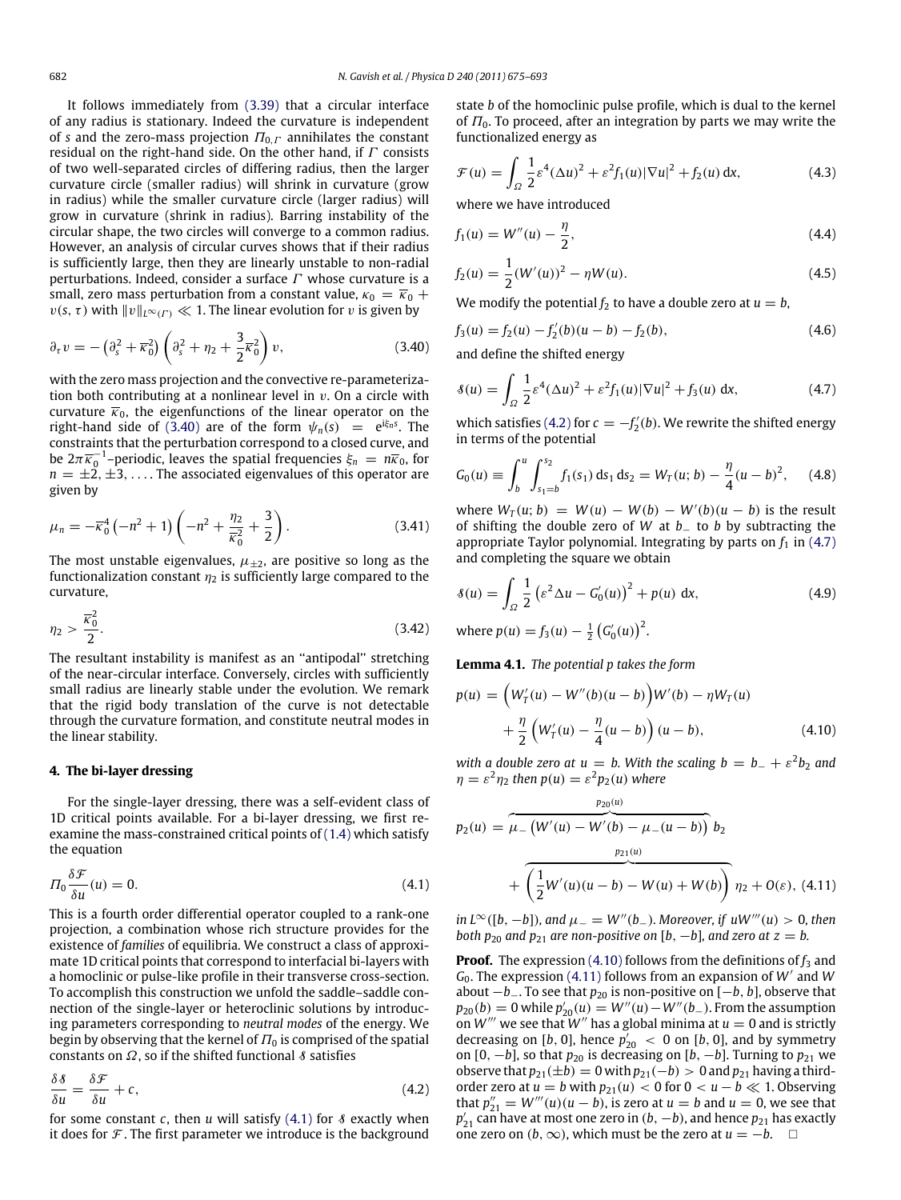It follows immediately from (3.39) that a circular interface of any radius is stationary. Indeed the curvature is independent of $s$ and the zero-mass projection $\Pi_{0,\Gamma}$ annihilates the constant residual on the right-hand side. On the other hand, if $\Gamma$ consists of two well-separated circles of differing radius, then the larger curvature circle (smaller radius) will shrink in curvature (grow in radius) while the smaller curvature circle (larger radius) will grow in curvature (shrink in radius). Barring instability of the circular shape, the two circles will converge to a common radius. However, an analysis of circular curves shows that if their radius is sufficiently large, then they are linearly unstable to non-radial perturbations. Indeed, consider a surface $\Gamma$ whose curvature is a small, zero mass perturbation from a constant value, $\kappa_0 = \overline{\kappa}_0 + v(s, \tau)$ with $\|v\|_{L^\infty(\Gamma)} \ll 1$. The linear evolution for $v$ is given by

$$\partial_\tau v = -\left(\partial_s^2 + \overline{\kappa}_0^2\right)\left(\partial_s^2 + \eta_2 + \frac{3}{2}\overline{\kappa}_0^2\right)v, \tag{3.40}$$

with the zero mass projection and the convective re-parameterization both contributing at a nonlinear level in $v$. On a circle with curvature $\overline{\kappa}_0$, the eigenfunctions of the linear operator on the right-hand side of (3.40) are of the form $\psi_n(s) = e^{i\xi_n s}$. The constraints that the perturbation correspond to a closed curve, and be $2\pi\overline{\kappa}_0^{-1}$–periodic, leaves the spatial frequencies $\xi_n = n\overline{\kappa}_0$, for $n = \pm 2, \pm 3, \ldots$. The associated eigenvalues of this operator are given by

$$\mu_n = -\overline{\kappa}_0^4\left(-n^2 + 1\right)\left(-n^2 + \frac{\eta_2}{\overline{\kappa}_0^2} + \frac{3}{2}\right). \tag{3.41}$$

The most unstable eigenvalues, $\mu_{\pm 2}$, are positive so long as the functionalization constant $\eta_2$ is sufficiently large compared to the curvature,

$$\eta_2 > \frac{\overline{\kappa}_0^2}{2}. \tag{3.42}$$

The resultant instability is manifest as an ''antipodal'' stretching of the near-circular interface. Conversely, circles with sufficiently small radius are linearly stable under the evolution. We remark that the rigid body translation of the curve is not detectable through the curvature formation, and constitute neutral modes in the linear stability.

## 4. The bi-layer dressing

For the single-layer dressing, there was a self-evident class of 1D critical points available. For a bi-layer dressing, we first re-examine the mass-constrained critical points of (1.4) which satisfy the equation

$$\Pi_0 \frac{\delta \mathcal{F}}{\delta u}(u) = 0. \tag{4.1}$$

This is a fourth order differential operator coupled to a rank-one projection, a combination whose rich structure provides for the existence of *families* of equilibria. We construct a class of approximate 1D critical points that correspond to interfacial bi-layers with a homoclinic or pulse-like profile in their transverse cross-section. To accomplish this construction we unfold the saddle–saddle connection of the single-layer or heteroclinic solutions by introducing parameters corresponding to *neutral modes* of the energy. We begin by observing that the kernel of $\Pi_0$ is comprised of the spatial constants on $\Omega$, so if the shifted functional $\mathcal{S}$ satisfies

$$\frac{\delta \mathcal{S}}{\delta u} = \frac{\delta \mathcal{F}}{\delta u} + c, \tag{4.2}$$

for some constant $c$, then $u$ will satisfy (4.1) for $\mathcal{S}$ exactly when it does for $\mathcal{F}$. The first parameter we introduce is the background state $b$ of the homoclinic pulse profile, which is dual to the kernel of $\Pi_0$. To proceed, after an integration by parts we may write the functionalized energy as

$$\mathcal{F}(u) = \int_\Omega \frac{1}{2}\varepsilon^4 (\Delta u)^2 + \varepsilon^2 f_1(u)|\nabla u|^2 + f_2(u)\, dx, \tag{4.3}$$

where we have introduced

$$f_1(u) = W''(u) - \frac{\eta}{2}, \tag{4.4}$$

$$f_2(u) = \frac{1}{2}(W'(u))^2 - \eta W(u). \tag{4.5}$$

We modify the potential $f_2$ to have a double zero at $u = b$,

$$f_3(u) = f_2(u) - f_2'(b)(u - b) - f_2(b), \tag{4.6}$$

and define the shifted energy

$$\mathcal{S}(u) = \int_\Omega \frac{1}{2}\varepsilon^4 (\Delta u)^2 + \varepsilon^2 f_1(u)|\nabla u|^2 + f_3(u)\, dx, \tag{4.7}$$

which satisfies (4.2) for $c = -f_2'(b)$. We rewrite the shifted energy in terms of the potential

$$G_0(u) \equiv \int_b^u \int_{s_1=b}^{s_2} f_1(s_1)\, ds_1\, ds_2 = W_T(u; b) - \frac{\eta}{4}(u - b)^2, \tag{4.8}$$

where $W_T(u; b) = W(u) - W(b) - W'(b)(u - b)$ is the result of shifting the double zero of $W$ at $b_-$ to $b$ by subtracting the appropriate Taylor polynomial. Integrating by parts on $f_1$ in (4.7) and completing the square we obtain

$$\mathcal{S}(u) = \int_\Omega \frac{1}{2}\left(\varepsilon^2 \Delta u - G_0'(u)\right)^2 + p(u)\, dx, \tag{4.9}$$

where $p(u) = f_3(u) - \frac{1}{2}\left(G_0'(u)\right)^2$.

**Lemma 4.1.** *The potential $p$ takes the form*

$$p(u) = \left(W_T'(u) - W''(b)(u - b)\right)W'(b) - \eta W_T(u) + \frac{\eta}{2}\left(W_T'(u) - \frac{\eta}{4}(u - b)\right)(u - b), \tag{4.10}$$

*with a double zero at $u = b$. With the scaling $b = b_- + \varepsilon^2 b_2$ and $\eta = \varepsilon^2 \eta_2$ then $p(u) = \varepsilon^2 p_2(u)$ where*

$$p_2(u) = \overbrace{\mu_-\left(W'(u) - W'(b) - \mu_-(u - b)\right)}^{p_{20}(u)} b_2 + \overbrace{\left(\frac{1}{2}W'(u)(u - b) - W(u) + W(b)\right)}^{p_{21}(u)} \eta_2 + O(\varepsilon), \tag{4.11}$$

*in $L^\infty([b, -b])$, and $\mu_- = W''(b_-)$. Moreover, if $uW'''(u) > 0$, then both $p_{20}$ and $p_{21}$ are non-positive on $[b, -b]$, and zero at $z = b$.*

**Proof.** The expression (4.10) follows from the definitions of $f_3$ and $G_0$. The expression (4.11) follows from an expansion of $W'$ and $W$ about $-b_-$. To see that $p_{20}$ is non-positive on $[-b, b]$, observe that $p_{20}(b) = 0$ while $p_{20}'(u) = W''(u) - W''(b_-)$. From the assumption on $W'''$ we see that $W''$ has a global minima at $u = 0$ and is strictly decreasing on $[b, 0]$, hence $p_{20}' < 0$ on $[b, 0]$, and by symmetry on $[0, -b]$, so that $p_{20}$ is decreasing on $[b, -b]$. Turning to $p_{21}$ we observe that $p_{21}(\pm b) = 0$ with $p_{21}(-b) > 0$ and $p_{21}$ having a third-order zero at $u = b$ with $p_{21}(u) < 0$ for $0 < u - b \ll 1$. Observing that $p_{21}'' = W'''(u)(u - b)$, is zero at $u = b$ and $u = 0$, we see that $p_{21}'$ can have at most one zero in $(b, -b)$, and hence $p_{21}$ has exactly one zero on $(b, \infty)$, which must be the zero at $u = -b$. $\square$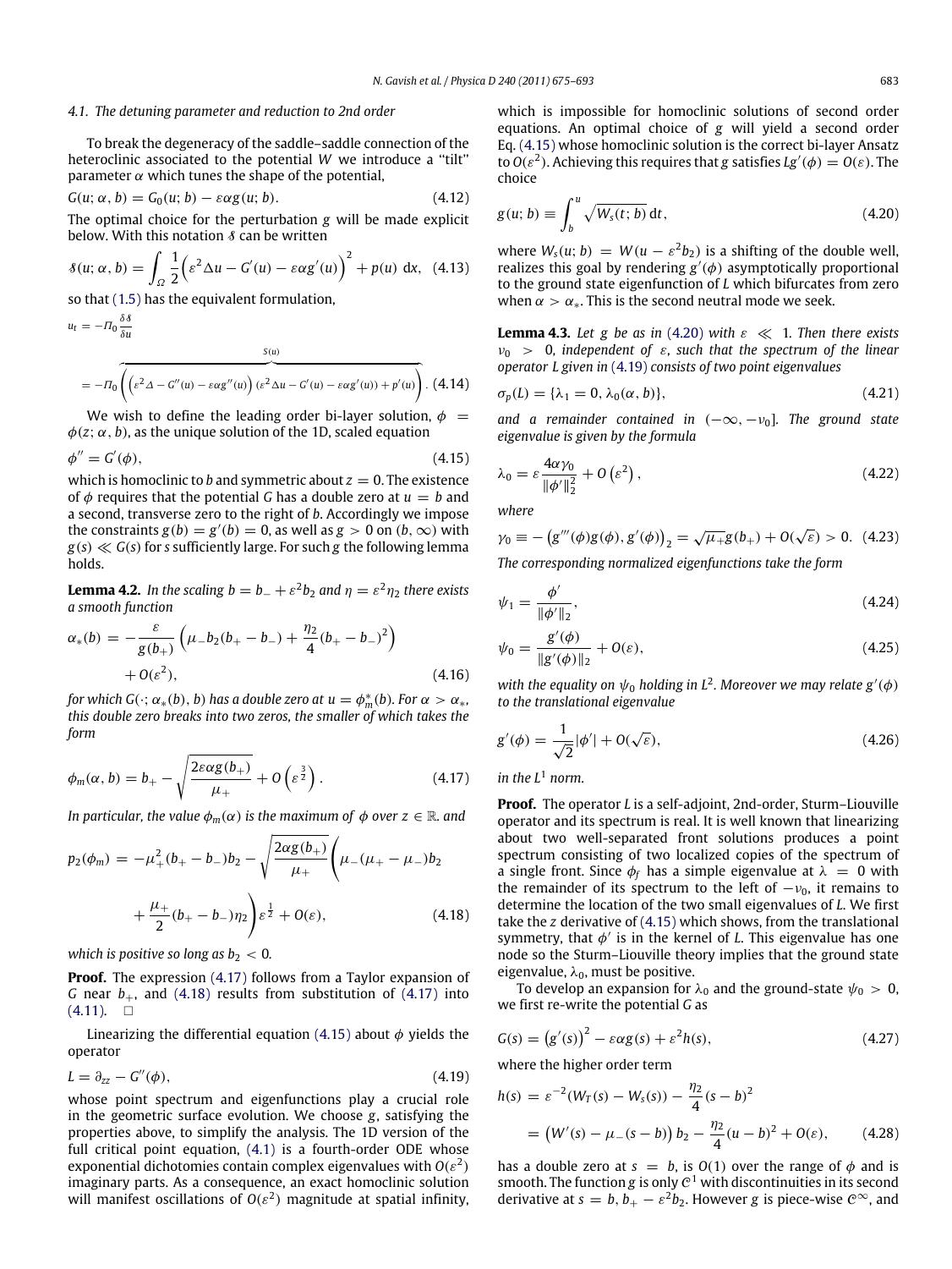### 4.1. The detuning parameter and reduction to 2nd order

To break the degeneracy of the saddle–saddle connection of the heteroclinic associated to the potential $W$ we introduce a "tilt" parameter $\alpha$ which tunes the shape of the potential,

$$G(u; \alpha, b) = G_0(u; b) - \varepsilon\alpha g(u; b). \tag{4.12}$$

The optimal choice for the perturbation $g$ will be made explicit below. With this notation $\mathcal{S}$ can be written

$$\mathcal{S}(u; \alpha, b) = \int_\Omega \frac{1}{2}\Big(\varepsilon^2\Delta u - G'(u) - \varepsilon\alpha g'(u)\Big)^2 + p(u)\ \mathrm{d}x, \tag{4.13}$$

so that (1.5) has the equivalent formulation,

$$u_t = -\Pi_0 \frac{\delta \mathcal{S}}{\delta u}$$

$$= -\Pi_0\overbrace{\left(\left(\varepsilon^2\Delta - G''(u) - \varepsilon\alpha g''(u)\right)\left(\varepsilon^2\Delta u - G'(u) - \varepsilon\alpha g'(u)\right) + p'(u)\right)}^{S(u)}. \tag{4.14}$$

We wish to define the leading order bi-layer solution, $\phi = \phi(z; \alpha, b)$, as the unique solution of the 1D, scaled equation

$$\phi'' = G'(\phi), \tag{4.15}$$

which is homoclinic to $b$ and symmetric about $z = 0$. The existence of $\phi$ requires that the potential $G$ has a double zero at $u = b$ and a second, transverse zero to the right of $b$. Accordingly we impose the constraints $g(b) = g'(b) = 0$, as well as $g > 0$ on $(b, \infty)$ with $g(s) \ll G(s)$ for $s$ sufficiently large. For such $g$ the following lemma holds.

**Lemma 4.2.** *In the scaling $b = b_- + \varepsilon^2 b_2$ and $\eta = \varepsilon^2\eta_2$ there exists a smooth function*

$$\alpha_*(b) = -\frac{\varepsilon}{g(b_+)}\left(\mu_- b_2(b_+ - b_-) + \frac{\eta_2}{4}(b_+ - b_-)^2\right) + O(\varepsilon^2), \tag{4.16}$$

*for which $G(\cdot; \alpha_*(b), b)$ has a double zero at $u = \phi_m^*(b)$. For $\alpha > \alpha_*$, this double zero breaks into two zeros, the smaller of which takes the form*

$$\phi_m(\alpha, b) = b_+ - \sqrt{\frac{2\varepsilon\alpha g(b_+)}{\mu_+}} + O\left(\varepsilon^{\frac{3}{2}}\right). \tag{4.17}$$

*In particular, the value $\phi_m(\alpha)$ is the maximum of $\phi$ over $z \in \mathbb{R}$. and*

$$p_2(\phi_m) = -\mu_+^2(b_+ - b_-)b_2 - \sqrt{\frac{2\alpha g(b_+)}{\mu_+}}\Bigg(\mu_-(\mu_+ - \mu_-)b_2 + \frac{\mu_+}{2}(b_+ - b_-)\eta_2\Bigg)\varepsilon^{\frac{1}{2}} + O(\varepsilon), \tag{4.18}$$

*which is positive so long as $b_2 < 0$.*

**Proof.** The expression (4.17) follows from a Taylor expansion of $G$ near $b_+$, and (4.18) results from substitution of (4.17) into (4.11). $\square$

Linearizing the differential equation (4.15) about $\phi$ yields the operator

$$L = \partial_{zz} - G''(\phi), \tag{4.19}$$

whose point spectrum and eigenfunctions play a crucial role in the geometric surface evolution. We choose $g$, satisfying the properties above, to simplify the analysis. The 1D version of the full critical point equation, (4.1) is a fourth-order ODE whose exponential dichotomies contain complex eigenvalues with $O(\varepsilon^2)$ imaginary parts. As a consequence, an exact homoclinic solution will manifest oscillations of $O(\varepsilon^2)$ magnitude at spatial infinity, which is impossible for homoclinic solutions of second order equations. An optimal choice of $g$ will yield a second order Eq. (4.15) whose homoclinic solution is the correct bi-layer Ansatz to $O(\varepsilon^2)$. Achieving this requires that $g$ satisfies $Lg'(\phi) = O(\varepsilon)$. The choice

$$g(u; b) \equiv \int_b^u \sqrt{W_s(t; b)}\,\mathrm{d}t, \tag{4.20}$$

where $W_s(u; b) = W(u - \varepsilon^2 b_2)$ is a shifting of the double well, realizes this goal by rendering $g'(\phi)$ asymptotically proportional to the ground state eigenfunction of $L$ which bifurcates from zero when $\alpha > \alpha_*$. This is the second neutral mode we seek.

**Lemma 4.3.** *Let $g$ be as in (4.20) with $\varepsilon \ll 1$. Then there exists $\nu_0 > 0$, independent of $\varepsilon$, such that the spectrum of the linear operator $L$ given in (4.19) consists of two point eigenvalues*

$$\sigma_p(L) = \{\lambda_1 = 0, \lambda_0(\alpha, b)\}, \tag{4.21}$$

*and a remainder contained in $(-\infty, -\nu_0]$. The ground state eigenvalue is given by the formula*

$$\lambda_0 = \varepsilon\frac{4\alpha\gamma_0}{\|\phi'\|_2^2} + O\left(\varepsilon^2\right), \tag{4.22}$$

*where*

$$\gamma_0 \equiv -\left(g'''(\phi)g(\phi), g'(\phi)\right)_2 = \sqrt{\mu_+}g(b_+) + O(\sqrt{\varepsilon}) > 0. \tag{4.23}$$

*The corresponding normalized eigenfunctions take the form*

$$\psi_1 = \frac{\phi'}{\|\phi'\|_2}, \tag{4.24}$$

$$\psi_0 = \frac{g'(\phi)}{\|g'(\phi)\|_2} + O(\varepsilon), \tag{4.25}$$

*with the equality on $\psi_0$ holding in $L^2$. Moreover we may relate $g'(\phi)$ to the translational eigenvalue*

$$g'(\phi) = \frac{1}{\sqrt{2}}|\phi'| + O(\sqrt{\varepsilon}), \tag{4.26}$$

*in the $L^1$ norm.*

**Proof.** The operator $L$ is a self-adjoint, 2nd-order, Sturm–Liouville operator and its spectrum is real. It is well known that linearizing about two well-separated front solutions produces a point spectrum consisting of two localized copies of the spectrum of a single front. Since $\phi_f$ has a simple eigenvalue at $\lambda = 0$ with the remainder of its spectrum to the left of $-\nu_0$, it remains to determine the location of the two small eigenvalues of $L$. We first take the $z$ derivative of (4.15) which shows, from the translational symmetry, that $\phi'$ is in the kernel of $L$. This eigenvalue has one node so the Sturm–Liouville theory implies that the ground state eigenvalue, $\lambda_0$, must be positive.

To develop an expansion for $\lambda_0$ and the ground-state $\psi_0 > 0$, we first re-write the potential $G$ as

$$G(s) = \left(g'(s)\right)^2 - \varepsilon\alpha g(s) + \varepsilon^2 h(s), \tag{4.27}$$

where the higher order term

$$h(s) = \varepsilon^{-2}(W_T(s) - W_s(s)) - \frac{\eta_2}{4}(s - b)^2$$

$$= \left(W'(s) - \mu_-(s - b)\right)b_2 - \frac{\eta_2}{4}(u - b)^2 + O(\varepsilon), \tag{4.28}$$

has a double zero at $s = b$, is $O(1)$ over the range of $\phi$ and is smooth. The function $g$ is only $\mathcal{C}^1$ with discontinuities in its second derivative at $s = b, b_+ - \varepsilon^2 b_2$. However $g$ is piece-wise $\mathcal{C}^\infty$, and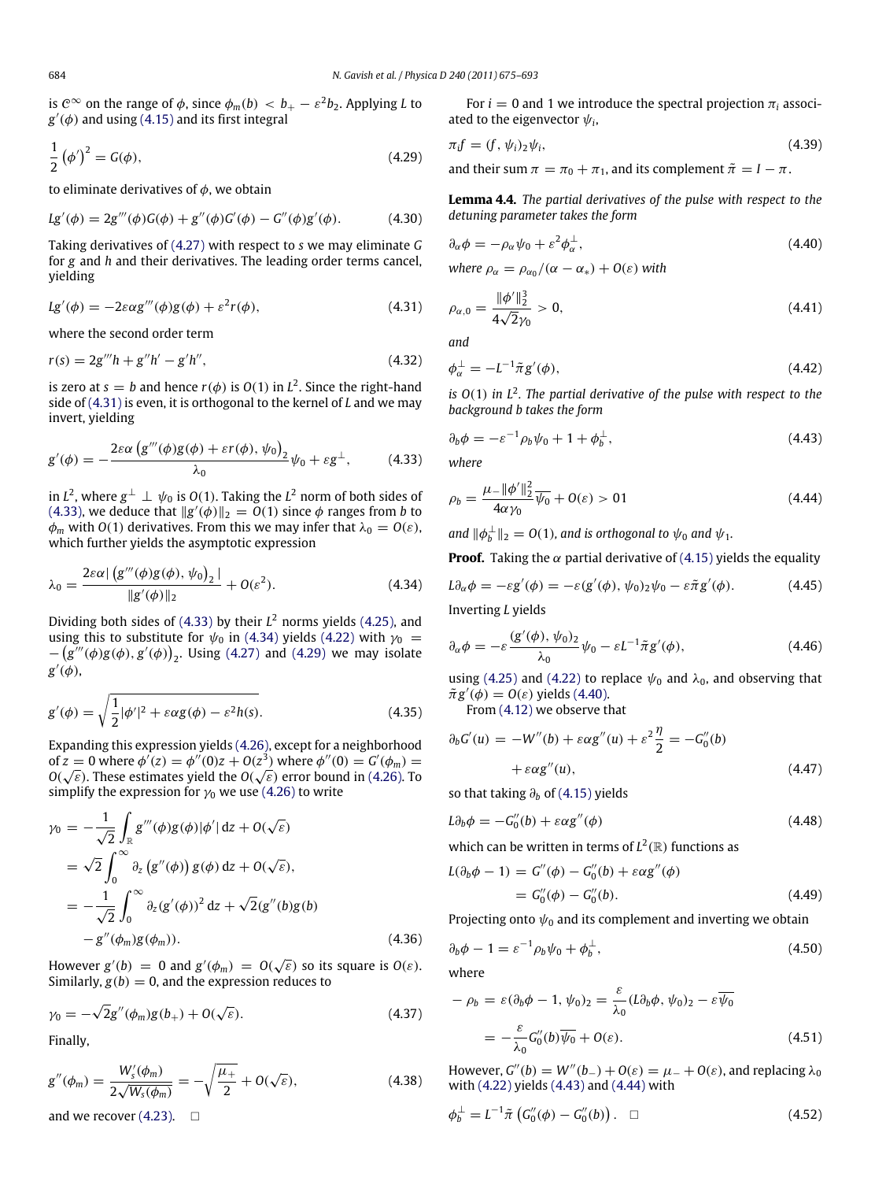is $\mathcal{C}^\infty$ on the range of $\phi$, since $\phi_m(b) < b_+ - \varepsilon^2 b_2$. Applying $L$ to $g'(\phi)$ and using (4.15) and its first integral

$$\frac{1}{2}\left(\phi'\right)^2 = G(\phi), \tag{4.29}$$

to eliminate derivatives of $\phi$, we obtain

$$Lg'(\phi) = 2g'''(\phi)G(\phi) + g''(\phi)G'(\phi) - G''(\phi)g'(\phi). \tag{4.30}$$

Taking derivatives of (4.27) with respect to $s$ we may eliminate $G$ for $g$ and $h$ and their derivatives. The leading order terms cancel, yielding

$$Lg'(\phi) = -2\varepsilon\alpha g'''(\phi)g(\phi) + \varepsilon^2 r(\phi), \tag{4.31}$$

where the second order term

$$r(s) = 2g'''h + g''h' - g'h'', \tag{4.32}$$

is zero at $s = b$ and hence $r(\phi)$ is $O(1)$ in $L^2$. Since the right-hand side of (4.31) is even, it is orthogonal to the kernel of $L$ and we may invert, yielding

$$g'(\phi) = -\frac{2\varepsilon\alpha\left(g'''(\phi)g(\phi) + \varepsilon r(\phi), \psi_0\right)_2}{\lambda_0}\psi_0 + \varepsilon g^\perp, \tag{4.33}$$

in $L^2$, where $g^\perp \perp \psi_0$ is $O(1)$. Taking the $L^2$ norm of both sides of (4.33), we deduce that $\|g'(\phi)\|_2 = O(1)$ since $\phi$ ranges from $b$ to $\phi_m$ with $O(1)$ derivatives. From this we may infer that $\lambda_0 = O(\varepsilon)$, which further yields the asymptotic expression

$$\lambda_0 = \frac{2\varepsilon\alpha|\left(g'''(\phi)g(\phi), \psi_0\right)_2|}{\|g'(\phi)\|_2} + O(\varepsilon^2). \tag{4.34}$$

Dividing both sides of (4.33) by their $L^2$ norms yields (4.25), and using this to substitute for $\psi_0$ in (4.34) yields (4.22) with $\gamma_0 = -\left(g'''(\phi)g(\phi), g'(\phi)\right)_2$. Using (4.27) and (4.29) we may isolate $g'(\phi)$,

$$g'(\phi) = \sqrt{\frac{1}{2}|\phi'|^2 + \varepsilon\alpha g(\phi) - \varepsilon^2 h(s)}. \tag{4.35}$$

Expanding this expression yields (4.26), except for a neighborhood of $z = 0$ where $\phi'(z) = \phi''(0)z + O(z^3)$ where $\phi''(0) = G'(\phi_m) = O(\sqrt{\varepsilon})$. These estimates yield the $O(\sqrt{\varepsilon})$ error bound in (4.26). To simplify the expression for $\gamma_0$ we use (4.26) to write

$$\begin{aligned}
\gamma_0 &= -\frac{1}{\sqrt{2}}\int_{\mathbb{R}} g'''(\phi)g(\phi)|\phi'|\,\mathrm{d}z + O(\sqrt{\varepsilon}) \\
&= \sqrt{2}\int_0^\infty \partial_z\left(g''(\phi)\right)g(\phi)\,\mathrm{d}z + O(\sqrt{\varepsilon}), \\
&= -\frac{1}{\sqrt{2}}\int_0^\infty \partial_z(g'(\phi))^2\,\mathrm{d}z + \sqrt{2}(g''(b)g(b) \\
&\quad - g''(\phi_m)g(\phi_m)).
\end{aligned} \tag{4.36}$$

However $g'(b) = 0$ and $g'(\phi_m) = O(\sqrt{\varepsilon})$ so its square is $O(\varepsilon)$. Similarly, $g(b) = 0$, and the expression reduces to

$$\gamma_0 = -\sqrt{2}g''(\phi_m)g(b_+) + O(\sqrt{\varepsilon}). \tag{4.37}$$

Finally,

$$g''(\phi_m) = \frac{W_s'(\phi_m)}{2\sqrt{W_s(\phi_m)}} = -\sqrt{\frac{\mu_+}{2}} + O(\sqrt{\varepsilon}), \tag{4.38}$$

and we recover (4.23). $\square$

For $i = 0$ and 1 we introduce the spectral projection $\pi_i$ associated to the eigenvector $\psi_i$,

$$\pi_i f = (f, \psi_i)_2\psi_i, \tag{4.39}$$

and their sum $\pi = \pi_0 + \pi_1$, and its complement $\tilde{\pi} = I - \pi$.

**Lemma 4.4.** *The partial derivatives of the pulse with respect to the detuning parameter takes the form*

$$\partial_\alpha\phi = -\rho_\alpha\psi_0 + \varepsilon^2\phi_\alpha^\perp, \tag{4.40}$$

*where* $\rho_\alpha = \rho_{\alpha_0}/(\alpha - \alpha_*) + O(\varepsilon)$ *with*

$$\rho_{\alpha,0} = \frac{\|\phi'\|_2^3}{4\sqrt{2}\gamma_0} > 0, \tag{4.41}$$

*and*

$$\phi_\alpha^\perp = -L^{-1}\tilde{\pi}g'(\phi), \tag{4.42}$$

*is* $O(1)$ *in* $L^2$. *The partial derivative of the pulse with respect to the background* $b$ *takes the form*

$$\partial_b\phi = -\varepsilon^{-1}\rho_b\psi_0 + 1 + \phi_b^\perp, \tag{4.43}$$

*where*

$$\rho_b = \frac{\mu_-\|\phi'\|_2^2}{4\alpha\gamma_0}\overline{\psi_0} + O(\varepsilon) > 01 \tag{4.44}$$

*and* $\|\phi_b^\perp\|_2 = O(1)$, *and is orthogonal to* $\psi_0$ *and* $\psi_1$.

**Proof.** Taking the $\alpha$ partial derivative of (4.15) yields the equality

$$L\partial_\alpha\phi = -\varepsilon g'(\phi) = -\varepsilon(g'(\phi), \psi_0)_2\psi_0 - \varepsilon\tilde{\pi}g'(\phi). \tag{4.45}$$

Inverting $L$ yields

$$\partial_\alpha\phi = -\varepsilon\frac{(g'(\phi), \psi_0)_2}{\lambda_0}\psi_0 - \varepsilon L^{-1}\tilde{\pi}g'(\phi), \tag{4.46}$$

using (4.25) and (4.22) to replace $\psi_0$ and $\lambda_0$, and observing that $\tilde{\pi}g'(\phi) = O(\varepsilon)$ yields (4.40).

From (4.12) we observe that

$$\begin{aligned}
\partial_b G'(u) &= -W''(b) + \varepsilon\alpha g''(u) + \varepsilon^2\frac{\eta}{2} = -G_0''(b) \\
&\quad + \varepsilon\alpha g''(u),
\end{aligned} \tag{4.47}$$

so that taking $\partial_b$ of (4.15) yields

$$L\partial_b\phi = -G_0''(b) + \varepsilon\alpha g''(\phi) \tag{4.48}$$

which can be written in terms of $L^2(\mathbb{R})$ functions as

$$\begin{aligned}
L(\partial_b\phi - 1) &= G''(\phi) - G_0''(b) + \varepsilon\alpha g''(\phi) \\
&= G_0''(\phi) - G_0''(b).
\end{aligned} \tag{4.49}$$

Projecting onto $\psi_0$ and its complement and inverting we obtain

$$\partial_b\phi - 1 = \varepsilon^{-1}\rho_b\psi_0 + \phi_b^\perp, \tag{4.50}$$

where

$$\begin{aligned}
-\rho_b &= \varepsilon(\partial_b\phi - 1, \psi_0)_2 = \frac{\varepsilon}{\lambda_0}(L\partial_b\phi, \psi_0)_2 - \varepsilon\overline{\psi_0} \\
&= -\frac{\varepsilon}{\lambda_0}G_0''(b)\overline{\psi_0} + O(\varepsilon).
\end{aligned} \tag{4.51}$$

However, $G''(b) = W''(b_-) + O(\varepsilon) = \mu_- + O(\varepsilon)$, and replacing $\lambda_0$ with (4.22) yields (4.43) and (4.44) with

$$\phi_b^\perp = L^{-1}\tilde{\pi}\left(G_0''(\phi) - G_0''(b)\right). \quad \square \tag{4.52}$$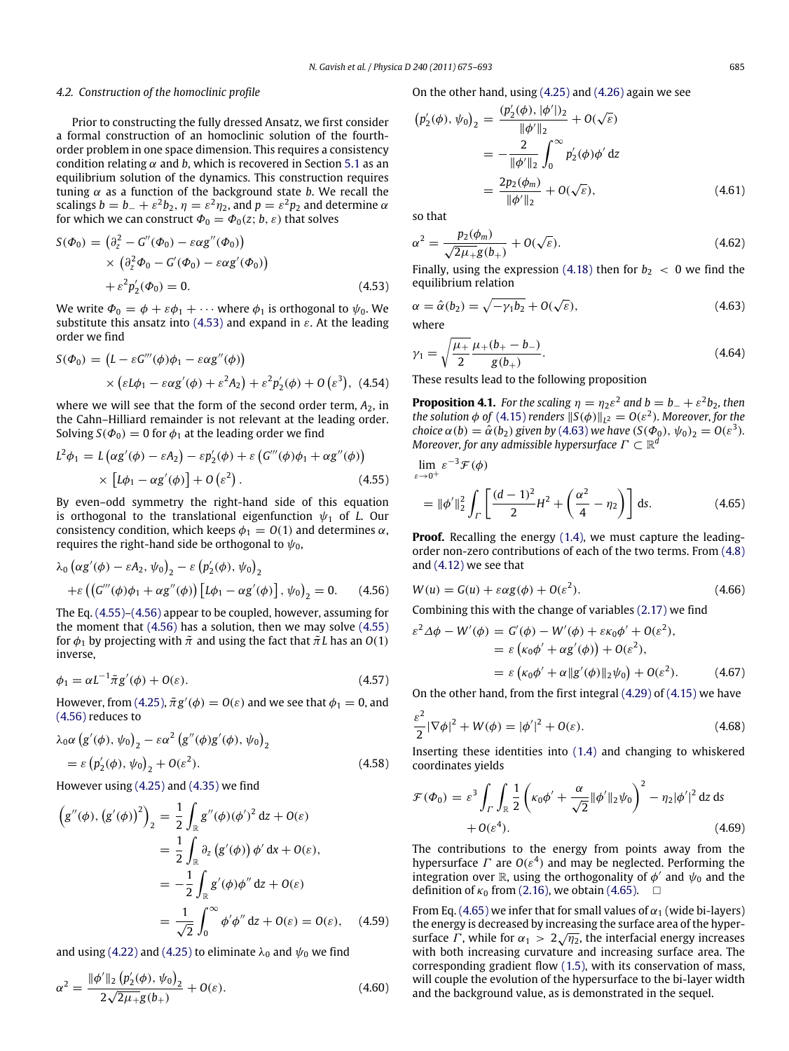### 4.2. Construction of the homoclinic profile

Prior to constructing the fully dressed Ansatz, we first consider a formal construction of an homoclinic solution of the fourth-order problem in one space dimension. This requires a consistency condition relating $\alpha$ and $b$, which is recovered in Section 5.1 as an equilibrium solution of the dynamics. This construction requires tuning $\alpha$ as a function of the background state $b$. We recall the scalings $b = b_- + \varepsilon^2 b_2$, $\eta = \varepsilon^2\eta_2$, and $p = \varepsilon^2 p_2$ and determine $\alpha$ for which we can construct $\Phi_0 = \Phi_0(z; b, \varepsilon)$ that solves

$$
\begin{aligned}
S(\Phi_0) = &\left(\partial_z^2 - G''(\Phi_0) - \varepsilon\alpha g''(\Phi_0)\right) \\
&\times \left(\partial_z^2\Phi_0 - G'(\Phi_0) - \varepsilon\alpha g'(\Phi_0)\right) \\
&+ \varepsilon^2 p_2'(\Phi_0) = 0.
\end{aligned}
\tag{4.53}
$$

We write $\Phi_0 = \phi + \varepsilon\phi_1 + \cdots$ where $\phi_1$ is orthogonal to $\psi_0$. We substitute this ansatz into (4.53) and expand in $\varepsilon$. At the leading order we find

$$
\begin{aligned}
S(\Phi_0) = &\left(L - \varepsilon G'''(\phi)\phi_1 - \varepsilon\alpha g''(\phi)\right) \\
&\times \left(\varepsilon L\phi_1 - \varepsilon\alpha g'(\phi) + \varepsilon^2 A_2\right) + \varepsilon^2 p_2'(\phi) + O\left(\varepsilon^3\right),
\end{aligned}
\tag{4.54}
$$

where we will see that the form of the second order term, $A_2$, in the Cahn–Hilliard remainder is not relevant at the leading order. Solving $S(\Phi_0) = 0$ for $\phi_1$ at the leading order we find

$$
\begin{aligned}
L^2\phi_1 = &\, L\left(\alpha g'(\phi) - \varepsilon A_2\right) - \varepsilon p_2'(\phi) + \varepsilon\left(G'''(\phi)\phi_1 + \alpha g''(\phi)\right) \\
&\times \left[L\phi_1 - \alpha g'(\phi)\right] + O\left(\varepsilon^2\right).
\end{aligned}
\tag{4.55}
$$

By even–odd symmetry the right-hand side of this equation is orthogonal to the translational eigenfunction $\psi_1$ of $L$. Our consistency condition, which keeps $\phi_1 = O(1)$ and determines $\alpha$, requires the right-hand side be orthogonal to $\psi_0$,

$$
\begin{aligned}
&\lambda_0\left(\alpha g'(\phi) - \varepsilon A_2, \psi_0\right)_2 - \varepsilon\left(p_2'(\phi), \psi_0\right)_2 \\
&+\varepsilon\left(\left(G'''(\phi)\phi_1 + \alpha g''(\phi)\right)\left[L\phi_1 - \alpha g'(\phi)\right], \psi_0\right)_2 = 0.
\end{aligned}
\tag{4.56}
$$

The Eq. (4.55)–(4.56) appear to be coupled, however, assuming for the moment that (4.56) has a solution, then we may solve (4.55) for $\phi_1$ by projecting with $\tilde{\pi}$ and using the fact that $\tilde{\pi}L$ has an $O(1)$ inverse,

$$
\phi_1 = \alpha L^{-1}\tilde{\pi}g'(\phi) + O(\varepsilon).
\tag{4.57}
$$

However, from (4.25), $\tilde{\pi}g'(\phi) = O(\varepsilon)$ and we see that $\phi_1 = 0$, and (4.56) reduces to

$$
\begin{aligned}
&\lambda_0\alpha\left(g'(\phi), \psi_0\right)_2 - \varepsilon\alpha^2\left(g''(\phi)g'(\phi), \psi_0\right)_2 \\
&= \varepsilon\left(p_2'(\phi), \psi_0\right)_2 + O(\varepsilon^2).
\end{aligned}
\tag{4.58}
$$

However using (4.25) and (4.35) we find

$$
\begin{aligned}
\left(g''(\phi), \left(g'(\phi)\right)^2\right)_2 &= \frac{1}{2}\int_{\mathbb{R}} g''(\phi)(\phi')^2\,\mathrm{d}z + O(\varepsilon) \\
&= \frac{1}{2}\int_{\mathbb{R}} \partial_z\left(g'(\phi)\right)\phi'\,\mathrm{d}x + O(\varepsilon), \\
&= -\frac{1}{2}\int_{\mathbb{R}} g'(\phi)\phi''\,\mathrm{d}z + O(\varepsilon) \\
&= \frac{1}{\sqrt{2}}\int_0^\infty \phi'\phi''\,\mathrm{d}z + O(\varepsilon) = O(\varepsilon),
\end{aligned}
\tag{4.59}
$$

and using (4.22) and (4.25) to eliminate $\lambda_0$ and $\psi_0$ we find

$$
\alpha^2 = \frac{\|\phi'\|_2\left(p_2'(\phi), \psi_0\right)_2}{2\sqrt{2\mu_+}g(b_+)} + O(\varepsilon).
\tag{4.60}
$$

On the other hand, using (4.25) and (4.26) again we see

$$
\begin{aligned}
\left(p_2'(\phi), \psi_0\right)_2 &= \frac{(p_2'(\phi), |\phi'|)_2}{\|\phi'\|_2} + O(\sqrt{\varepsilon}) \\
&= -\frac{2}{\|\phi'\|_2}\int_0^\infty p_2'(\phi)\phi'\,\mathrm{d}z \\
&= \frac{2p_2(\phi_m)}{\|\phi'\|_2} + O(\sqrt{\varepsilon}),
\end{aligned}
\tag{4.61}
$$

so that

$$
\alpha^2 = \frac{p_2(\phi_m)}{\sqrt{2\mu_+}g(b_+)} + O(\sqrt{\varepsilon}).
\tag{4.62}
$$

Finally, using the expression (4.18) then for $b_2 < 0$ we find the equilibrium relation

$$
\alpha = \hat{\alpha}(b_2) = \sqrt{-\gamma_1 b_2} + O(\sqrt{\varepsilon}),
\tag{4.63}
$$

where

$$
\gamma_1 = \sqrt{\frac{\mu_+}{2}}\frac{\mu_+(b_+ - b_-)}{g(b_+)}.
\tag{4.64}
$$

These results lead to the following proposition

**Proposition 4.1.** *For the scaling $\eta = \eta_2\varepsilon^2$ and $b = b_- + \varepsilon^2 b_2$, then the solution $\phi$ of (4.15) renders $\|S(\phi)\|_{L^2} = O(\varepsilon^2)$. Moreover, for the choice $\alpha(b) = \hat{\alpha}(b_2)$ given by (4.63) we have $(S(\Phi_0), \psi_0)_2 = O(\varepsilon^3)$. Moreover, for any admissible hypersurface $\Gamma \subset \mathbb{R}^d$*

$$
\lim_{\varepsilon\to 0^+} \varepsilon^{-3}\mathcal{F}(\phi) = \|\phi'\|_2^2\int_\Gamma\left[\frac{(d-1)^2}{2}H^2 + \left(\frac{\alpha^2}{4} - \eta_2\right)\right]\mathrm{d}s.
\tag{4.65}
$$

**Proof.** Recalling the energy (1.4), we must capture the leading-order non-zero contributions of each of the two terms. From (4.8) and (4.12) we see that

$$
W(u) = G(u) + \varepsilon\alpha g(\phi) + O(\varepsilon^2).
\tag{4.66}
$$

Combining this with the change of variables (2.17) we find

$$
\begin{aligned}
\varepsilon^2\Delta\phi - W'(\phi) &= G'(\phi) - W'(\phi) + \varepsilon\kappa_0\phi' + O(\varepsilon^2), \\
&= \varepsilon\left(\kappa_0\phi' + \alpha g'(\phi)\right) + O(\varepsilon^2), \\
&= \varepsilon\left(\kappa_0\phi' + \alpha\|g'(\phi)\|_2\psi_0\right) + O(\varepsilon^2).
\end{aligned}
\tag{4.67}
$$

On the other hand, from the first integral (4.29) of (4.15) we have

$$
\frac{\varepsilon^2}{2}|\nabla\phi|^2 + W(\phi) = |\phi'|^2 + O(\varepsilon).
\tag{4.68}
$$

Inserting these identities into (1.4) and changing to whiskered coordinates yields

$$
\begin{aligned}
\mathcal{F}(\Phi_0) = &\,\varepsilon^3\int_\Gamma\int_{\mathbb{R}}\frac{1}{2}\left(\kappa_0\phi' + \frac{\alpha}{\sqrt{2}}\|\phi'\|_2\psi_0\right)^2 - \eta_2|\phi'|^2\,\mathrm{d}z\,\mathrm{d}s \\
&+ O(\varepsilon^4).
\end{aligned}
\tag{4.69}
$$

The contributions to the energy from points away from the hypersurface $\Gamma$ are $O(\varepsilon^4)$ and may be neglected. Performing the integration over $\mathbb{R}$, using the orthogonality of $\phi'$ and $\psi_0$ and the definition of $\kappa_0$ from (2.16), we obtain (4.65). $\square$

From Eq. (4.65) we infer that for small values of $\alpha_1$ (wide bi-layers) the energy is decreased by increasing the surface area of the hypersurface $\Gamma$, while for $\alpha_1 > 2\sqrt{\eta_2}$, the interfacial energy increases with both increasing curvature and increasing surface area. The corresponding gradient flow (1.5), with its conservation of mass, will couple the evolution of the hypersurface to the bi-layer width and the background value, as is demonstrated in the sequel.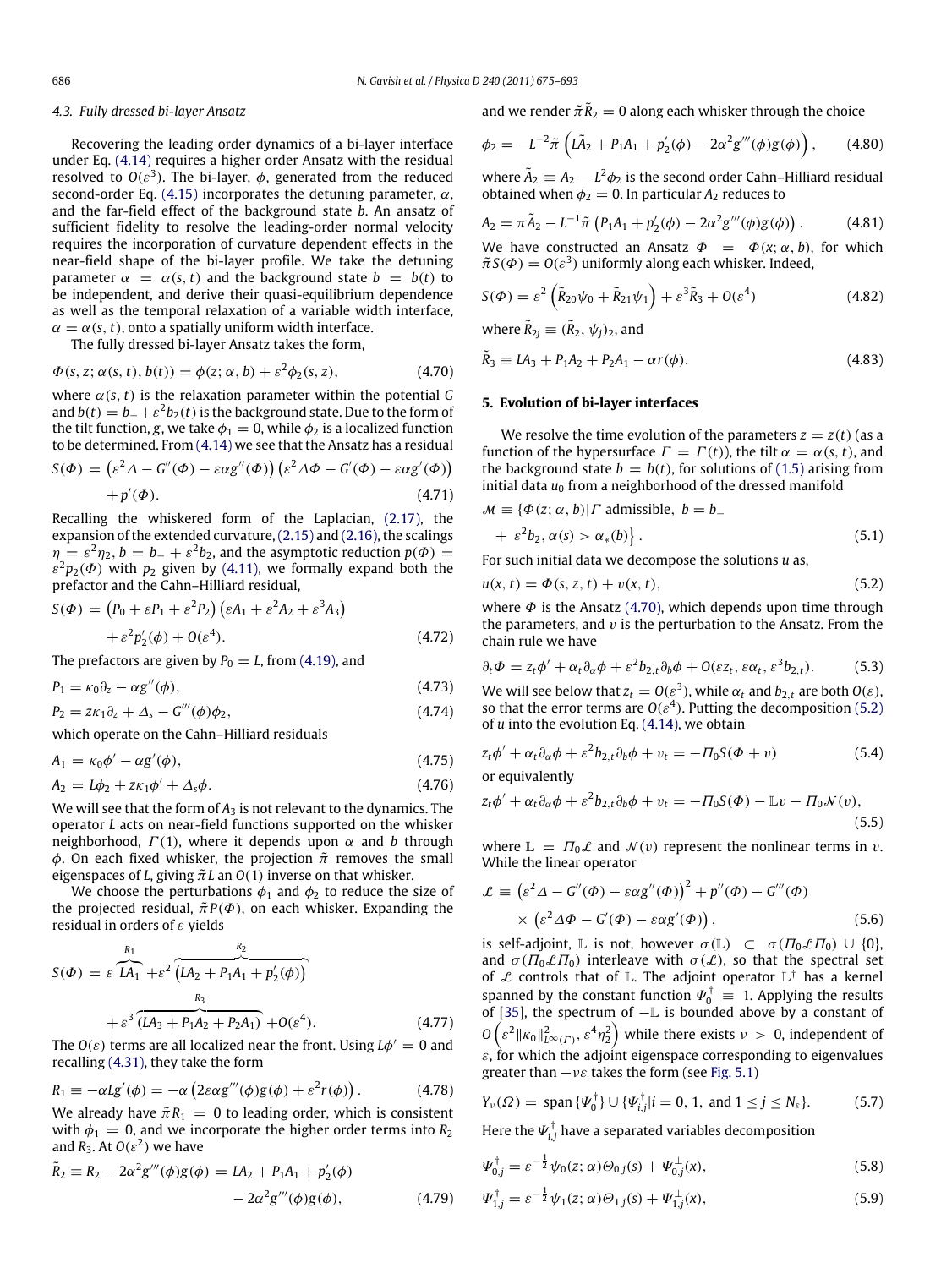### 4.3. Fully dressed bi-layer Ansatz

Recovering the leading order dynamics of a bi-layer interface under Eq. (4.14) requires a higher order Ansatz with the residual resolved to $O(\varepsilon^3)$. The bi-layer, $\phi$, generated from the reduced second-order Eq. (4.15) incorporates the detuning parameter, $\alpha$, and the far-field effect of the background state $b$. An ansatz of sufficient fidelity to resolve the leading-order normal velocity requires the incorporation of curvature dependent effects in the near-field shape of the bi-layer profile. We take the detuning parameter $\alpha = \alpha(s, t)$ and the background state $b = b(t)$ to be independent, and derive their quasi-equilibrium dependence as well as the temporal relaxation of a variable width interface, $\alpha = \alpha(s, t)$, onto a spatially uniform width interface.

The fully dressed bi-layer Ansatz takes the form,

$$\Phi(s, z; \alpha(s, t), b(t)) = \phi(z; \alpha, b) + \varepsilon^2 \phi_2(s, z), \tag{4.70}$$

where $\alpha(s, t)$ is the relaxation parameter within the potential $G$ and $b(t) = b_- + \varepsilon^2 b_2(t)$ is the background state. Due to the form of the tilt function, $g$, we take $\phi_1 = 0$, while $\phi_2$ is a localized function to be determined. From (4.14) we see that the Ansatz has a residual

$$S(\Phi) = \left(\varepsilon^2 \Delta - G''(\Phi) - \varepsilon\alpha g''(\Phi)\right)\left(\varepsilon^2 \Delta\Phi - G'(\Phi) - \varepsilon\alpha g'(\Phi)\right) + p'(\Phi). \tag{4.71}$$

Recalling the whiskered form of the Laplacian, (2.17), the expansion of the extended curvature, (2.15) and (2.16), the scalings $\eta = \varepsilon^2 \eta_2$, $b = b_- + \varepsilon^2 b_2$, and the asymptotic reduction $p(\Phi) = \varepsilon^2 p_2(\Phi)$ with $p_2$ given by (4.11), we formally expand both the prefactor and the Cahn–Hilliard residual,

$$S(\Phi) = \left(P_0 + \varepsilon P_1 + \varepsilon^2 P_2\right)\left(\varepsilon A_1 + \varepsilon^2 A_2 + \varepsilon^3 A_3\right) + \varepsilon^2 p_2'(\phi) + O(\varepsilon^4). \tag{4.72}$$

The prefactors are given by $P_0 = L$, from (4.19), and

$$P_1 = \kappa_0 \partial_z - \alpha g''(\phi), \tag{4.73}$$

$$P_2 = z\kappa_1 \partial_z + \Delta_s - G'''(\phi)\phi_2, \tag{4.74}$$

which operate on the Cahn–Hilliard residuals

$$A_1 = \kappa_0 \phi' - \alpha g'(\phi), \tag{4.75}$$

$$A_2 = L\phi_2 + z\kappa_1 \phi' + \Delta_s \phi. \tag{4.76}$$

We will see that the form of $A_3$ is not relevant to the dynamics. The operator $L$ acts on near-field functions supported on the whisker neighborhood, $\Gamma(1)$, where it depends upon $\alpha$ and $b$ through $\phi$. On each fixed whisker, the projection $\tilde{\pi}$ removes the small eigenspaces of $L$, giving $\tilde{\pi}L$ an $O(1)$ inverse on that whisker.

We choose the perturbations $\phi_1$ and $\phi_2$ to reduce the size of the projected residual, $\tilde{\pi}P(\Phi)$, on each whisker. Expanding the residual in orders of $\varepsilon$ yields

$$S(\Phi) = \varepsilon \overbrace{LA_1}^{R_1} + \varepsilon^2 \overbrace{\left(LA_2 + P_1 A_1 + p_2'(\phi)\right)}^{R_2} + \varepsilon^3 \overbrace{(LA_3 + P_1 A_2 + P_2 A_1)}^{R_3} + O(\varepsilon^4). \tag{4.77}$$

The $O(\varepsilon)$ terms are all localized near the front. Using $L\phi' = 0$ and recalling (4.31), they take the form

$$R_1 \equiv -\alpha L g'(\phi) = -\alpha\left(2\varepsilon\alpha g'''(\phi) g(\phi) + \varepsilon^2 r(\phi)\right). \tag{4.78}$$

We already have $\tilde{\pi}R_1 = 0$ to leading order, which is consistent with $\phi_1 = 0$, and we incorporate the higher order terms into $R_2$ and $R_3$. At $O(\varepsilon^2)$ we have

$$\tilde{R}_2 \equiv R_2 - 2\alpha^2 g'''(\phi) g(\phi) = LA_2 + P_1 A_1 + p_2'(\phi) - 2\alpha^2 g'''(\phi) g(\phi), \tag{4.79}$$

and we render $\tilde{\pi}\tilde{R}_2 = 0$ along each whisker through the choice

$$\phi_2 = -L^{-2}\tilde{\pi}\left(L\tilde{A}_2 + P_1 A_1 + p_2'(\phi) - 2\alpha^2 g'''(\phi) g(\phi)\right), \tag{4.80}$$

where $\tilde{A}_2 \equiv A_2 - L^2\phi_2$ is the second order Cahn–Hilliard residual obtained when $\phi_2 = 0$. In particular $A_2$ reduces to

$$A_2 = \pi\tilde{A}_2 - L^{-1}\tilde{\pi}\left(P_1 A_1 + p_2'(\phi) - 2\alpha^2 g'''(\phi) g(\phi)\right). \tag{4.81}$$

We have constructed an Ansatz $\Phi = \Phi(x; \alpha, b)$, for which $\tilde{\pi}S(\Phi) = O(\varepsilon^3)$ uniformly along each whisker. Indeed,

$$S(\Phi) = \varepsilon^2\left(\tilde{R}_{20}\psi_0 + \tilde{R}_{21}\psi_1\right) + \varepsilon^3\tilde{R}_3 + O(\varepsilon^4) \tag{4.82}$$

where $\tilde{R}_{2j} \equiv (\tilde{R}_2, \psi_j)_2$, and

$$\tilde{R}_3 \equiv LA_3 + P_1 A_2 + P_2 A_1 - \alpha r(\phi). \tag{4.83}$$

## 5. Evolution of bi-layer interfaces

We resolve the time evolution of the parameters $z = z(t)$ (as a function of the hypersurface $\Gamma = \Gamma(t)$), the tilt $\alpha = \alpha(s, t)$, and the background state $b = b(t)$, for solutions of (1.5) arising from initial data $u_0$ from a neighborhood of the dressed manifold

$$\mathcal{M} \equiv \{\Phi(z; \alpha, b) | \Gamma \text{ admissible}, \ b = b_- + \varepsilon^2 b_2, \alpha(s) > \alpha_*(b)\}. \tag{5.1}$$

For such initial data we decompose the solutions $u$ as,

$$u(x, t) = \Phi(s, z, t) + v(x, t), \tag{5.2}$$

where $\Phi$ is the Ansatz (4.70), which depends upon time through the parameters, and $v$ is the perturbation to the Ansatz. From the chain rule we have

$$\partial_t \Phi = z_t \phi' + \alpha_t \partial_\alpha \phi + \varepsilon^2 b_{2,t}\partial_b \phi + O(\varepsilon z_t, \varepsilon\alpha_t, \varepsilon^3 b_{2,t}). \tag{5.3}$$

We will see below that $z_t = O(\varepsilon^3)$, while $\alpha_t$ and $b_{2,t}$ are both $O(\varepsilon)$, so that the error terms are $O(\varepsilon^4)$. Putting the decomposition (5.2) of $u$ into the evolution Eq. (4.14), we obtain

$$z_t \phi' + \alpha_t \partial_\alpha \phi + \varepsilon^2 b_{2,t}\partial_b \phi + v_t = -\Pi_0 S(\Phi + v) \tag{5.4}$$

or equivalently

$$z_t \phi' + \alpha_t \partial_\alpha \phi + \varepsilon^2 b_{2,t}\partial_b \phi + v_t = -\Pi_0 S(\Phi) - \mathbb{L}v - \Pi_0 \mathcal{N}(v), \tag{5.5}$$

where $\mathbb{L} = \Pi_0 \mathcal{L}$ and $\mathcal{N}(v)$ represent the nonlinear terms in $v$. While the linear operator

$$\mathcal{L} \equiv \left(\varepsilon^2\Delta - G''(\Phi) - \varepsilon\alpha g''(\Phi)\right)^2 + p''(\Phi) - G'''(\Phi) \times \left(\varepsilon^2\Delta\Phi - G'(\Phi) - \varepsilon\alpha g'(\Phi)\right), \tag{5.6}$$

is self-adjoint, $\mathbb{L}$ is not, however $\sigma(\mathbb{L}) \subset \sigma(\Pi_0\mathcal{L}\Pi_0) \cup \{0\}$, and $\sigma(\Pi_0\mathcal{L}\Pi_0)$ interleave with $\sigma(\mathcal{L})$, so that the spectral set of $\mathcal{L}$ controls that of $\mathbb{L}$. The adjoint operator $\mathbb{L}^\dagger$ has a kernel spanned by the constant function $\Psi_0^\dagger \equiv 1$. Applying the results of [35], the spectrum of $-\mathbb{L}$ is bounded above by a constant of $O\left(\varepsilon^2\|\kappa_0\|^2_{L^\infty(\Gamma)}, \varepsilon^4\eta_2^2\right)$ while there exists $\nu > 0$, independent of $\varepsilon$, for which the adjoint eigenspace corresponding to eigenvalues greater than $-\nu\varepsilon$ takes the form (see Fig. 5.1)

$$Y_\nu(\Omega) = \operatorname{span}\{\Psi_0^\dagger\} \cup \{\Psi_{i,j}^\dagger | i = 0, 1, \text{ and } 1 \le j \le N_\varepsilon\}. \tag{5.7}$$

Here the $\Psi_{i,j}^\dagger$ have a separated variables decomposition

$$\Psi_{0,j}^\dagger = \varepsilon^{-\frac{1}{2}}\psi_0(z; \alpha)\Theta_{0,j}(s) + \Psi_{0,j}^\perp(x), \tag{5.8}$$

$$\Psi_{1,j}^\dagger = \varepsilon^{-\frac{1}{2}}\psi_1(z; \alpha)\Theta_{1,j}(s) + \Psi_{1,j}^\perp(x), \tag{5.9}$$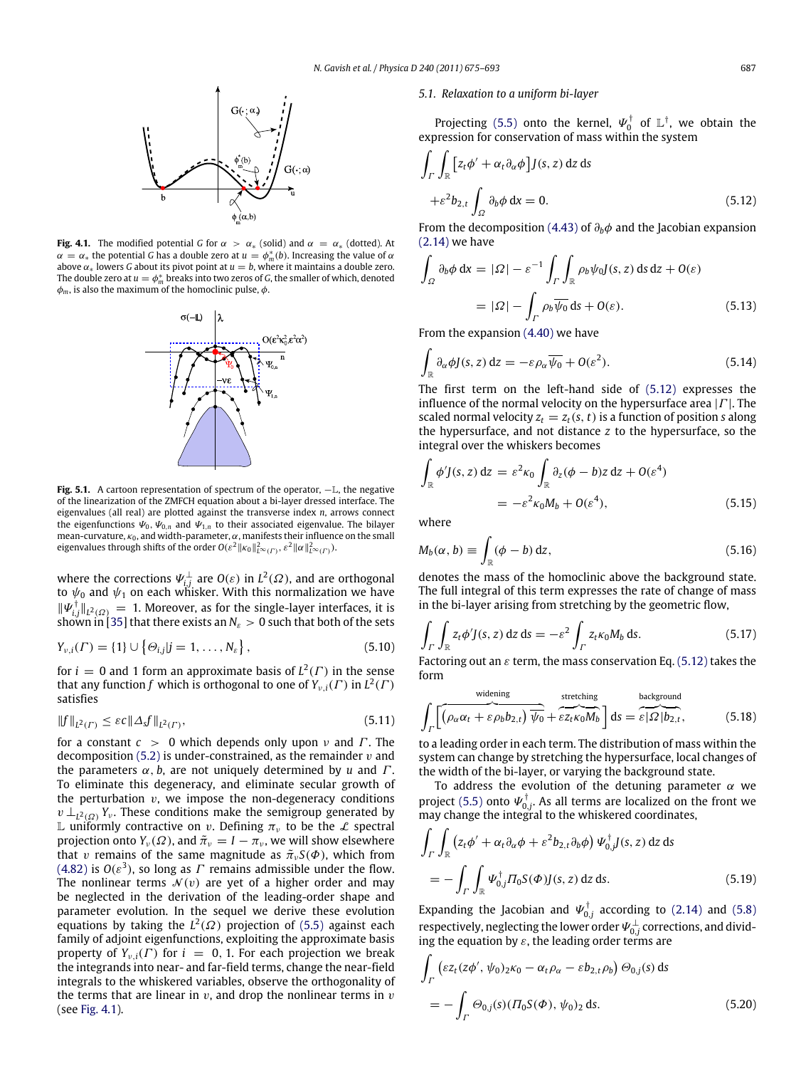**Fig. 4.1.** The modified potential $G$ for $\alpha > \alpha_*$ (solid) and $\alpha = \alpha_*$ (dotted). At $\alpha = \alpha_*$ the potential $G$ has a double zero at $u = \phi_m^*(b)$. Increasing the value of $\alpha$ above $\alpha_*$ lowers $G$ about its pivot point at $u = b$, where it maintains a double zero. The double zero at $u = \phi_m^*$ breaks into two zeros of $G$, the smaller of which, denoted $\phi_m$, is also the maximum of the homoclinic pulse, $\phi$.

**Fig. 5.1.** A cartoon representation of spectrum of the operator, $-\mathbb{L}$, the negative of the linearization of the ZMFCH equation about a bi-layer dressed interface. The eigenvalues (all real) are plotted against the transverse index $n$, arrows connect the eigenfunctions $\Psi_0$, $\Psi_{0,n}$ and $\Psi_{1,n}$ to their associated eigenvalue. The bilayer mean-curvature, $\kappa_0$, and width-parameter, $\alpha$, manifests their influence on the small eigenvalues through shifts of the order $O(\varepsilon^2\|\kappa_0\|^2_{L^\infty(\Gamma)}, \varepsilon^2\|\alpha\|^2_{L^\infty(\Gamma)})$.

where the corrections $\Psi_{i,j}^\perp$ are $O(\varepsilon)$ in $L^2(\Omega)$, and are orthogonal to $\psi_0$ and $\psi_1$ on each whisker. With this normalization we have $\|\Psi_{i,j}^\dagger\|_{L^2(\Omega)} = 1$. Moreover, as for the single-layer interfaces, it is shown in [35] that there exists an $N_\varepsilon > 0$ such that both of the sets

$$Y_{\nu,i}(\Gamma) = \{1\} \cup \{\Theta_{i,j} | j = 1, \ldots, N_\varepsilon\}, \tag{5.10}$$

for $i = 0$ and 1 form an approximate basis of $L^2(\Gamma)$ in the sense that any function $f$ which is orthogonal to one of $Y_{\nu,i}(\Gamma)$ in $L^2(\Gamma)$ satisfies

$$\|f\|_{L^2(\Gamma)} \le \varepsilon c \|\Delta_s f\|_{L^2(\Gamma)}, \tag{5.11}$$

for a constant $c > 0$ which depends only upon $\nu$ and $\Gamma$. The decomposition (5.2) is under-constrained, as the remainder $v$ and the parameters $\alpha$, $b$, are not uniquely determined by $u$ and $\Gamma$. To eliminate this degeneracy, and eliminate secular growth of the perturbation $v$, we impose the non-degeneracy conditions $v \perp_{L^2(\Omega)} Y_\nu$. These conditions make the semigroup generated by $\mathbb{L}$ uniformly contractive on $v$. Defining $\pi_\nu$ to be the $\mathscr{L}$ spectral projection onto $Y_\nu(\Omega)$, and $\tilde{\pi}_\nu = I - \pi_\nu$, we will show elsewhere that $v$ remains of the same magnitude as $\tilde{\pi}_\nu S(\Phi)$, which from (4.82) is $O(\varepsilon^3)$, so long as $\Gamma$ remains admissible under the flow. The nonlinear terms $\mathcal{N}(v)$ are yet of a higher order and may be neglected in the derivation of the leading-order shape and parameter evolution. In the sequel we derive these evolution equations by taking the $L^2(\Omega)$ projection of (5.5) against each family of adjoint eigenfunctions, exploiting the approximate basis property of $Y_{\nu,i}(\Gamma)$ for $i = 0$, 1. For each projection we break the integrands into near- and far-field terms, change the near-field integrals to the whiskered variables, observe the orthogonality of the terms that are linear in $v$, and drop the nonlinear terms in $v$ (see Fig. 4.1).

### 5.1. Relaxation to a uniform bi-layer

Projecting (5.5) onto the kernel, $\Psi_0^\dagger$ of $\mathbb{L}^\dagger$, we obtain the expression for conservation of mass within the system

$$\int_\Gamma \int_{\mathbb{R}} \left[ z_t \phi' + \alpha_t \partial_\alpha \phi \right] J(s, z)\, dz\, ds + \varepsilon^2 b_{2,t} \int_\Omega \partial_b \phi\, dx = 0. \tag{5.12}$$

From the decomposition (4.43) of $\partial_b \phi$ and the Jacobian expansion (2.14) we have

$$\begin{aligned} \int_\Omega \partial_b \phi\, dx &= |\Omega| - \varepsilon^{-1} \int_\Gamma \int_{\mathbb{R}} \rho_b \psi_0 J(s, z)\, ds\, dz + O(\varepsilon) \\ &= |\Omega| - \int_\Gamma \rho_b \overline{\psi_0}\, ds + O(\varepsilon). \end{aligned} \tag{5.13}$$

From the expansion (4.40) we have

$$\int_{\mathbb{R}} \partial_\alpha \phi J(s, z)\, dz = -\varepsilon \rho_\alpha \overline{\psi_0} + O(\varepsilon^2). \tag{5.14}$$

The first term on the left-hand side of (5.12) expresses the influence of the normal velocity on the hypersurface area $|\Gamma|$. The scaled normal velocity $z_t = z_t(s, t)$ is a function of position $s$ along the hypersurface, and not distance $z$ to the hypersurface, so the integral over the whiskers becomes

$$\begin{aligned} \int_{\mathbb{R}} \phi' J(s, z)\, dz &= \varepsilon^2 \kappa_0 \int_{\mathbb{R}} \partial_z (\phi - b) z\, dz + O(\varepsilon^4) \\ &= -\varepsilon^2 \kappa_0 M_b + O(\varepsilon^4), \end{aligned} \tag{5.15}$$

where

$$M_b(\alpha, b) \equiv \int_{\mathbb{R}} (\phi - b)\, dz, \tag{5.16}$$

denotes the mass of the homoclinic above the background state. The full integral of this term expresses the rate of change of mass in the bi-layer arising from stretching by the geometric flow,

$$\int_\Gamma \int_{\mathbb{R}} z_t \phi' J(s, z)\, dz\, ds = -\varepsilon^2 \int_\Gamma z_t \kappa_0 M_b\, ds. \tag{5.17}$$

Factoring out an $\varepsilon$ term, the mass conservation Eq. (5.12) takes the form

$$\int_\Gamma \Big[ \overbrace{\left( \rho_\alpha \alpha_t + \varepsilon \rho_b b_{2,t} \right) \overline{\psi_0}}^{\text{widening}} + \overbrace{\varepsilon z_t \kappa_0 M_b}^{\text{stretching}} \Big]\, ds = \overbrace{\varepsilon |\Omega| b_{2,t}}^{\text{background}}, \tag{5.18}$$

to a leading order in each term. The distribution of mass within the system can change by stretching the hypersurface, local changes of the width of the bi-layer, or varying the background state.

To address the evolution of the detuning parameter $\alpha$ we project (5.5) onto $\Psi_{0,j}^\dagger$. As all terms are localized on the front we may change the integral to the whiskered coordinates,

$$\begin{aligned} &\int_\Gamma \int_{\mathbb{R}} \left( z_t \phi' + \alpha_t \partial_\alpha \phi + \varepsilon^2 b_{2,t} \partial_b \phi \right) \Psi_{0,j}^\dagger J(s, z)\, dz\, ds \\ &= -\int_\Gamma \int_{\mathbb{R}} \Psi_{0,j}^\dagger \Pi_0 S(\Phi) J(s, z)\, dz\, ds. \end{aligned} \tag{5.19}$$

Expanding the Jacobian and $\Psi_{0,j}^\dagger$ according to (2.14) and (5.8) respectively, neglecting the lower order $\Psi_{0,j}^\perp$ corrections, and dividing the equation by $\varepsilon$, the leading order terms are

$$\begin{aligned} &\int_\Gamma \left( \varepsilon z_t (z\phi', \psi_0)_2 \kappa_0 - \alpha_t \rho_\alpha - \varepsilon b_{2,t} \rho_b \right) \Theta_{0,j}(s)\, ds \\ &= -\int_\Gamma \Theta_{0,j}(s) (\Pi_0 S(\Phi), \psi_0)_2\, ds. \end{aligned} \tag{5.20}$$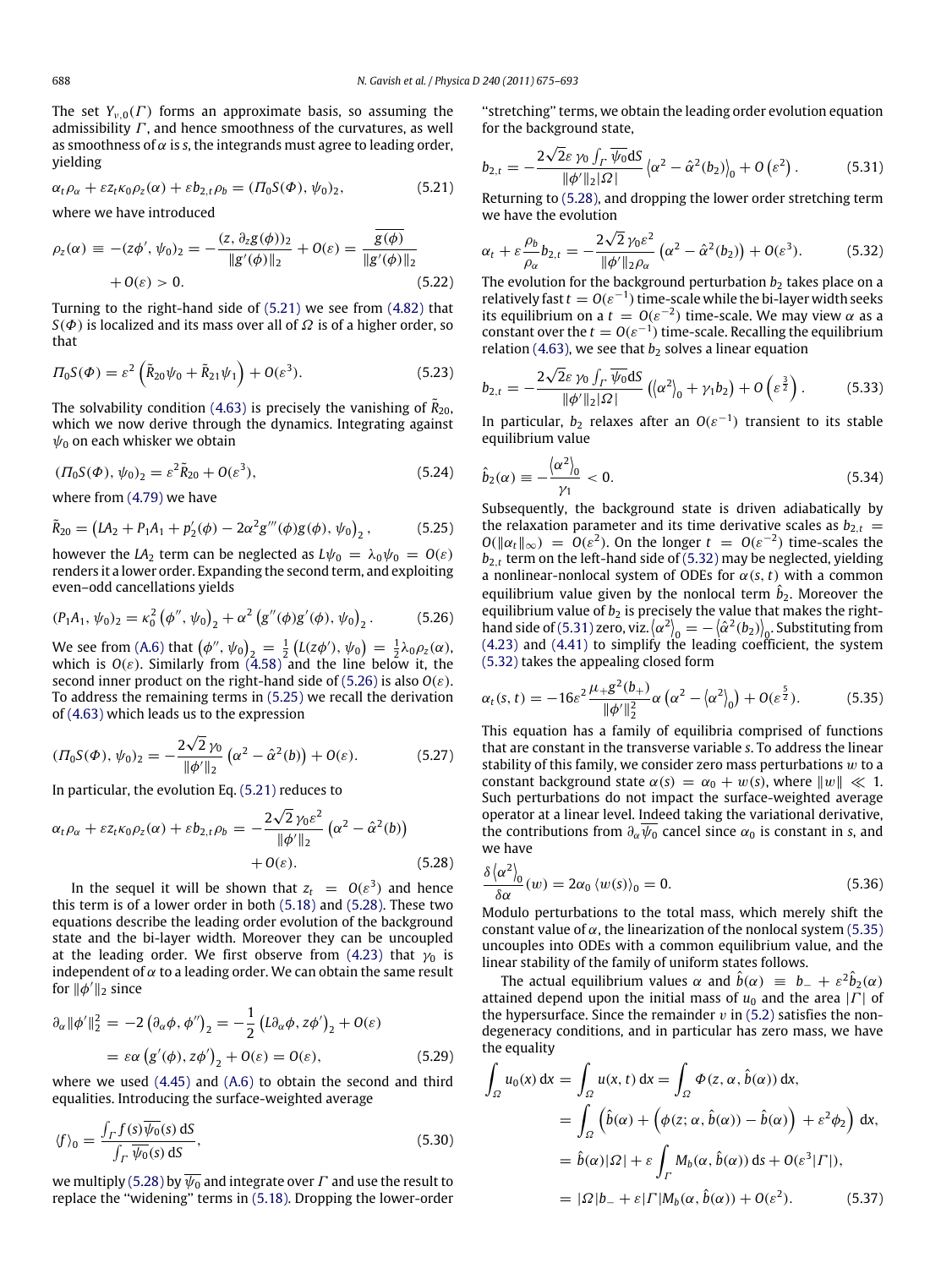The set $Y_{\nu,0}(\Gamma)$ forms an approximate basis, so assuming the admissibility $\Gamma$, and hence smoothness of the curvatures, as well as smoothness of $\alpha$ is $s$, the integrands must agree to leading order, yielding

$$\alpha_t \rho_\alpha + \varepsilon z_t \kappa_0 \rho_z(\alpha) + \varepsilon b_{2,t} \rho_b = (\Pi_0 S(\Phi), \psi_0)_2, \tag{5.21}$$

where we have introduced

$$\rho_z(\alpha) \equiv -(z\phi', \psi_0)_2 = -\frac{(z, \partial_z g(\phi))_2}{\|g'(\phi)\|_2} + O(\varepsilon) = \frac{\overline{g(\phi)}}{\|g'(\phi)\|_2} + O(\varepsilon) > 0. \tag{5.22}$$

Turning to the right-hand side of (5.21) we see from (4.82) that $S(\Phi)$ is localized and its mass over all of $\Omega$ is of a higher order, so that

$$\Pi_0 S(\Phi) = \varepsilon^2 \left(\tilde{R}_{20}\psi_0 + \tilde{R}_{21}\psi_1\right) + O(\varepsilon^3). \tag{5.23}$$

The solvability condition (4.63) is precisely the vanishing of $\tilde{R}_{20}$, which we now derive through the dynamics. Integrating against $\psi_0$ on each whisker we obtain

$$(\Pi_0 S(\Phi), \psi_0)_2 = \varepsilon^2 \tilde{R}_{20} + O(\varepsilon^3), \tag{5.24}$$

where from (4.79) we have

$$\tilde{R}_{20} = \left(LA_2 + P_1 A_1 + p_2'(\phi) - 2\alpha^2 g'''(\phi) g(\phi), \psi_0\right)_2, \tag{5.25}$$

however the $LA_2$ term can be neglected as $L\psi_0 = \lambda_0 \psi_0 = O(\varepsilon)$ renders it a lower order. Expanding the second term, and exploiting even–odd cancellations yields

$$(P_1 A_1, \psi_0)_2 = \kappa_0^2 \left(\phi'', \psi_0\right)_2 + \alpha^2 \left(g''(\phi) g'(\phi), \psi_0\right)_2. \tag{5.26}$$

We see from (A.6) that $\left(\phi'', \psi_0\right)_2 = \frac{1}{2}\left(L(z\phi'), \psi_0\right) = \frac{1}{2}\lambda_0 \rho_z(\alpha)$, which is $O(\varepsilon)$. Similarly from (4.58) and the line below it, the second inner product on the right-hand side of (5.26) is also $O(\varepsilon)$. To address the remaining terms in (5.25) we recall the derivation of (4.63) which leads us to the expression

$$(\Pi_0 S(\Phi), \psi_0)_2 = -\frac{2\sqrt{2}\,\gamma_0}{\|\phi'\|_2}\left(\alpha^2 - \hat{\alpha}^2(b)\right) + O(\varepsilon). \tag{5.27}$$

In particular, the evolution Eq. (5.21) reduces to

$$\alpha_t \rho_\alpha + \varepsilon z_t \kappa_0 \rho_z(\alpha) + \varepsilon b_{2,t} \rho_b = -\frac{2\sqrt{2}\,\gamma_0 \varepsilon^2}{\|\phi'\|_2}\left(\alpha^2 - \hat{\alpha}^2(b)\right) + O(\varepsilon). \tag{5.28}$$

In the sequel it will be shown that $z_t = O(\varepsilon^3)$ and hence this term is of a lower order in both (5.18) and (5.28). These two equations describe the leading order evolution of the background state and the bi-layer width. Moreover they can be uncoupled at the leading order. We first observe from (4.23) that $\gamma_0$ is independent of $\alpha$ to a leading order. We can obtain the same result for $\|\phi'\|_2$ since

$$\begin{aligned}
\partial_\alpha \|\phi'\|_2^2 &= -2\left(\partial_\alpha \phi, \phi''\right)_2 = -\frac{1}{2}\left(L\partial_\alpha \phi, z\phi'\right)_2 + O(\varepsilon) \\
&= \varepsilon\alpha\left(g'(\phi), z\phi'\right)_2 + O(\varepsilon) = O(\varepsilon),
\end{aligned} \tag{5.29}$$

where we used (4.45) and (A.6) to obtain the second and third equalities. Introducing the surface-weighted average

$$\langle f \rangle_0 = \frac{\int_\Gamma f(s)\overline{\psi_0}(s)\,\mathrm{d}S}{\int_\Gamma \overline{\psi_0}(s)\,\mathrm{d}S}, \tag{5.30}$$

we multiply (5.28) by $\overline{\psi_0}$ and integrate over $\Gamma$ and use the result to replace the "widening" terms in (5.18). Dropping the lower-order "stretching" terms, we obtain the leading order evolution equation for the background state,

$$b_{2,t} = -\frac{2\sqrt{2}\varepsilon\,\gamma_0 \int_\Gamma \overline{\psi_0}\mathrm{d}S}{\|\phi'\|_2 |\Omega|}\left\langle \alpha^2 - \hat{\alpha}^2(b_2)\right\rangle_0 + O\left(\varepsilon^2\right). \tag{5.31}$$

Returning to (5.28), and dropping the lower order stretching term we have the evolution

$$\alpha_t + \varepsilon\frac{\rho_b}{\rho_\alpha} b_{2,t} = -\frac{2\sqrt{2}\,\gamma_0 \varepsilon^2}{\|\phi'\|_2 \rho_\alpha}\left(\alpha^2 - \hat{\alpha}^2(b_2)\right) + O(\varepsilon^3). \tag{5.32}$$

The evolution for the background perturbation $b_2$ takes place on a relatively fast $t = O(\varepsilon^{-1})$ time-scale while the bi-layer width seeks its equilibrium on a $t = O(\varepsilon^{-2})$ time-scale. We may view $\alpha$ as a constant over the $t = O(\varepsilon^{-1})$ time-scale. Recalling the equilibrium relation (4.63), we see that $b_2$ solves a linear equation

$$b_{2,t} = -\frac{2\sqrt{2}\varepsilon\,\gamma_0 \int_\Gamma \overline{\psi_0}\mathrm{d}S}{\|\phi'\|_2 |\Omega|}\left(\left\langle\alpha^2\right\rangle_0 + \gamma_1 b_2\right) + O\left(\varepsilon^{\frac{3}{2}}\right). \tag{5.33}$$

In particular, $b_2$ relaxes after an $O(\varepsilon^{-1})$ transient to its stable equilibrium value

$$\hat{b}_2(\alpha) \equiv -\frac{\left\langle\alpha^2\right\rangle_0}{\gamma_1} < 0. \tag{5.34}$$

Subsequently, the background state is driven adiabatically by the relaxation parameter and its time derivative scales as $b_{2,t} = O(\|\alpha_t\|_\infty) = O(\varepsilon^2)$. On the longer $t = O(\varepsilon^{-2})$ time-scales the $b_{2,t}$ term on the left-hand side of (5.32) may be neglected, yielding a nonlinear-nonlocal system of ODEs for $\alpha(s,t)$ with a common equilibrium value given by the nonlocal term $\hat{b}_2$. Moreover the equilibrium value of $b_2$ is precisely the value that makes the right-hand side of (5.31) zero, viz. $\left\langle\alpha^2\right\rangle_0 = -\left\langle\hat{\alpha}^2(b_2)\right\rangle_0$. Substituting from (4.23) and (4.41) to simplify the leading coefficient, the system (5.32) takes the appealing closed form

$$\alpha_t(s,t) = -16\varepsilon^2 \frac{\mu_+ g^2(b_+)}{\|\phi'\|_2^2}\alpha\left(\alpha^2 - \left\langle\alpha^2\right\rangle_0\right) + O(\varepsilon^{\frac{5}{2}}). \tag{5.35}$$

This equation has a family of equilibria comprised of functions that are constant in the transverse variable $s$. To address the linear stability of this family, we consider zero mass perturbations $w$ to a constant background state $\alpha(s) = \alpha_0 + w(s)$, where $\|w\| \ll 1$. Such perturbations do not impact the surface-weighted average operator at a linear level. Indeed taking the variational derivative, the contributions from $\partial_\alpha \overline{\psi_0}$ cancel since $\alpha_0$ is constant in $s$, and we have

$$\frac{\delta\left\langle\alpha^2\right\rangle_0}{\delta\alpha}(w) = 2\alpha_0\left\langle w(s)\right\rangle_0 = 0. \tag{5.36}$$

Modulo perturbations to the total mass, which merely shift the constant value of $\alpha$, the linearization of the nonlocal system (5.35) uncouples into ODEs with a common equilibrium value, and the linear stability of the family of uniform states follows.

The actual equilibrium values $\alpha$ and $\hat{b}(\alpha) \equiv b_- + \varepsilon^2 \hat{b}_2(\alpha)$ attained depend upon the initial mass of $u_0$ and the area $|\Gamma|$ of the hypersurface. Since the remainder $v$ in (5.2) satisfies the non-degeneracy conditions, and in particular has zero mass, we have the equality

$$\begin{aligned}
\int_\Omega u_0(x)\,\mathrm{d}x &= \int_\Omega u(x,t)\,\mathrm{d}x = \int_\Omega \Phi(z, \alpha, \hat{b}(\alpha))\,\mathrm{d}x, \\
&= \int_\Omega \left(\hat{b}(\alpha) + \left(\phi(z; \alpha, \hat{b}(\alpha)) - \hat{b}(\alpha)\right) + \varepsilon^2 \phi_2\right)\,\mathrm{d}x, \\
&= \hat{b}(\alpha)|\Omega| + \varepsilon\int_\Gamma M_b(\alpha, \hat{b}(\alpha))\,\mathrm{d}s + O(\varepsilon^3|\Gamma|), \\
&= |\Omega| b_- + \varepsilon|\Gamma| M_b(\alpha, \hat{b}(\alpha)) + O(\varepsilon^2).
\end{aligned} \tag{5.37}$$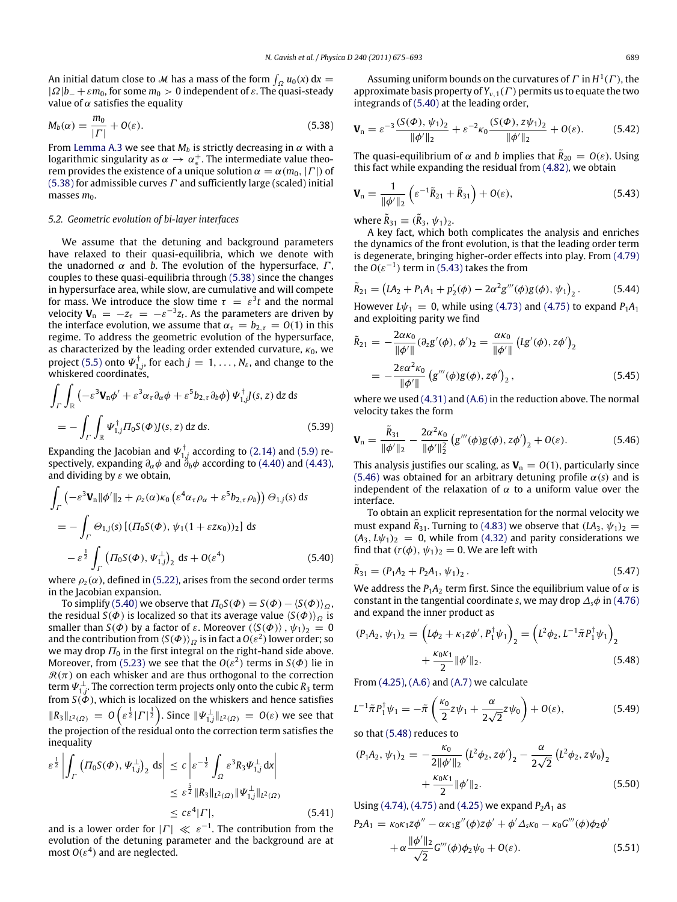An initial datum close to $\mathcal{M}$ has a mass of the form $\int_\Omega u_0(x)\,dx = |\Omega|b_- + \varepsilon m_0$, for some $m_0 > 0$ independent of $\varepsilon$. The quasi-steady value of $\alpha$ satisfies the equality

$$M_b(\alpha) = \frac{m_0}{|\Gamma|} + O(\varepsilon). \tag{5.38}$$

From Lemma A.3 we see that $M_b$ is strictly decreasing in $\alpha$ with a logarithmic singularity as $\alpha \to \alpha_*^+$. The intermediate value theorem provides the existence of a unique solution $\alpha = \alpha(m_0, |\Gamma|)$ of (5.38) for admissible curves $\Gamma$ and sufficiently large (scaled) initial masses $m_0$.

### 5.2. Geometric evolution of bi-layer interfaces

We assume that the detuning and background parameters have relaxed to their quasi-equilibria, which we denote with the unadorned $\alpha$ and $b$. The evolution of the hypersurface, $\Gamma$, couples to these quasi-equilibria through (5.38) since the changes in hypersurface area, while slow, are cumulative and will compete for mass. We introduce the slow time $\tau = \varepsilon^3 t$ and the normal velocity $\mathbf{V}_n = -z_\tau = -\varepsilon^{-3} z_t$. As the parameters are driven by the interface evolution, we assume that $\alpha_\tau = b_{2,\tau} = O(1)$ in this regime. To address the geometric evolution of the hypersurface, as characterized by the leading order extended curvature, $\kappa_0$, we project (5.5) onto $\Psi_{1,j}^\dagger$, for each $j = 1, \ldots, N_\varepsilon$, and change to the whiskered coordinates,

$$\begin{aligned}
&\int_\Gamma \int_{\mathbb{R}} \left(-\varepsilon^3 \mathbf{V}_n \phi' + \varepsilon^3 \alpha_\tau \partial_\alpha \phi + \varepsilon^5 b_{2,\tau} \partial_b \phi\right) \Psi_{1,j}^\dagger J(s,z)\,dz\,ds \\
&= -\int_\Gamma \int_{\mathbb{R}} \Psi_{1,j}^\dagger \Pi_0 S(\Phi) J(s,z)\,dz\,ds.
\end{aligned} \tag{5.39}$$

Expanding the Jacobian and $\Psi_{1,j}^\dagger$ according to (2.14) and (5.9) respectively, expanding $\partial_\alpha \phi$ and $\partial_b \phi$ according to (4.40) and (4.43), and dividing by $\varepsilon$ we obtain,

$$\begin{aligned}
&\int_\Gamma \left(-\varepsilon^3 \mathbf{V}_n \|\phi'\|_2 + \rho_z(\alpha)\kappa_0 \left(\varepsilon^4 \alpha_\tau \rho_\alpha + \varepsilon^5 b_{2,\tau}\rho_b\right)\right)\Theta_{1,j}(s)\,ds \\
&= -\int_\Gamma \Theta_{1,j}(s)\left[(\Pi_0 S(\Phi), \psi_1(1+\varepsilon z\kappa_0))_2\right]\,ds \\
&\quad - \varepsilon^{\frac{1}{2}} \int_\Gamma \left(\Pi_0 S(\Phi), \Psi_{1,j}^\perp\right)_2\,ds + O(\varepsilon^4)
\end{aligned} \tag{5.40}$$

where $\rho_z(\alpha)$, defined in (5.22), arises from the second order terms in the Jacobian expansion.

To simplify (5.40) we observe that $\Pi_0 S(\Phi) = S(\Phi) - \langle S(\Phi)\rangle_\Omega$, the residual $S(\Phi)$ is localized so that its average value $\langle S(\Phi)\rangle_\Omega$ is smaller than $S(\Phi)$ by a factor of $\varepsilon$. Moreover $(\langle S(\Phi)\rangle, \psi_1)_2 = 0$ and the contribution from $\langle S(\Phi)\rangle_\Omega$ is in fact a $O(\varepsilon^2)$ lower order; so we may drop $\Pi_0$ in the first integral on the right-hand side above. Moreover, from (5.23) we see that the $O(\varepsilon^2)$ terms in $S(\Phi)$ lie in $\mathcal{R}(\pi)$ on each whisker and are thus orthogonal to the correction term $\Psi_{1,j}^\perp$. The correction term projects only onto the cubic $R_3$ term from $S(\Phi)$, which is localized on the whiskers and hence satisfies $\|R_3\|_{L^2(\Omega)} = O\left(\varepsilon^{\frac{1}{2}}|\Gamma|^{\frac{1}{2}}\right)$. Since $\|\Psi_{1,j}^\perp\|_{L^2(\Omega)} = O(\varepsilon)$ we see that the projection of the residual onto the correction term satisfies the inequality

$$\begin{aligned}
\varepsilon^{\frac{1}{2}} \left|\int_\Gamma \left(\Pi_0 S(\Phi), \Psi_{1,j}^\perp\right)_2\,ds\right| &\le c\left|\varepsilon^{-\frac{1}{2}} \int_\Omega \varepsilon^3 R_3 \Psi_{1,j}^\perp\,dx\right| \\
&\le \varepsilon^{\frac{5}{2}} \|R_3\|_{L^2(\Omega)} \|\Psi_{1,j}^\perp\|_{L^2(\Omega)} \\
&\le c\varepsilon^4 |\Gamma|,
\end{aligned} \tag{5.41}$$

and is a lower order for $|\Gamma| \ll \varepsilon^{-1}$. The contribution from the evolution of the detuning parameter and the background are at most $O(\varepsilon^4)$ and are neglected.

Assuming uniform bounds on the curvatures of $\Gamma$ in $H^1(\Gamma)$, the approximate basis property of $Y_{\nu,1}(\Gamma)$ permits us to equate the two integrands of (5.40) at the leading order,

$$\mathbf{V}_n = \varepsilon^{-3}\frac{(S(\Phi), \psi_1)_2}{\|\phi'\|_2} + \varepsilon^{-2}\kappa_0 \frac{(S(\Phi), z\psi_1)_2}{\|\phi'\|_2} + O(\varepsilon). \tag{5.42}$$

The quasi-equilibrium of $\alpha$ and $b$ implies that $\tilde{R}_{20} = O(\varepsilon)$. Using this fact while expanding the residual from (4.82), we obtain

$$\mathbf{V}_n = \frac{1}{\|\phi'\|_2}\left(\varepsilon^{-1}\tilde{R}_{21} + \tilde{R}_{31}\right) + O(\varepsilon), \tag{5.43}$$

where $\tilde{R}_{31} \equiv (\tilde{R}_3, \psi_1)_2$.

A key fact, which both complicates the analysis and enriches the dynamics of the front evolution, is that the leading order term is degenerate, bringing higher-order effects into play. From (4.79) the $O(\varepsilon^{-1})$ term in (5.43) takes the from

$$\tilde{R}_{21} = \left(LA_2 + P_1 A_1 + p_2'(\phi) - 2\alpha^2 g'''(\phi)g(\phi), \psi_1\right)_2. \tag{5.44}$$

However $L\psi_1 = 0$, while using (4.73) and (4.75) to expand $P_1 A_1$ and exploiting parity we find

$$\begin{aligned}
\tilde{R}_{21} &= -\frac{2\alpha\kappa_0}{\|\phi'\|}(\partial_z g'(\phi), \phi')_2 = \frac{\alpha\kappa_0}{\|\phi'\|}\left(Lg'(\phi), z\phi'\right)_2 \\
&= -\frac{2\varepsilon\alpha^2\kappa_0}{\|\phi'\|}\left(g'''(\phi)g(\phi), z\phi'\right)_2,
\end{aligned} \tag{5.45}$$

where we used (4.31) and (A.6) in the reduction above. The normal velocity takes the form

$$\mathbf{V}_n = \frac{\tilde{R}_{31}}{\|\phi'\|_2} - \frac{2\alpha^2\kappa_0}{\|\phi'\|_2^2}\left(g'''(\phi)g(\phi), z\phi'\right)_2 + O(\varepsilon). \tag{5.46}$$

This analysis justifies our scaling, as $\mathbf{V}_n = O(1)$, particularly since (5.46) was obtained for an arbitrary detuning profile $\alpha(s)$ and is independent of the relaxation of $\alpha$ to a uniform value over the interface.

To obtain an explicit representation for the normal velocity we must expand $\tilde{R}_{31}$. Turning to (4.83) we observe that $(LA_3, \psi_1)_2 = (A_3, L\psi_1)_2 = 0$, while from (4.32) and parity considerations we find that $(r(\phi), \psi_1)_2 = 0$. We are left with

$$\tilde{R}_{31} = (P_1 A_2 + P_2 A_1, \psi_1)_2. \tag{5.47}$$

We address the $P_1 A_2$ term first. Since the equilibrium value of $\alpha$ is constant in the tangential coordinate $s$, we may drop $\Delta_s \phi$ in (4.76) and expand the inner product as

$$\begin{aligned}
(P_1 A_2, \psi_1)_2 &= \left(L\phi_2 + \kappa_1 z\phi', P_1^\dagger \psi_1\right)_2 = \left(L^2\phi_2, L^{-1}\tilde{\pi} P_1^\dagger \psi_1\right)_2 \\
&\quad + \frac{\kappa_0\kappa_1}{2}\|\phi'\|_2.
\end{aligned} \tag{5.48}$$

From (4.25), (A.6) and (A.7) we calculate

$$L^{-1}\tilde{\pi} P_1^\dagger \psi_1 = -\tilde{\pi}\left(\frac{\kappa_0}{2} z\psi_1 + \frac{\alpha}{2\sqrt{2}} z\psi_0\right) + O(\varepsilon), \tag{5.49}$$

so that (5.48) reduces to

$$\begin{aligned}
(P_1 A_2, \psi_1)_2 &= -\frac{\kappa_0}{2\|\phi'\|_2}\left(L^2\phi_2, z\phi'\right)_2 - \frac{\alpha}{2\sqrt{2}}\left(L^2\phi_2, z\psi_0\right)_2 \\
&\quad + \frac{\kappa_0\kappa_1}{2}\|\phi'\|_2.
\end{aligned} \tag{5.50}$$

Using (4.74), (4.75) and (4.25) we expand $P_2 A_1$ as

$$\begin{aligned}
P_2 A_1 &= \kappa_0\kappa_1 z\phi'' - \alpha\kappa_1 g''(\phi) z\phi' + \phi'\Delta_s\kappa_0 - \kappa_0 G'''(\phi)\phi_2\phi' \\
&\quad + \alpha\frac{\|\phi'\|_2}{\sqrt{2}} G'''(\phi)\phi_2\psi_0 + O(\varepsilon).
\end{aligned} \tag{5.51}$$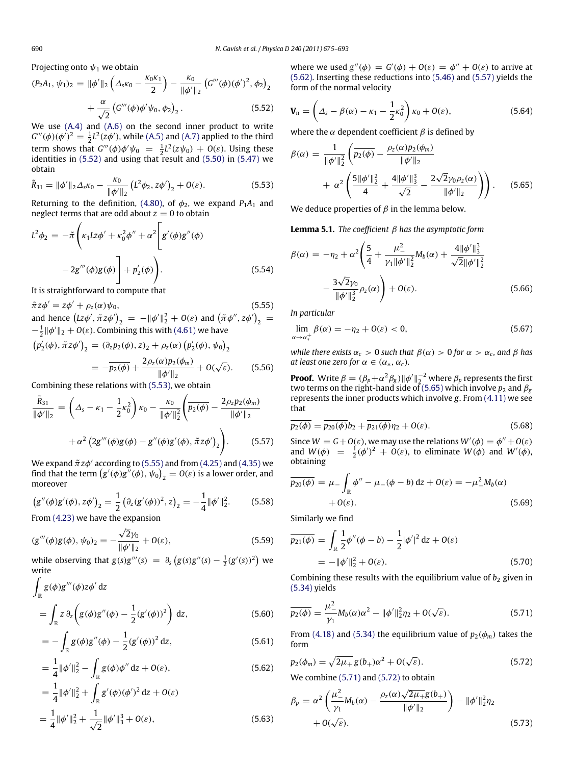Projecting onto $\psi_1$ we obtain

$$(P_2 A_1, \psi_1)_2 = \|\phi'\|_2 \left(\Delta_s \kappa_0 - \frac{\kappa_0 \kappa_1}{2}\right) - \frac{\kappa_0}{\|\phi'\|_2} \left(G'''(\phi)(\phi')^2, \phi_2\right)_2 + \frac{\alpha}{\sqrt{2}} \left(G'''(\phi)\phi'\psi_0, \phi_2\right)_2. \tag{5.52}$$

We use (A.4) and (A.6) on the second inner product to write $G'''(\phi)(\phi')^2 = \frac{1}{2}L^2(z\phi')$, while (A.5) and (A.7) applied to the third term shows that $G'''(\phi)\phi'\psi_0 = \frac{1}{2}L^2(z\psi_0) + O(\varepsilon)$. Using these identities in (5.52) and using that result and (5.50) in (5.47) we obtain

$$\tilde{R}_{31} = \|\phi'\|_2 \Delta_s \kappa_0 - \frac{\kappa_0}{\|\phi'\|_2} \left(L^2\phi_2, z\phi'\right)_2 + O(\varepsilon). \tag{5.53}$$

Returning to the definition, (4.80), of $\phi_2$, we expand $P_1 A_1$ and neglect terms that are odd about $z = 0$ to obtain

$$L^2\phi_2 = -\tilde{\pi}\left(\kappa_1 L z\phi' + \kappa_0^2\phi'' + \alpha^2\left[g'(\phi)g''(\phi) - 2g'''(\phi)g(\phi)\right] + p_2'(\phi)\right). \tag{5.54}$$

It is straightforward to compute that

$$\tilde{\pi} z\phi' = z\phi' + \rho_z(\alpha)\psi_0, \tag{5.55}$$

and hence $\left(Lz\phi', \tilde{\pi} z\phi'\right)_2 = -\|\phi'\|_2^2 + O(\varepsilon)$ and $\left(\tilde{\pi}\phi'', z\phi'\right)_2 = -\frac{1}{2}\|\phi'\|_2 + O(\varepsilon)$. Combining this with (4.61) we have

$$\left(p_2'(\phi), \tilde{\pi} z\phi'\right)_2 = \left(\partial_z p_2(\phi), z\right)_2 + \rho_z(\alpha)\left(p_2'(\phi), \psi_0\right)_2 = -\overline{p_2(\phi)} + \frac{2\rho_z(\alpha)p_2(\phi_m)}{\|\phi'\|_2} + O(\sqrt{\varepsilon}). \tag{5.56}$$

Combining these relations with (5.53), we obtain

$$\frac{\tilde{R}_{31}}{\|\phi'\|_2} = \left(\Delta_s - \kappa_1 - \frac{1}{2}\kappa_0^2\right)\kappa_0 - \frac{\kappa_0}{\|\phi'\|_2^2}\left(\overline{p_2(\phi)} - \frac{2\rho_z p_2(\phi_m)}{\|\phi'\|_2} + \alpha^2\left(2g'''(\phi)g(\phi) - g''(\phi)g'(\phi), \tilde{\pi} z\phi'\right)_2\right). \tag{5.57}$$

We expand $\tilde{\pi} z\phi'$ according to (5.55) and from (4.25) and (4.35) we find that the term $\left(g'(\phi)g''(\phi), \psi_0\right)_2 = O(\varepsilon)$ is a lower order, and moreover

$$\left(g''(\phi)g'(\phi), z\phi'\right)_2 = \frac{1}{2}\left(\partial_z(g'(\phi))^2, z\right)_2 = -\frac{1}{4}\|\phi'\|_2^2. \tag{5.58}$$

From (4.23) we have the expansion

$$(g'''(\phi)g(\phi), \psi_0)_2 = -\frac{\sqrt{2}\gamma_0}{\|\phi'\|_2} + O(\varepsilon), \tag{5.59}$$

while observing that $g(s)g'''(s) = \partial_s\left(g(s)g''(s) - \frac{1}{2}(g'(s))^2\right)$ we write

$$\int_{\mathbb{R}} g(\phi)g'''(\phi)z\phi'\,\mathrm{d}z = \int_{\mathbb{R}} z\,\partial_z\left(g(\phi)g''(\phi) - \frac{1}{2}(g'(\phi))^2\right)\,\mathrm{d}z, \tag{5.60}$$

$$= -\int_{\mathbb{R}} g(\phi)g''(\phi) - \frac{1}{2}(g'(\phi))^2\,\mathrm{d}z, \tag{5.61}$$

$$= \frac{1}{4}\|\phi'\|_2^2 - \int_{\mathbb{R}} g(\phi)\phi''\,\mathrm{d}z + O(\varepsilon), \tag{5.62}$$

$$= \frac{1}{4}\|\phi'\|_2^2 + \int_{\mathbb{R}} g'(\phi)(\phi')^2\,\mathrm{d}z + O(\varepsilon)$$

$$= \frac{1}{4}\|\phi'\|_2^2 + \frac{1}{\sqrt{2}}\|\phi'\|_3^3 + O(\varepsilon), \tag{5.63}$$

where we used $g''(\phi) = G'(\phi) + O(\varepsilon) = \phi'' + O(\varepsilon)$ to arrive at (5.62). Inserting these reductions into (5.46) and (5.57) yields the form of the normal velocity

$$\mathbf{V}_n = \left(\Delta_s - \beta(\alpha) - \kappa_1 - \frac{1}{2}\kappa_0^2\right)\kappa_0 + O(\varepsilon), \tag{5.64}$$

where the $\alpha$ dependent coefficient $\beta$ is defined by

$$\beta(\alpha) = \frac{1}{\|\phi'\|_2^2}\left(\overline{p_2(\phi)} - \frac{\rho_z(\alpha)p_2(\phi_m)}{\|\phi'\|_2} + \alpha^2\left(\frac{5\|\phi'\|_2^2}{4} + \frac{4\|\phi'\|_3^3}{\sqrt{2}} - \frac{2\sqrt{2}\gamma_0\rho_z(\alpha)}{\|\phi'\|_2}\right)\right). \tag{5.65}$$

We deduce properties of $\beta$ in the lemma below.

**Lemma 5.1.** *The coefficient $\beta$ has the asymptotic form*

$$\beta(\alpha) = -\eta_2 + \alpha^2\left(\frac{5}{4} + \frac{\mu_-^2}{\gamma_1\|\phi'\|_2^2}M_b(\alpha) + \frac{4\|\phi'\|_3^3}{\sqrt{2}\|\phi'\|_2^2} - \frac{3\sqrt{2}\gamma_0}{\|\phi'\|_2^3}\rho_z(\alpha)\right) + O(\varepsilon). \tag{5.66}$$

*In particular*

$$\lim_{\alpha\to\alpha_*^+}\beta(\alpha) = -\eta_2 + O(\varepsilon) < 0, \tag{5.67}$$

*while there exists $\alpha_c > 0$ such that $\beta(\alpha) > 0$ for $\alpha > \alpha_c$, and $\beta$ has at least one zero for $\alpha \in (\alpha_*, \alpha_c)$.*

**Proof.** Write $\beta = (\beta_p + \alpha^2\beta_g)\|\phi'\|_2^{-2}$ where $\beta_p$ represents the first two terms on the right-hand side of (5.65) which involve $p_2$ and $\beta_g$ represents the inner products which involve $g$. From (4.11) we see that

$$\overline{p_2(\phi)} = \overline{p_{20}(\phi)}b_2 + \overline{p_{21}(\phi)}\eta_2 + O(\varepsilon). \tag{5.68}$$

Since $W = G + O(\varepsilon)$, we may use the relations $W'(\phi) = \phi'' + O(\varepsilon)$ and $W(\phi) = \frac{1}{2}(\phi')^2 + O(\varepsilon)$, to eliminate $W(\phi)$ and $W'(\phi)$, obtaining

$$\overline{p_{20}(\phi)} = \mu_-\int_{\mathbb{R}}\phi'' - \mu_-(\phi - b)\,\mathrm{d}z + O(\varepsilon) = -\mu_-^2 M_b(\alpha) + O(\varepsilon). \tag{5.69}$$

Similarly we find

$$\overline{p_{21}(\phi)} = \int_{\mathbb{R}}\frac{1}{2}\phi''(\phi - b) - \frac{1}{2}|\phi'|^2\,\mathrm{d}z + O(\varepsilon) = -\|\phi'\|_2^2 + O(\varepsilon). \tag{5.70}$$

Combining these results with the equilibrium value of $b_2$ given in (5.34) yields

$$\overline{p_2(\phi)} = \frac{\mu_-^2}{\gamma_1}M_b(\alpha)\alpha^2 - \|\phi'\|_2^2\eta_2 + O(\sqrt{\varepsilon}). \tag{5.71}$$

From (4.18) and (5.34) the equilibrium value of $p_2(\phi_m)$ takes the form

$$p_2(\phi_m) = \sqrt{2\mu_+}\,g(b_+)\alpha^2 + O(\sqrt{\varepsilon}). \tag{5.72}$$

We combine (5.71) and (5.72) to obtain

$$\beta_p = \alpha^2\left(\frac{\mu_-^2}{\gamma_1}M_b(\alpha) - \frac{\rho_z(\alpha)\sqrt{2\mu_+}g(b_+)}{\|\phi'\|_2}\right) - \|\phi'\|_2^2\eta_2 + O(\sqrt{\varepsilon}). \tag{5.73}$$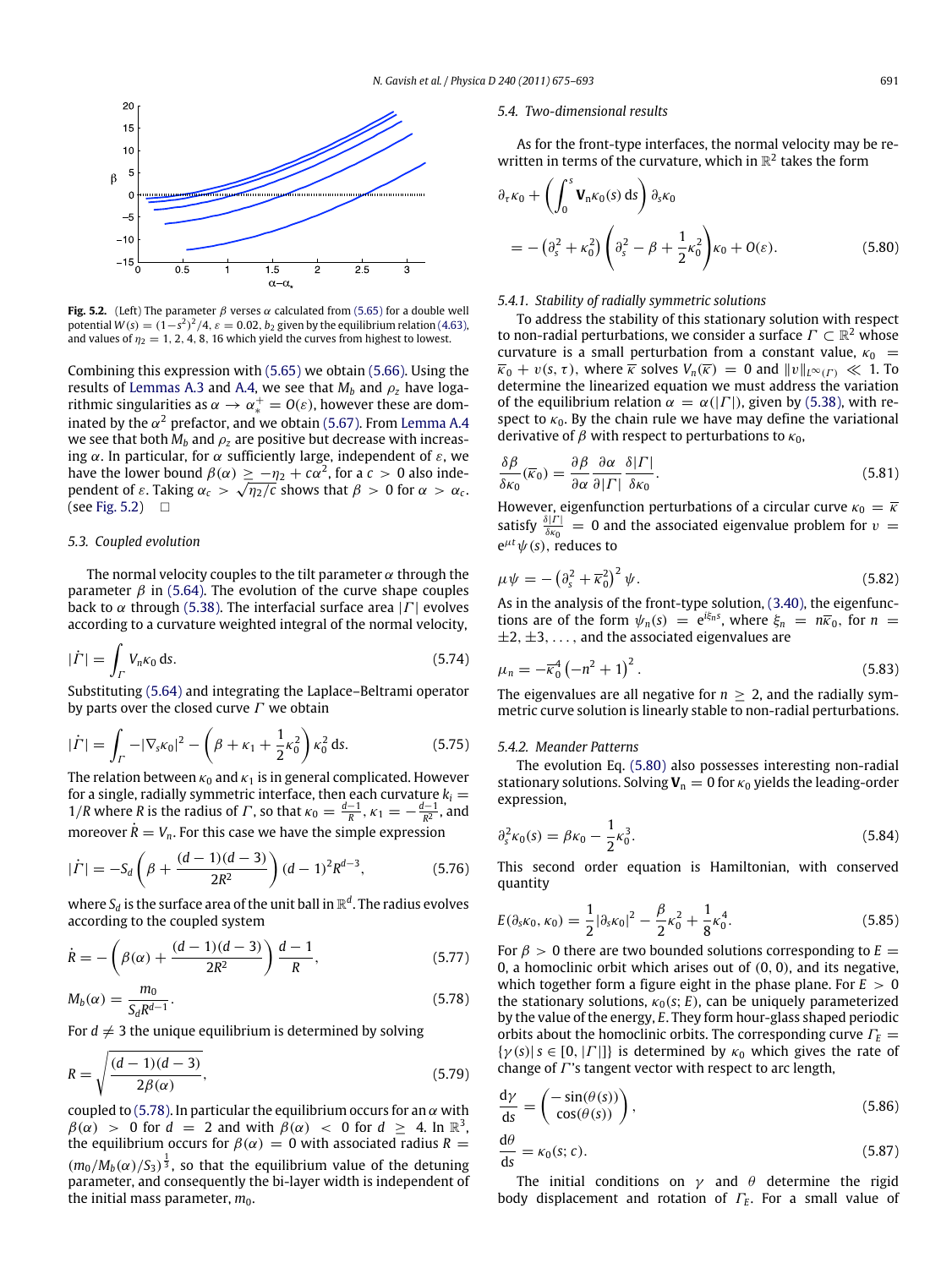**Fig. 5.2.** (Left) The parameter $\beta$ verses $\alpha$ calculated from (5.65) for a double well potential $W(s) = (1-s^2)^2/4$, $\varepsilon = 0.02$, $b_2$ given by the equilibrium relation (4.63), and values of $\eta_2 = 1, 2, 4, 8, 16$ which yield the curves from highest to lowest.

Combining this expression with (5.65) we obtain (5.66). Using the results of Lemmas A.3 and A.4, we see that $M_b$ and $\rho_z$ have logarithmic singularities as $\alpha \to \alpha_*^+ = O(\varepsilon)$, however these are dominated by the $\alpha^2$ prefactor, and we obtain (5.67). From Lemma A.4 we see that both $M_b$ and $\rho_z$ are positive but decrease with increasing $\alpha$. In particular, for $\alpha$ sufficiently large, independent of $\varepsilon$, we have the lower bound $\beta(\alpha) \geq -\eta_2 + c\alpha^2$, for a $c > 0$ also independent of $\varepsilon$. Taking $\alpha_c > \sqrt{\eta_2/c}$ shows that $\beta > 0$ for $\alpha > \alpha_c$. (see Fig. 5.2) $\square$

### 5.3. Coupled evolution

The normal velocity couples to the tilt parameter $\alpha$ through the parameter $\beta$ in (5.64). The evolution of the curve shape couples back to $\alpha$ through (5.38). The interfacial surface area $|\Gamma|$ evolves according to a curvature weighted integral of the normal velocity,

$$|\dot{\Gamma}| = \int_\Gamma V_n \kappa_0 \, ds. \tag{5.74}$$

Substituting (5.64) and integrating the Laplace–Beltrami operator by parts over the closed curve $\Gamma$ we obtain

$$|\dot{\Gamma}| = \int_\Gamma -|\nabla_s \kappa_0|^2 - \left(\beta + \kappa_1 + \frac{1}{2}\kappa_0^2\right)\kappa_0^2 \, ds. \tag{5.75}$$

The relation between $\kappa_0$ and $\kappa_1$ is in general complicated. However for a single, radially symmetric interface, then each curvature $k_i = 1/R$ where $R$ is the radius of $\Gamma$, so that $\kappa_0 = \frac{d-1}{R}$, $\kappa_1 = -\frac{d-1}{R^2}$, and moreover $\dot{R} = V_n$. For this case we have the simple expression

$$|\dot{\Gamma}| = -S_d\left(\beta + \frac{(d-1)(d-3)}{2R^2}\right)(d-1)^2 R^{d-3}, \tag{5.76}$$

where $S_d$ is the surface area of the unit ball in $\mathbb{R}^d$. The radius evolves according to the coupled system

$$\dot{R} = -\left(\beta(\alpha) + \frac{(d-1)(d-3)}{2R^2}\right)\frac{d-1}{R}, \tag{5.77}$$

$$M_b(\alpha) = \frac{m_0}{S_d R^{d-1}}. \tag{5.78}$$

For $d \neq 3$ the unique equilibrium is determined by solving

$$R = \sqrt{\frac{(d-1)(d-3)}{2\beta(\alpha)}}, \tag{5.79}$$

coupled to (5.78). In particular the equilibrium occurs for an $\alpha$ with $\beta(\alpha) > 0$ for $d = 2$ and with $\beta(\alpha) < 0$ for $d \geq 4$. In $\mathbb{R}^3$, the equilibrium occurs for $\beta(\alpha) = 0$ with associated radius $R = (m_0/M_b(\alpha)/S_3)^{\frac{1}{3}}$, so that the equilibrium value of the detuning parameter, and consequently the bi-layer width is independent of the initial mass parameter, $m_0$.

### 5.4. Two-dimensional results

As for the front-type interfaces, the normal velocity may be rewritten in terms of the curvature, which in $\mathbb{R}^2$ takes the form

$$\partial_\tau \kappa_0 + \left(\int_0^s \mathbf{V}_n \kappa_0(s)\, ds\right)\partial_s \kappa_0 = -\left(\partial_s^2 + \kappa_0^2\right)\left(\partial_s^2 - \beta + \frac{1}{2}\kappa_0^2\right)\kappa_0 + O(\varepsilon). \tag{5.80}$$

#### 5.4.1. Stability of radially symmetric solutions

To address the stability of this stationary solution with respect to non-radial perturbations, we consider a surface $\Gamma \subset \mathbb{R}^2$ whose curvature is a small perturbation from a constant value, $\kappa_0 = \overline{\kappa}_0 + v(s,\tau)$, where $\overline{\kappa}$ solves $V_n(\overline{\kappa}) = 0$ and $\|v\|_{L^\infty(\Gamma)} \ll 1$. To determine the linearized equation we must address the variation of the equilibrium relation $\alpha = \alpha(|\Gamma|)$, given by (5.38), with respect to $\kappa_0$. By the chain rule we have may define the variational derivative of $\beta$ with respect to perturbations to $\kappa_0$,

$$\frac{\delta\beta}{\delta\kappa_0}(\overline{\kappa}_0) = \frac{\partial\beta}{\partial\alpha}\frac{\partial\alpha}{\partial|\Gamma|}\frac{\delta|\Gamma|}{\delta\kappa_0}. \tag{5.81}$$

However, eigenfunction perturbations of a circular curve $\kappa_0 = \overline{\kappa}$ satisfy $\frac{\delta|\Gamma|}{\delta\kappa_0} = 0$ and the associated eigenvalue problem for $v = e^{\mu t}\psi(s)$, reduces to

$$\mu\psi = -\left(\partial_s^2 + \overline{\kappa}_0^2\right)^2 \psi. \tag{5.82}$$

As in the analysis of the front-type solution, (3.40), the eigenfunctions are of the form $\psi_n(s) = e^{i\xi_n s}$, where $\xi_n = n\overline{\kappa}_0$, for $n = \pm 2, \pm 3, \ldots$, and the associated eigenvalues are

$$\mu_n = -\overline{\kappa}_0^4\left(-n^2 + 1\right)^2. \tag{5.83}$$

The eigenvalues are all negative for $n \geq 2$, and the radially symmetric curve solution is linearly stable to non-radial perturbations.

#### 5.4.2. Meander Patterns

The evolution Eq. (5.80) also possesses interesting non-radial stationary solutions. Solving $\mathbf{V}_n = 0$ for $\kappa_0$ yields the leading-order expression,

$$\partial_s^2 \kappa_0(s) = \beta\kappa_0 - \frac{1}{2}\kappa_0^3. \tag{5.84}$$

This second order equation is Hamiltonian, with conserved quantity

$$E(\partial_s\kappa_0, \kappa_0) = \frac{1}{2}|\partial_s\kappa_0|^2 - \frac{\beta}{2}\kappa_0^2 + \frac{1}{8}\kappa_0^4. \tag{5.85}$$

For $\beta > 0$ there are two bounded solutions corresponding to $E = 0$, a homoclinic orbit which arises out of $(0, 0)$, and its negative, which together form a figure eight in the phase plane. For $E > 0$ the stationary solutions, $\kappa_0(s; E)$, can be uniquely parameterized by the value of the energy, $E$. They form hour-glass shaped periodic orbits about the homoclinic orbits. The corresponding curve $\Gamma_E = \{\gamma(s) | s \in [0, |\Gamma|]\}$ is determined by $\kappa_0$ which gives the rate of change of $\Gamma$'s tangent vector with respect to arc length,

$$\frac{d\gamma}{ds} = \begin{pmatrix} -\sin(\theta(s)) \\ \cos(\theta(s)) \end{pmatrix}, \tag{5.86}$$

$$\frac{d\theta}{ds} = \kappa_0(s; c). \tag{5.87}$$

The initial conditions on $\gamma$ and $\theta$ determine the rigid body displacement and rotation of $\Gamma_E$. For a small value of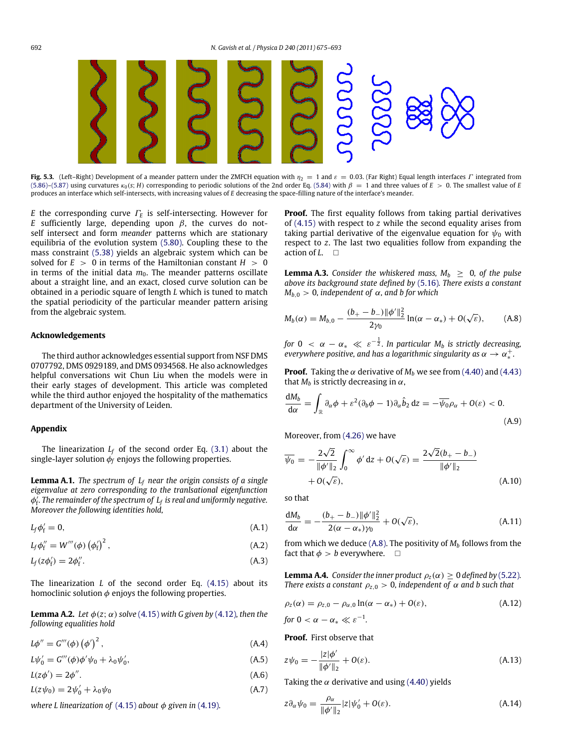**Fig. 5.3.** (Left–Right) Development of a meander pattern under the ZMFCH equation with $\eta_2 = 1$ and $\varepsilon = 0.03$. (Far Right) Equal length interfaces $\Gamma$ integrated from (5.86)–(5.87) using curvatures $\kappa_0(s; H)$ corresponding to periodic solutions of the 2nd order Eq. (5.84) with $\beta = 1$ and three values of $E > 0$. The smallest value of $E$ produces an interface which self-intersects, with increasing values of $E$ decreasing the space-filling nature of the interface's meander.

$E$ the corresponding curve $\Gamma_E$ is self-intersecting. However for $E$ sufficiently large, depending upon $\beta$, the curves do not-self intersect and form *meander* patterns which are stationary equilibria of the evolution system (5.80). Coupling these to the mass constraint (5.38) yields an algebraic system which can be solved for $E > 0$ in terms of the Hamiltonian constant $H > 0$ in terms of the initial data $m_0$. The meander patterns oscillate about a straight line, and an exact, closed curve solution can be obtained in a periodic square of length $L$ which is tuned to match the spatial periodicity of the particular meander pattern arising from the algebraic system.

## Acknowledgements

The third author acknowledges essential support from NSF DMS 0707792, DMS 0929189, and DMS 0934568. He also acknowledges helpful conversations wit Chun Liu when the models were in their early stages of development. This article was completed while the third author enjoyed the hospitality of the mathematics department of the University of Leiden.

## Appendix

The linearization $L_f$ of the second order Eq. (3.1) about the single-layer solution $\phi_f$ enjoys the following properties.

**Lemma A.1.** *The spectrum of $L_f$ near the origin consists of a single eigenvalue at zero corresponding to the tranlsational eigenfunction $\phi_f'$. The remainder of the spectrum of $L_f$ is real and uniformly negative. Moreover the following identities hold,*

$$L_f \phi_f' = 0, \tag{A.1}$$

$$L_f \phi_f'' = W'''(\phi) \left(\phi_f'\right)^2, \tag{A.2}$$

$$L_f (z\phi_f') = 2\phi_f''. \tag{A.3}$$

The linearization $L$ of the second order Eq. (4.15) about its homoclinic solution $\phi$ enjoys the following properties.

**Lemma A.2.** *Let $\phi(z; \alpha)$ solve (4.15) with $G$ given by (4.12), then the following equalities hold*

$$L\phi'' = G'''(\phi) \left(\phi'\right)^2, \tag{A.4}$$

$$L\psi_0' = G'''(\phi)\phi'\psi_0 + \lambda_0\psi_0', \tag{A.5}$$

$$L(z\phi') = 2\phi''. \tag{A.6}$$

$$L(z\psi_0) = 2\psi_0' + \lambda_0\psi_0 \tag{A.7}$$

*where $L$ linearization of (4.15) about $\phi$ given in (4.19).*

**Proof.** The first equality follows from taking partial derivatives of (4.15) with respect to $z$ while the second equality arises from taking partial derivative of the eigenvalue equation for $\psi_0$ with respect to $z$. The last two equalities follow from expanding the action of $L$. □

**Lemma A.3.** *Consider the whiskered mass, $M_b \geq 0$, of the pulse above its background state defined by (5.16). There exists a constant $M_{b,0} > 0$, independent of $\alpha$, and $b$ for which*

$$M_b(\alpha) = M_{b,0} - \frac{(b_+ - b_-)\|\phi'\|_2^2}{2\gamma_0} \ln(\alpha - \alpha_*) + O(\sqrt{\varepsilon}), \tag{A.8}$$

*for $0 < \alpha - \alpha_* \ll \varepsilon^{-\frac{1}{2}}$. In particular $M_b$ is strictly decreasing, everywhere positive, and has a logarithmic singularity as $\alpha \to \alpha_*^+$.*

**Proof.** Taking the $\alpha$ derivative of $M_b$ we see from (4.40) and (4.43) that $M_b$ is strictly decreasing in $\alpha$,

$$\frac{\mathrm{d}M_b}{\mathrm{d}\alpha} = \int_{\mathbb{R}} \partial_\alpha \phi + \varepsilon^2(\partial_b\phi - 1)\partial_\alpha \hat{b}_2 \, \mathrm{d}z = -\overline{\psi_0}\rho_\alpha + O(\varepsilon) < 0. \tag{A.9}$$

Moreover, from (4.26) we have

$$\overline{\psi_0} = -\frac{2\sqrt{2}}{\|\phi'\|_2} \int_0^\infty \phi' \, \mathrm{d}z + O(\sqrt{\varepsilon}) = \frac{2\sqrt{2}(b_+ - b_-)}{\|\phi'\|_2} + O(\sqrt{\varepsilon}), \tag{A.10}$$

so that

$$\frac{\mathrm{d}M_b}{\mathrm{d}\alpha} = -\frac{(b_+ - b_-)\|\phi'\|_2^2}{2(\alpha - \alpha_*)\gamma_0} + O(\sqrt{\varepsilon}), \tag{A.11}$$

from which we deduce (A.8). The positivity of $M_b$ follows from the fact that $\phi > b$ everywhere. □

**Lemma A.4.** *Consider the inner product $\rho_z(\alpha) \geq 0$ defined by (5.22). There exists a constant $\rho_{z,0} > 0$, independent of $\alpha$ and $b$ such that*

$$\rho_z(\alpha) = \rho_{z,0} - \rho_{\alpha,0} \ln(\alpha - \alpha_*) + O(\varepsilon), \tag{A.12}$$

*for $0 < \alpha - \alpha_* \ll \varepsilon^{-1}$.*

**Proof.** First observe that

$$z\psi_0 = -\frac{|z|\phi'}{\|\phi'\|_2} + O(\varepsilon). \tag{A.13}$$

Taking the $\alpha$ derivative and using (4.40) yields

$$z\partial_\alpha \psi_0 = \frac{\rho_\alpha}{\|\phi'\|_2}|z|\psi_0' + O(\varepsilon). \tag{A.14}$$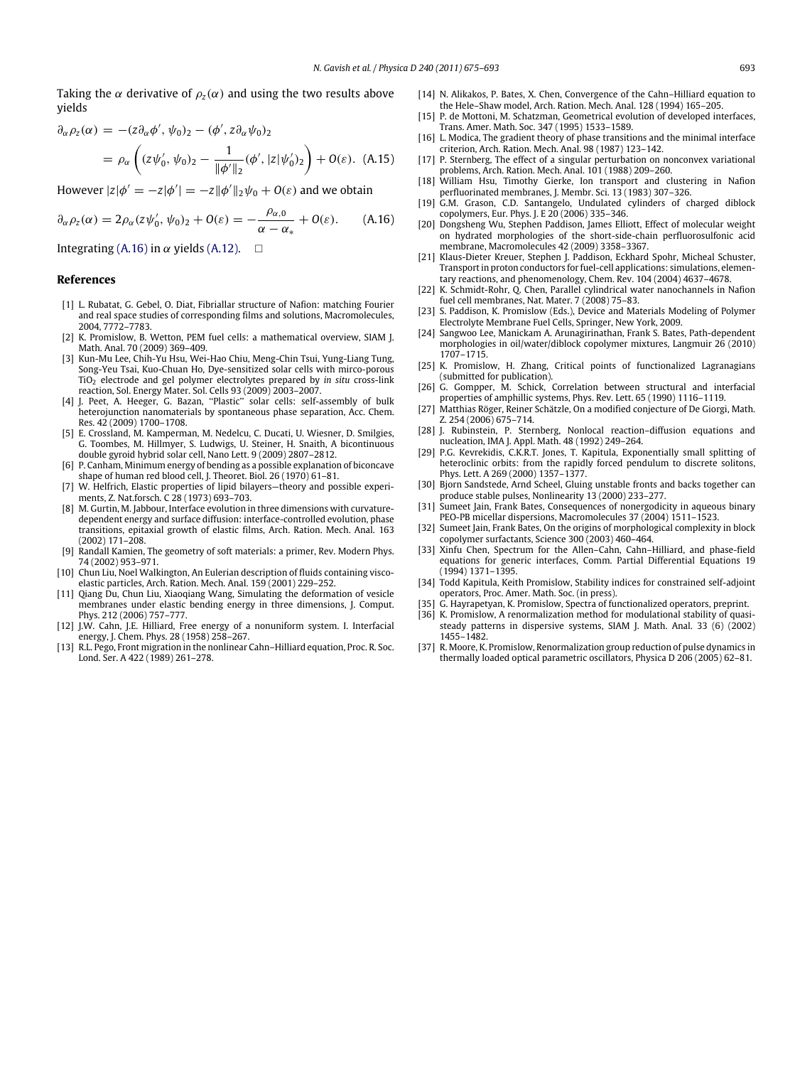Taking the $\alpha$ derivative of $\rho_z(\alpha)$ and using the two results above yields

$$\partial_\alpha \rho_z(\alpha) = -(z\partial_\alpha \phi', \psi_0)_2 - (\phi', z\partial_\alpha \psi_0)_2$$
$$= \rho_\alpha \left( (z\psi_0', \psi_0)_2 - \frac{1}{\|\phi'\|_2}(\phi', |z|\psi_0')_2 \right) + O(\varepsilon). \quad \text{(A.15)}$$

However $|z|\phi' = -z|\phi'| = -z\|\phi'\|_2\psi_0 + O(\varepsilon)$ and we obtain

$$\partial_\alpha \rho_z(\alpha) = 2\rho_\alpha (z\psi_0', \psi_0)_2 + O(\varepsilon) = -\frac{\rho_{\alpha,0}}{\alpha - \alpha_*} + O(\varepsilon). \quad \text{(A.16)}$$

Integrating (A.16) in $\alpha$ yields (A.12). □

## References

[1] L. Rubatat, G. Gebel, O. Diat, Fibriallar structure of Nafion: matching Fourier and real space studies of corresponding films and solutions, Macromolecules, 2004, 7772–7783.

[2] K. Promislow, B. Wetton, PEM fuel cells: a mathematical overview, SIAM J. Math. Anal. 70 (2009) 369–409.

[3] Kun-Mu Lee, Chih-Yu Hsu, Wei-Hao Chiu, Meng-Chin Tsui, Yung-Liang Tung, Song-Yeu Tsai, Kuo-Chuan Ho, Dye-sensitized solar cells with mirco-porous $TiO_2$ electrode and gel polymer electrolytes prepared by *in situ* cross-link reaction, Sol. Energy Mater. Sol. Cells 93 (2009) 2003–2007.

[4] J. Peet, A. Heeger, G. Bazan, ''Plastic'' solar cells: self-assembly of bulk heterojunction nanamaterials by spontaneous phase separation, Acc. Chem. Res. 42 (2009) 1700–1708.

[5] E. Crossland, M. Kamperman, M. Nedelcu, C. Ducati, U. Wiesner, D. Smilgies, G. Toombes, M. Hillmyer, S. Ludwigs, U. Steiner, H. Snaith, A bicontinuous double gyroid hybrid solar cell, Nano Lett. 9 (2009) 2807–2812.

[6] P. Canham, Minimum energy of bending as a possible explanation of biconcave shape of human red blood cell, J. Theoret. Biol. 26 (1970) 61–81.

[7] W. Helfrich, Elastic properties of lipid bilayers—theory and possible experiments, Z. Nat.forsch. C 28 (1973) 693–703.

[8] M. Gurtin, M. Jabbour, Interface evolution in three dimensions with curvature-dependent energy and surface diffusion: interface-controlled evolution, phase transitions, epitaxial growth of elastic films, Arch. Ration. Mech. Anal. 163 (2002) 171–208.

[9] Randall Kamien, The geometry of soft materials: a primer, Rev. Modern Phys. 74 (2002) 953–971.

[10] Chun Liu, Noel Walkington, An Eulerian description of fluids containing visco-elastic particles, Arch. Ration. Mech. Anal. 159 (2001) 229–252.

[11] Qiang Du, Chun Liu, Xiaoqiang Wang, Simulating the deformation of vesicle membranes under elastic bending energy in three dimensions, J. Comput. Phys. 212 (2006) 757–777.

[12] J.W. Cahn, J.E. Hilliard, Free energy of a nonuniform system. I. Interfacial energy, J. Chem. Phys. 28 (1958) 258–267.

[13] R.L. Pego, Front migration in the nonlinear Cahn–Hilliard equation, Proc. R. Soc. Lond. Ser. A 422 (1989) 261–278.

[14] N. Alikakos, P. Bates, X. Chen, Convergence of the Cahn–Hilliard equation to the Hele–Shaw model, Arch. Ration. Mech. Anal. 128 (1994) 165–205.

[15] P. de Mottoni, M. Schatzman, Geometrical evolution of developed interfaces, Trans. Amer. Math. Soc. 347 (1995) 1533–1589.

[16] L. Modica, The gradient theory of phase transitions and the minimal interface criterion, Arch. Ration. Mech. Anal. 98 (1987) 123–142.

[17] P. Sternberg, The effect of a singular perturbation on nonconvex variational problems, Arch. Ration. Mech. Anal. 101 (1988) 209–260.

[18] William Hsu, Timothy Gierke, Ion transport and clustering in Nafion perfluorinated membranes, J. Membr. Sci. 13 (1983) 307–326.

[19] G.M. Grason, C.D. Santangelo, Undulated cylinders of charged diblock copolymers, Eur. Phys. J. E 20 (2006) 335–346.

[20] Dongsheng Wu, Stephen Paddison, James Elliott, Effect of molecular weight on hydrated morphologies of the short-side-chain perfluorosulfonic acid membrane, Macromolecules 42 (2009) 3358–3367.

[21] Klaus-Dieter Kreuer, Stephen J. Paddison, Eckhard Spohr, Micheal Schuster, Transport in proton conductors for fuel-cell applications: simulations, elementary reactions, and phenomenology, Chem. Rev. 104 (2004) 4637–4678.

[22] K. Schmidt-Rohr, Q. Chen, Parallel cylindrical water nanochannels in Nafion fuel cell membranes, Nat. Mater. 7 (2008) 75–83.

[23] S. Paddison, K. Promislow (Eds.), Device and Materials Modeling of Polymer Electrolyte Membrane Fuel Cells, Springer, New York, 2009.

[24] Sangwoo Lee, Manickam A. Arunagirinathan, Frank S. Bates, Path-dependent morphologies in oil/water/diblock copolymer mixtures, Langmuir 26 (2010) 1707–1715.

[25] K. Promislow, H. Zhang, Critical points of functionalized Lagranagians (submitted for publication).

[26] G. Gompper, M. Schick, Correlation between structural and interfacial properties of amphillic systems, Phys. Rev. Lett. 65 (1990) 1116–1119.

[27] Matthias Röger, Reiner Schätzle, On a modified conjecture of De Giorgi, Math. Z. 254 (2006) 675–714.

[28] J. Rubinstein, P. Sternberg, Nonlocal reaction–diffusion equations and nucleation, IMA J. Appl. Math. 48 (1992) 249–264.

[29] P.G. Kevrekidis, C.K.R.T. Jones, T. Kapitula, Exponentially small splitting of heteroclinic orbits: from the rapidly forced pendulum to discrete solitons, Phys. Lett. A 269 (2000) 1357–1377.

[30] Bjorn Sandstede, Arnd Scheel, Gluing unstable fronts and backs together can produce stable pulses, Nonlinearity 13 (2000) 233–277.

[31] Sumeet Jain, Frank Bates, Consequences of nonergodicity in aqueous binary PEO-PB micellar dispersions, Macromolecules 37 (2004) 1511–1523.

[32] Sumeet Jain, Frank Bates, On the origins of morphological complexity in block copolymer surfactants, Science 300 (2003) 460–464.

[33] Xinfu Chen, Spectrum for the Allen–Cahn, Cahn–Hilliard, and phase-field equations for generic interfaces, Comm. Partial Differential Equations 19 (1994) 1371–1395.

[34] Todd Kapitula, Keith Promislow, Stability indices for constrained self-adjoint operators, Proc. Amer. Math. Soc. (in press).

[35] G. Hayrapetyan, K. Promislow, Spectra of functionalized operators, preprint.

[36] K. Promislow, A renormalization method for modulational stability of quasi-steady patterns in dispersive systems, SIAM J. Math. Anal. 33 (6) (2002) 1455–1482.

[37] R. Moore, K. Promislow, Renormalization group reduction of pulse dynamics in thermally loaded optical parametric oscillators, Physica D 206 (2005) 62–81.